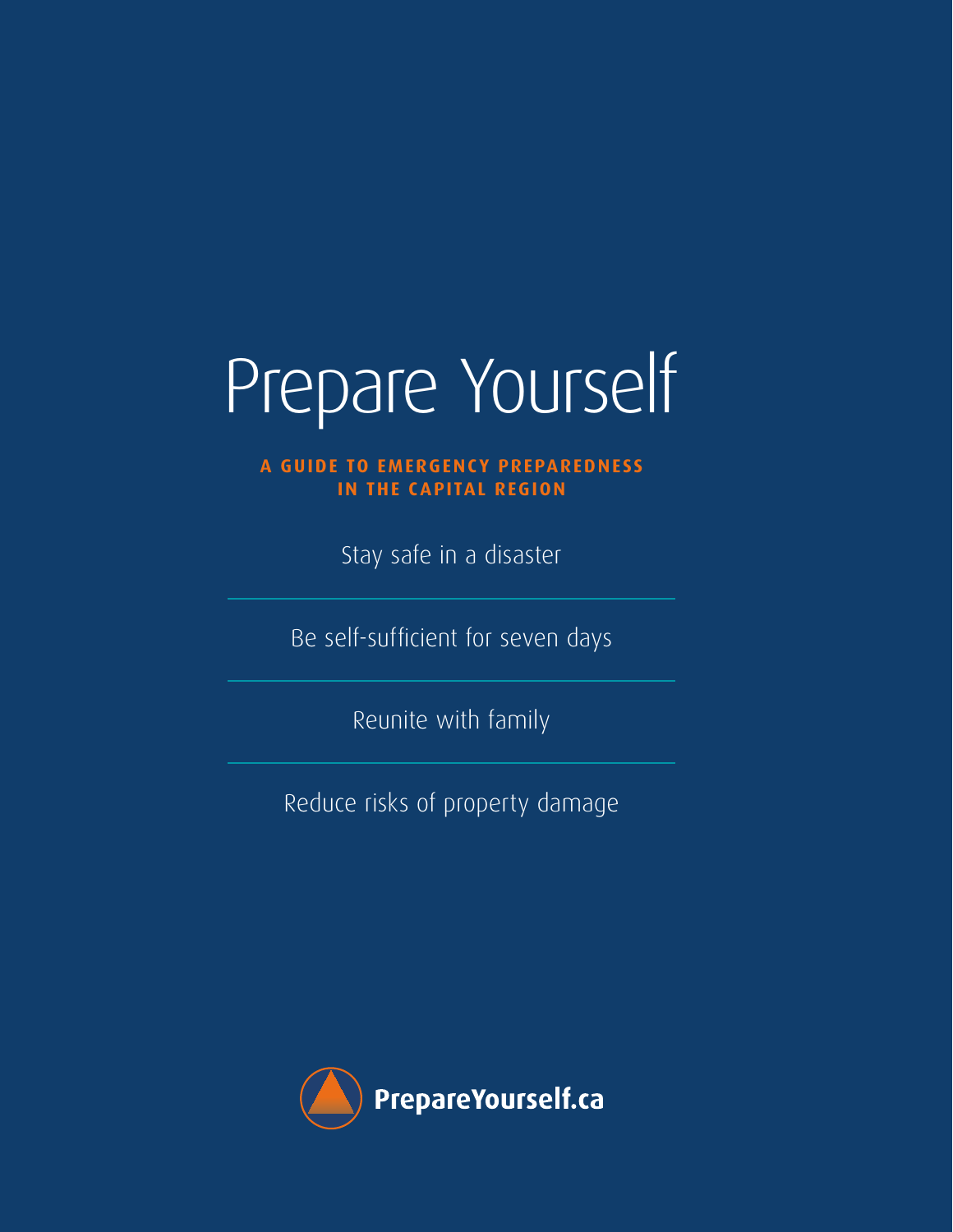# Prepare Yourself

**A GUIDE TO EMERGENCY PREPAREDNESS IN THE CAPITAL REGION**

Stay safe in a disaster

Be self-sufficient for seven days

Reunite with family

Reduce risks of property damage

**PrepareYourself.ca**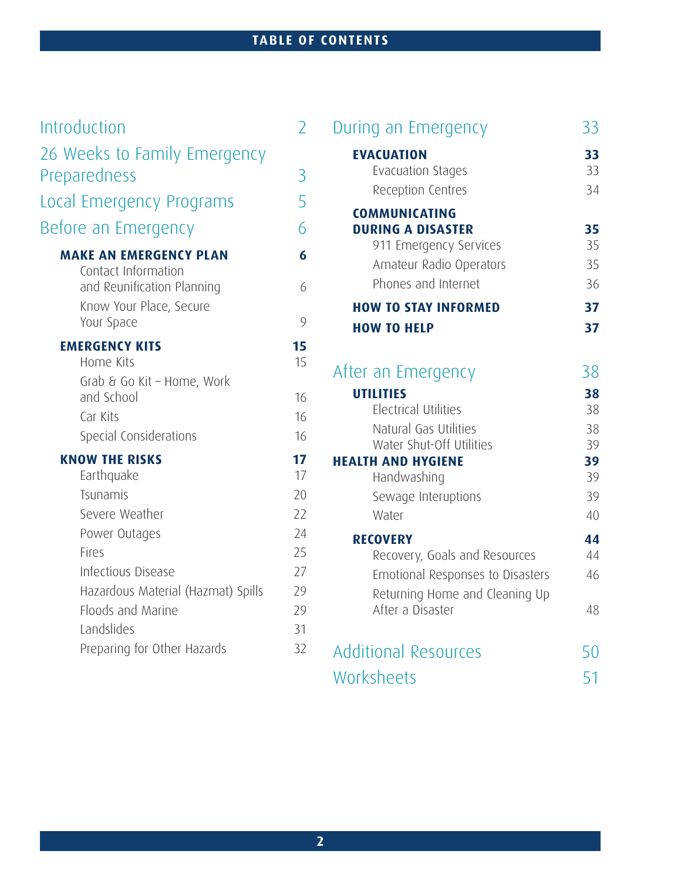# TABLE OF CONTENTS

| | |
|---|---|
| Introduction | 2 |
| 26 Weeks to Family Emergency Preparedness | 3 |
| Local Emergency Programs | 5 |
| Before an Emergency | 6 |
| **MAKE AN EMERGENCY PLAN** | **6** |
| Contact Information and Reunification Planning | 6 |
| Know Your Place, Secure Your Space | 9 |
| **EMERGENCY KITS** | **15** |
| Home Kits | 15 |
| Grab & Go Kit – Home, Work and School | 16 |
| Car Kits | 16 |
| Special Considerations | 16 |
| **KNOW THE RISKS** | **17** |
| Earthquake | 17 |
| Tsunamis | 20 |
| Severe Weather | 22 |
| Power Outages | 24 |
| Fires | 25 |
| Infectious Disease | 27 |
| Hazardous Material (Hazmat) Spills | 29 |
| Floods and Marine | 29 |
| Landslides | 31 |
| Preparing for Other Hazards | 32 |
| During an Emergency | 33 |
| **EVACUATION** | **33** |
| Evacuation Stages | 33 |
| Reception Centres | 34 |
| **COMMUNICATING DURING A DISASTER** | **35** |
| 911 Emergency Services | 35 |
| Amateur Radio Operators | 35 |
| Phones and Internet | 36 |
| **HOW TO STAY INFORMED** | **37** |
| **HOW TO HELP** | **37** |
| After an Emergency | 38 |
| **UTILITIES** | **38** |
| Electrical Utilities | 38 |
| Natural Gas Utilities | 38 |
| Water Shut-Off Utilities | 39 |
| **HEALTH AND HYGIENE** | **39** |
| Handwashing | 39 |
| Sewage Interuptions | 39 |
| Water | 40 |
| **RECOVERY** | **44** |
| Recovery, Goals and Resources | 44 |
| Emotional Responses to Disasters | 46 |
| Returning Home and Cleaning Up After a Disaster | 48 |
| Additional Resources | 50 |
| Worksheets | 51 |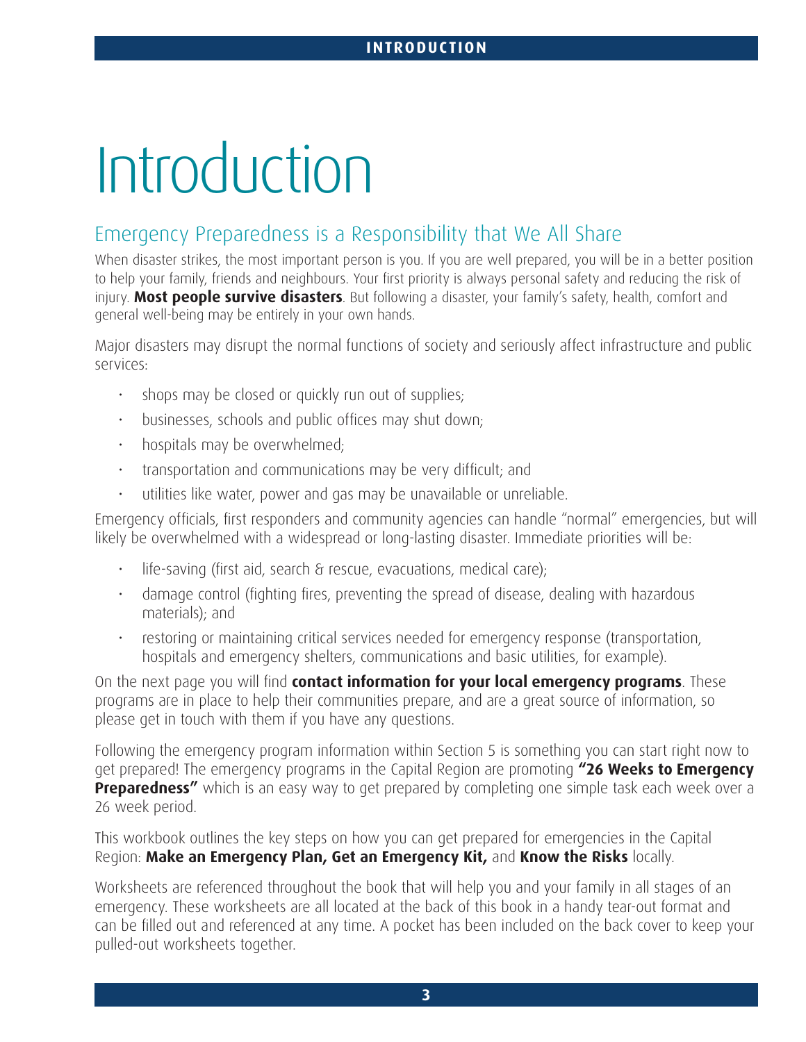# Introduction

## Emergency Preparedness is a Responsibility that We All Share

When disaster strikes, the most important person is you. If you are well prepared, you will be in a better position to help your family, friends and neighbours. Your first priority is always personal safety and reducing the risk of injury. **Most people survive disasters**. But following a disaster, your family's safety, health, comfort and general well-being may be entirely in your own hands.

Major disasters may disrupt the normal functions of society and seriously affect infrastructure and public services:

- shops may be closed or quickly run out of supplies;
- businesses, schools and public offices may shut down;
- hospitals may be overwhelmed;
- transportation and communications may be very difficult; and
- utilities like water, power and gas may be unavailable or unreliable.

Emergency officials, first responders and community agencies can handle "normal" emergencies, but will likely be overwhelmed with a widespread or long-lasting disaster. Immediate priorities will be:

- life-saving (first aid, search & rescue, evacuations, medical care);
- damage control (fighting fires, preventing the spread of disease, dealing with hazardous materials); and
- restoring or maintaining critical services needed for emergency response (transportation, hospitals and emergency shelters, communications and basic utilities, for example).

On the next page you will find **contact information for your local emergency programs**. These programs are in place to help their communities prepare, and are a great source of information, so please get in touch with them if you have any questions.

Following the emergency program information within Section 5 is something you can start right now to get prepared! The emergency programs in the Capital Region are promoting **"26 Weeks to Emergency Preparedness"** which is an easy way to get prepared by completing one simple task each week over a 26 week period.

This workbook outlines the key steps on how you can get prepared for emergencies in the Capital Region: **Make an Emergency Plan, Get an Emergency Kit,** and **Know the Risks** locally.

Worksheets are referenced throughout the book that will help you and your family in all stages of an emergency. These worksheets are all located at the back of this book in a handy tear-out format and can be filled out and referenced at any time. A pocket has been included on the back cover to keep your pulled-out worksheets together.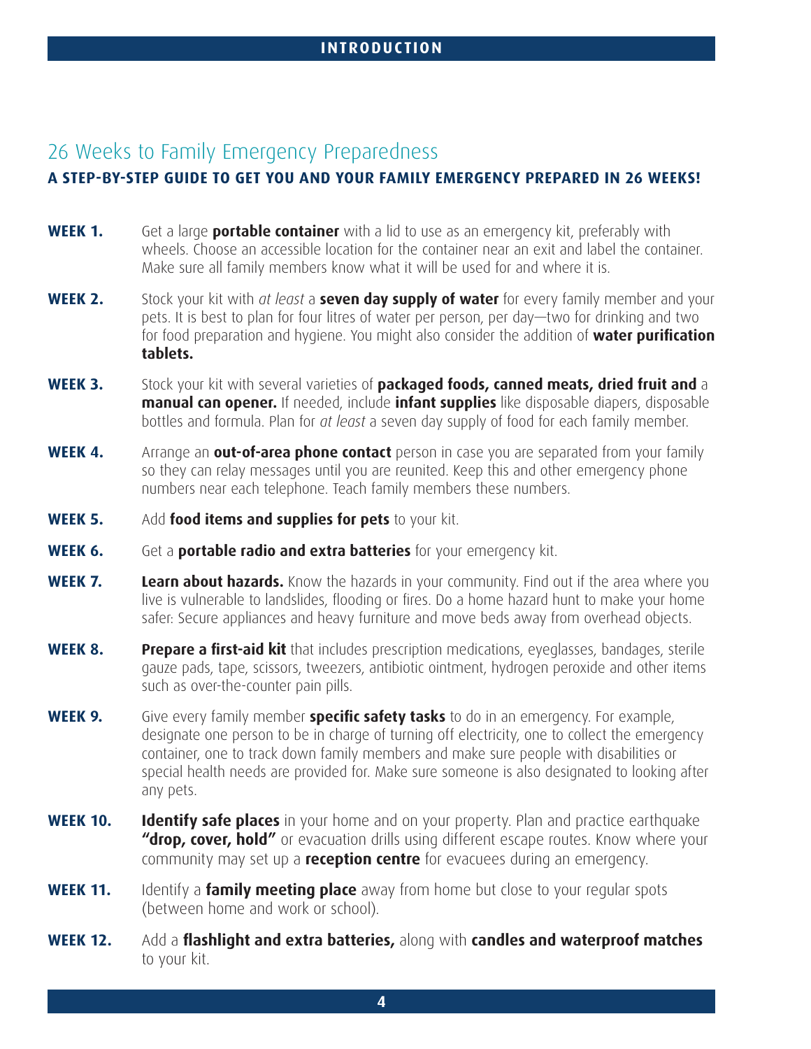## 26 Weeks to Family Emergency Preparedness

**A STEP-BY-STEP GUIDE TO GET YOU AND YOUR FAMILY EMERGENCY PREPARED IN 26 WEEKS!**

**WEEK 1.** Get a large **portable container** with a lid to use as an emergency kit, preferably with wheels. Choose an accessible location for the container near an exit and label the container. Make sure all family members know what it will be used for and where it is.

**WEEK 2.** Stock your kit with *at least* a **seven day supply of water** for every family member and your pets. It is best to plan for four litres of water per person, per day—two for drinking and two for food preparation and hygiene. You might also consider the addition of **water purification tablets.**

**WEEK 3.** Stock your kit with several varieties of **packaged foods, canned meats, dried fruit and** a **manual can opener.** If needed, include **infant supplies** like disposable diapers, disposable bottles and formula. Plan for *at least* a seven day supply of food for each family member.

**WEEK 4.** Arrange an **out-of-area phone contact** person in case you are separated from your family so they can relay messages until you are reunited. Keep this and other emergency phone numbers near each telephone. Teach family members these numbers.

**WEEK 5.** Add **food items and supplies for pets** to your kit.

**WEEK 6.** Get a **portable radio and extra batteries** for your emergency kit.

**WEEK 7.** **Learn about hazards.** Know the hazards in your community. Find out if the area where you live is vulnerable to landslides, flooding or fires. Do a home hazard hunt to make your home safer: Secure appliances and heavy furniture and move beds away from overhead objects.

**WEEK 8.** **Prepare a first-aid kit** that includes prescription medications, eyeglasses, bandages, sterile gauze pads, tape, scissors, tweezers, antibiotic ointment, hydrogen peroxide and other items such as over-the-counter pain pills.

**WEEK 9.** Give every family member **specific safety tasks** to do in an emergency. For example, designate one person to be in charge of turning off electricity, one to collect the emergency container, one to track down family members and make sure people with disabilities or special health needs are provided for. Make sure someone is also designated to looking after any pets.

**WEEK 10.** **Identify safe places** in your home and on your property. Plan and practice earthquake **"drop, cover, hold"** or evacuation drills using different escape routes. Know where your community may set up a **reception centre** for evacuees during an emergency.

**WEEK 11.** Identify a **family meeting place** away from home but close to your regular spots (between home and work or school).

**WEEK 12.** Add a **flashlight and extra batteries,** along with **candles and waterproof matches** to your kit.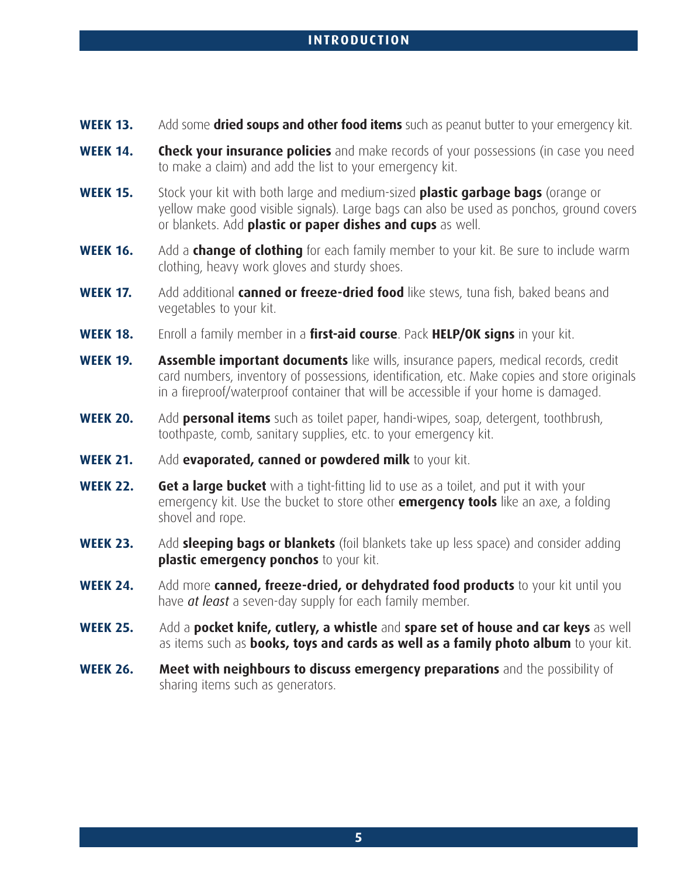**WEEK 13.** Add some **dried soups and other food items** such as peanut butter to your emergency kit.

**WEEK 14.** **Check your insurance policies** and make records of your possessions (in case you need to make a claim) and add the list to your emergency kit.

**WEEK 15.** Stock your kit with both large and medium-sized **plastic garbage bags** (orange or yellow make good visible signals). Large bags can also be used as ponchos, ground covers or blankets. Add **plastic or paper dishes and cups** as well.

**WEEK 16.** Add a **change of clothing** for each family member to your kit. Be sure to include warm clothing, heavy work gloves and sturdy shoes.

**WEEK 17.** Add additional **canned or freeze-dried food** like stews, tuna fish, baked beans and vegetables to your kit.

**WEEK 18.** Enroll a family member in a **first-aid course**. Pack **HELP/OK signs** in your kit.

**WEEK 19.** **Assemble important documents** like wills, insurance papers, medical records, credit card numbers, inventory of possessions, identification, etc. Make copies and store originals in a fireproof/waterproof container that will be accessible if your home is damaged.

**WEEK 20.** Add **personal items** such as toilet paper, handi-wipes, soap, detergent, toothbrush, toothpaste, comb, sanitary supplies, etc. to your emergency kit.

**WEEK 21.** Add **evaporated, canned or powdered milk** to your kit.

**WEEK 22.** **Get a large bucket** with a tight-fitting lid to use as a toilet, and put it with your emergency kit. Use the bucket to store other **emergency tools** like an axe, a folding shovel and rope.

**WEEK 23.** Add **sleeping bags or blankets** (foil blankets take up less space) and consider adding **plastic emergency ponchos** to your kit.

**WEEK 24.** Add more **canned, freeze-dried, or dehydrated food products** to your kit until you have *at least* a seven-day supply for each family member.

**WEEK 25.** Add a **pocket knife, cutlery, a whistle** and **spare set of house and car keys** as well as items such as **books, toys and cards as well as a family photo album** to your kit.

**WEEK 26.** **Meet with neighbours to discuss emergency preparations** and the possibility of sharing items such as generators.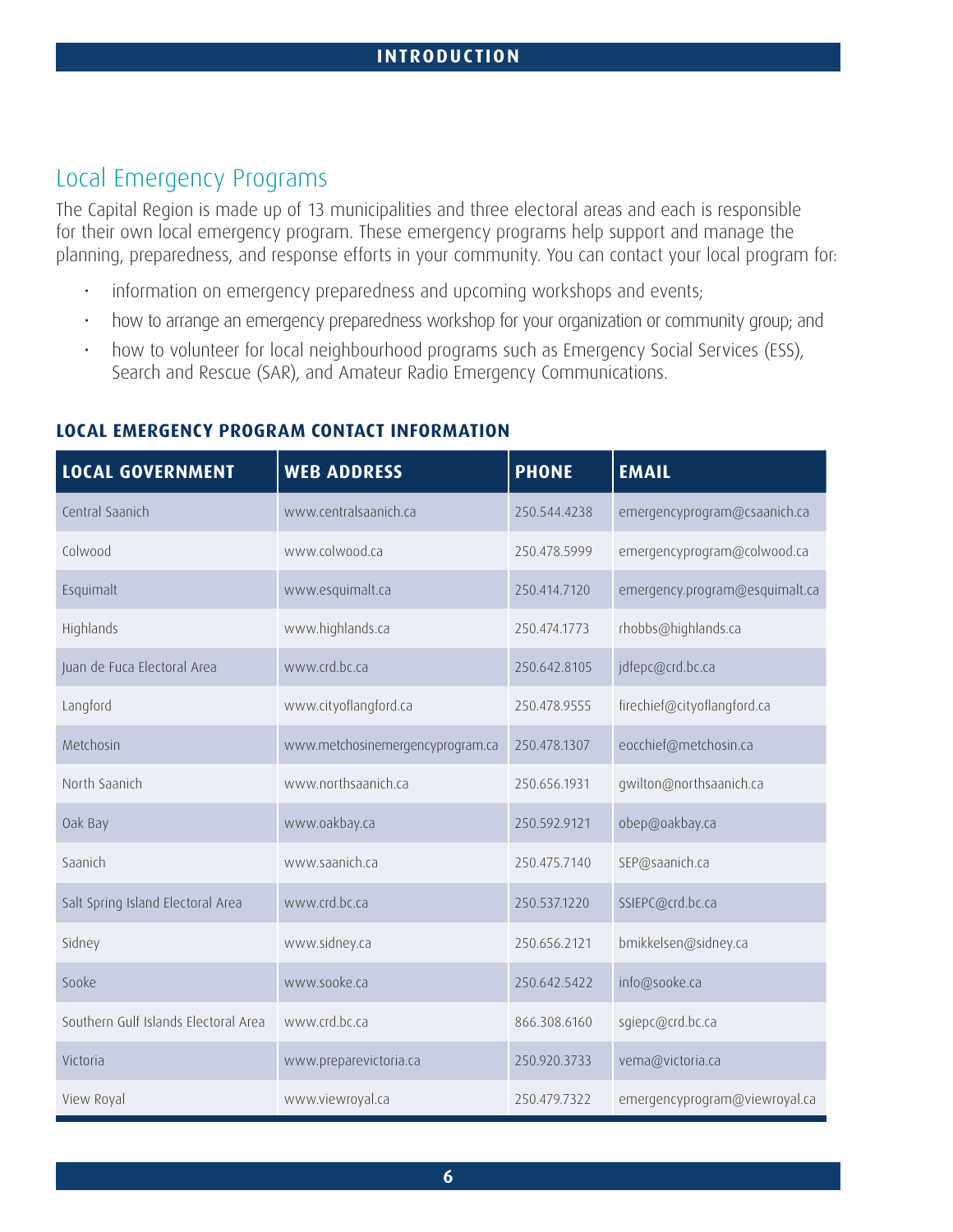## Local Emergency Programs

The Capital Region is made up of 13 municipalities and three electoral areas and each is responsible for their own local emergency program. These emergency programs help support and manage the planning, preparedness, and response efforts in your community. You can contact your local program for:

- information on emergency preparedness and upcoming workshops and events;
- how to arrange an emergency preparedness workshop for your organization or community group; and
- how to volunteer for local neighbourhood programs such as Emergency Social Services (ESS), Search and Rescue (SAR), and Amateur Radio Emergency Communications.

### LOCAL EMERGENCY PROGRAM CONTACT INFORMATION

| LOCAL GOVERNMENT | WEB ADDRESS | PHONE | EMAIL |
|---|---|---|---|
| Central Saanich | www.centralsaanich.ca | 250.544.4238 | emergencyprogram@csaanich.ca |
| Colwood | www.colwood.ca | 250.478.5999 | emergencyprogram@colwood.ca |
| Esquimalt | www.esquimalt.ca | 250.414.7120 | emergency.program@esquimalt.ca |
| Highlands | www.highlands.ca | 250.474.1773 | rhobbs@highlands.ca |
| Juan de Fuca Electoral Area | www.crd.bc.ca | 250.642.8105 | jdfepc@crd.bc.ca |
| Langford | www.cityoflangford.ca | 250.478.9555 | firechief@cityoflangford.ca |
| Metchosin | www.metchosinemergencyprogram.ca | 250.478.1307 | eocchief@metchosin.ca |
| North Saanich | www.northsaanich.ca | 250.656.1931 | gwilton@northsaanich.ca |
| Oak Bay | www.oakbay.ca | 250.592.9121 | obep@oakbay.ca |
| Saanich | www.saanich.ca | 250.475.7140 | SEP@saanich.ca |
| Salt Spring Island Electoral Area | www.crd.bc.ca | 250.537.1220 | SSIEPC@crd.bc.ca |
| Sidney | www.sidney.ca | 250.656.2121 | bmikkelsen@sidney.ca |
| Sooke | www.sooke.ca | 250.642.5422 | info@sooke.ca |
| Southern Gulf Islands Electoral Area | www.crd.bc.ca | 866.308.6160 | sgiepc@crd.bc.ca |
| Victoria | www.preparevictoria.ca | 250.920.3733 | vema@victoria.ca |
| View Royal | www.viewroyal.ca | 250.479.7322 | emergencyprogram@viewroyal.ca |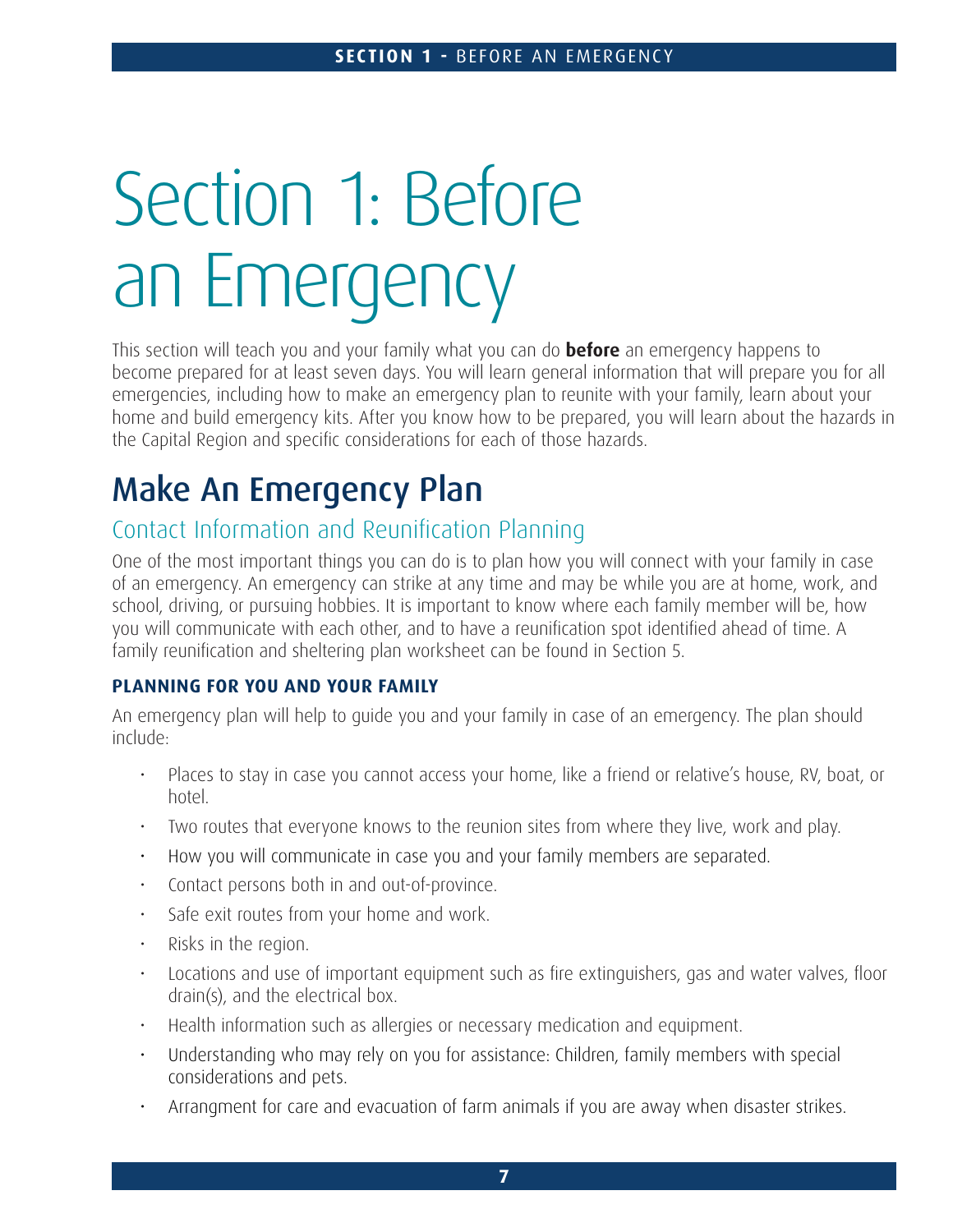# Section 1: Before an Emergency

This section will teach you and your family what you can do **before** an emergency happens to become prepared for at least seven days. You will learn general information that will prepare you for all emergencies, including how to make an emergency plan to reunite with your family, learn about your home and build emergency kits. After you know how to be prepared, you will learn about the hazards in the Capital Region and specific considerations for each of those hazards.

## Make An Emergency Plan

### Contact Information and Reunification Planning

One of the most important things you can do is to plan how you will connect with your family in case of an emergency. An emergency can strike at any time and may be while you are at home, work, and school, driving, or pursuing hobbies. It is important to know where each family member will be, how you will communicate with each other, and to have a reunification spot identified ahead of time. A family reunification and sheltering plan worksheet can be found in Section 5.

#### PLANNING FOR YOU AND YOUR FAMILY

An emergency plan will help to guide you and your family in case of an emergency. The plan should include:

- Places to stay in case you cannot access your home, like a friend or relative's house, RV, boat, or hotel.
- Two routes that everyone knows to the reunion sites from where they live, work and play.
- How you will communicate in case you and your family members are separated.
- Contact persons both in and out-of-province.
- Safe exit routes from your home and work.
- Risks in the region.
- Locations and use of important equipment such as fire extinguishers, gas and water valves, floor drain(s), and the electrical box.
- Health information such as allergies or necessary medication and equipment.
- Understanding who may rely on you for assistance: Children, family members with special considerations and pets.
- Arrangment for care and evacuation of farm animals if you are away when disaster strikes.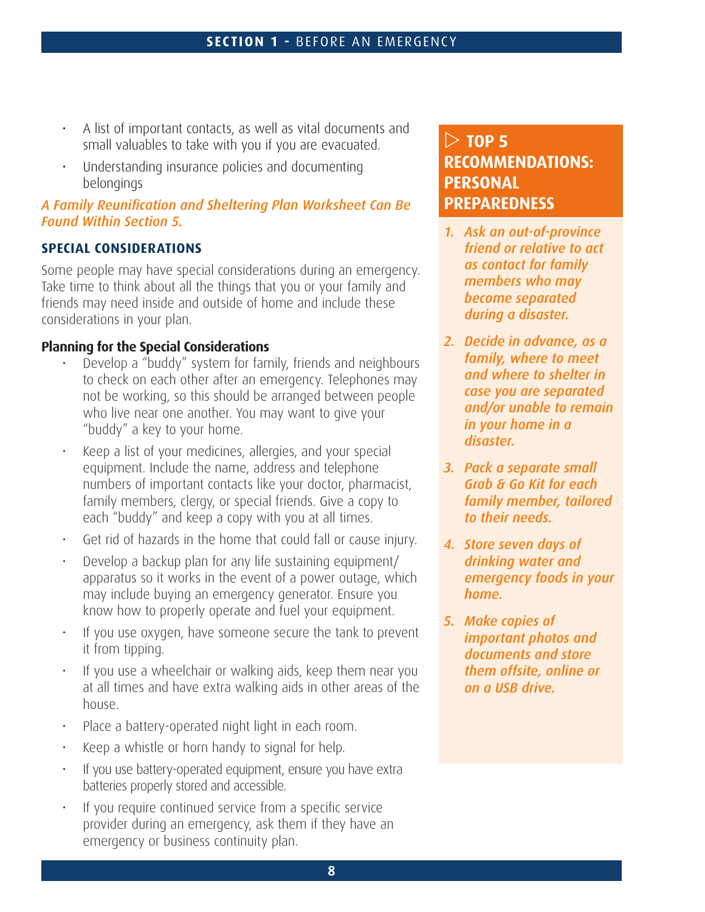- A list of important contacts, as well as vital documents and small valuables to take with you if you are evacuated.
- Understanding insurance policies and documenting belongings

*A Family Reunification and Sheltering Plan Worksheet Can Be Found Within Section 5.*

### SPECIAL CONSIDERATIONS

Some people may have special considerations during an emergency. Take time to think about all the things that you or your family and friends may need inside and outside of home and include these considerations in your plan.

**Planning for the Special Considerations**

- Develop a "buddy" system for family, friends and neighbours to check on each other after an emergency. Telephones may not be working, so this should be arranged between people who live near one another. You may want to give your "buddy" a key to your home.
- Keep a list of your medicines, allergies, and your special equipment. Include the name, address and telephone numbers of important contacts like your doctor, pharmacist, family members, clergy, or special friends. Give a copy to each "buddy" and keep a copy with you at all times.
- Get rid of hazards in the home that could fall or cause injury.
- Develop a backup plan for any life sustaining equipment/ apparatus so it works in the event of a power outage, which may include buying an emergency generator. Ensure you know how to properly operate and fuel your equipment.
- If you use oxygen, have someone secure the tank to prevent it from tipping.
- If you use a wheelchair or walking aids, keep them near you at all times and have extra walking aids in other areas of the house.
- Place a battery-operated night light in each room.
- Keep a whistle or horn handy to signal for help.
- If you use battery-operated equipment, ensure you have extra batteries properly stored and accessible.
- If you require continued service from a specific service provider during an emergency, ask them if they have an emergency or business continuity plan.

## ▷ TOP 5 RECOMMENDATIONS: PERSONAL PREPAREDNESS

1. *Ask an out-of-province friend or relative to act as contact for family members who may become separated during a disaster.*
2. *Decide in advance, as a family, where to meet and where to shelter in case you are separated and/or unable to remain in your home in a disaster.*
3. *Pack a separate small Grab & Go Kit for each family member, tailored to their needs.*
4. *Store seven days of drinking water and emergency foods in your home.*
5. *Make copies of important photos and documents and store them offsite, online or on a USB drive.*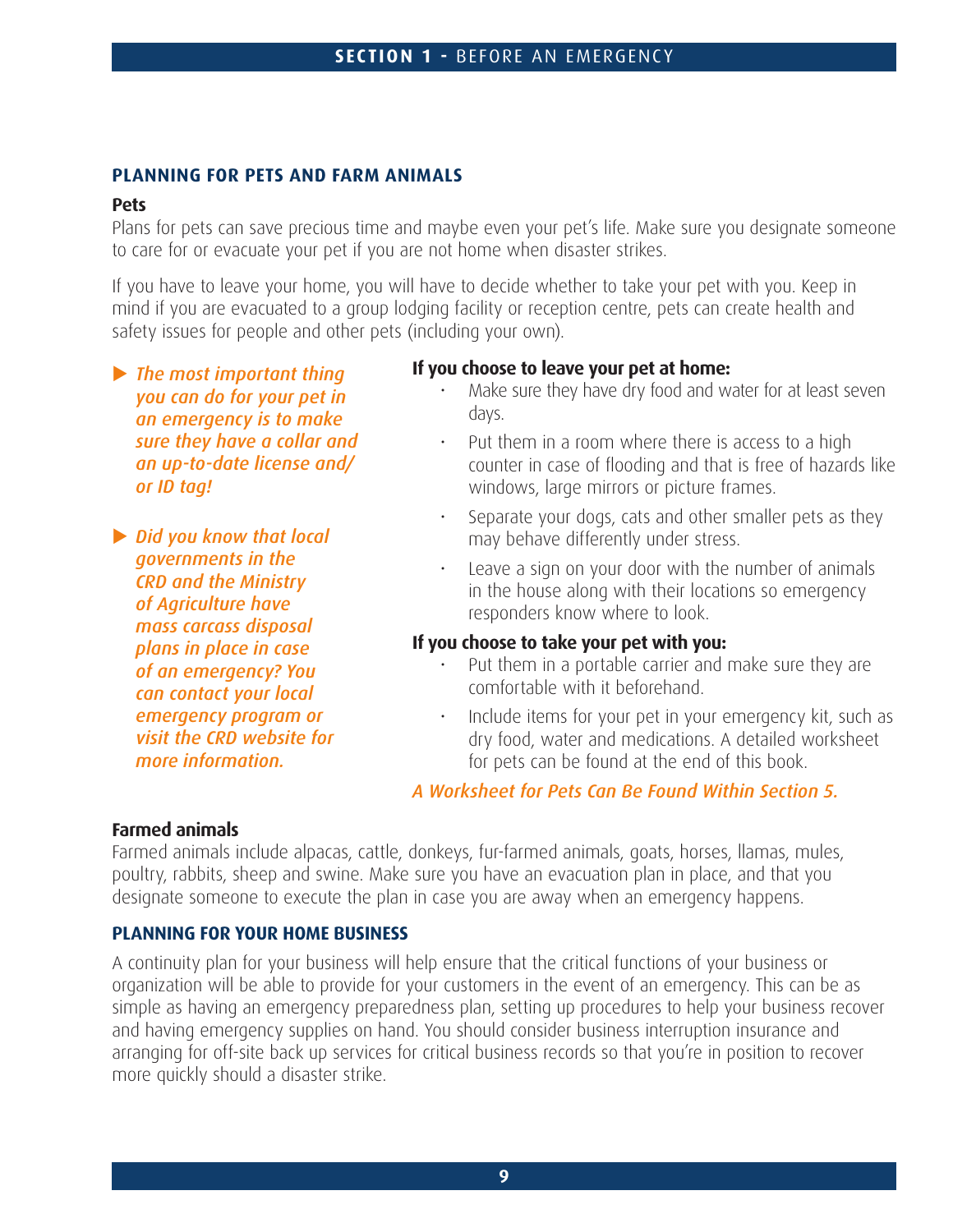## PLANNING FOR PETS AND FARM ANIMALS

### Pets

Plans for pets can save precious time and maybe even your pet's life. Make sure you designate someone to care for or evacuate your pet if you are not home when disaster strikes.

If you have to leave your home, you will have to decide whether to take your pet with you. Keep in mind if you are evacuated to a group lodging facility or reception centre, pets can create health and safety issues for people and other pets (including your own).

▶ *The most important thing you can do for your pet in an emergency is to make sure they have a collar and an up-to-date license and/or ID tag!*

▶ *Did you know that local governments in the CRD and the Ministry of Agriculture have mass carcass disposal plans in place in case of an emergency? You can contact your local emergency program or visit the CRD website for more information.*

**If you choose to leave your pet at home:**

- Make sure they have dry food and water for at least seven days.
- Put them in a room where there is access to a high counter in case of flooding and that is free of hazards like windows, large mirrors or picture frames.
- Separate your dogs, cats and other smaller pets as they may behave differently under stress.
- Leave a sign on your door with the number of animals in the house along with their locations so emergency responders know where to look.

**If you choose to take your pet with you:**

- Put them in a portable carrier and make sure they are comfortable with it beforehand.
- Include items for your pet in your emergency kit, such as dry food, water and medications. A detailed worksheet for pets can be found at the end of this book.

*A Worksheet for Pets Can Be Found Within Section 5.*

### Farmed animals

Farmed animals include alpacas, cattle, donkeys, fur-farmed animals, goats, horses, llamas, mules, poultry, rabbits, sheep and swine. Make sure you have an evacuation plan in place, and that you designate someone to execute the plan in case you are away when an emergency happens.

## PLANNING FOR YOUR HOME BUSINESS

A continuity plan for your business will help ensure that the critical functions of your business or organization will be able to provide for your customers in the event of an emergency. This can be as simple as having an emergency preparedness plan, setting up procedures to help your business recover and having emergency supplies on hand. You should consider business interruption insurance and arranging for off-site back up services for critical business records so that you're in position to recover more quickly should a disaster strike.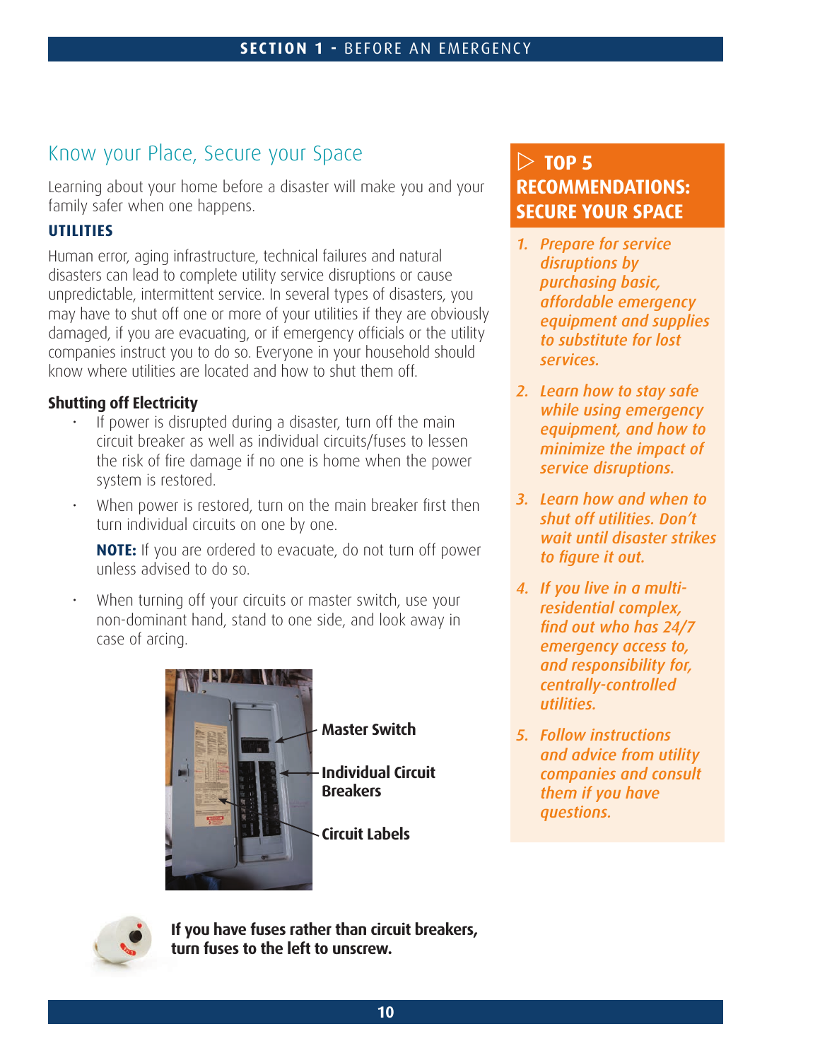## Know your Place, Secure your Space

Learning about your home before a disaster will make you and your family safer when one happens.

### UTILITIES

Human error, aging infrastructure, technical failures and natural disasters can lead to complete utility service disruptions or cause unpredictable, intermittent service. In several types of disasters, you may have to shut off one or more of your utilities if they are obviously damaged, if you are evacuating, or if emergency officials or the utility companies instruct you to do so. Everyone in your household should know where utilities are located and how to shut them off.

#### Shutting off Electricity

- If power is disrupted during a disaster, turn off the main circuit breaker as well as individual circuits/fuses to lessen the risk of fire damage if no one is home when the power system is restored.
- When power is restored, turn on the main breaker first then turn individual circuits on one by one.

  **NOTE:** If you are ordered to evacuate, do not turn off power unless advised to do so.

- When turning off your circuits or master switch, use your non-dominant hand, stand to one side, and look away in case of arcing.

**Master Switch**

**Individual Circuit Breakers**

**Circuit Labels**

**If you have fuses rather than circuit breakers, turn fuses to the left to unscrew.**

### ▷ TOP 5 RECOMMENDATIONS: SECURE YOUR SPACE

1. *Prepare for service disruptions by purchasing basic, affordable emergency equipment and supplies to substitute for lost services.*
2. *Learn how to stay safe while using emergency equipment, and how to minimize the impact of service disruptions.*
3. *Learn how and when to shut off utilities. Don't wait until disaster strikes to figure it out.*
4. *If you live in a multi-residential complex, find out who has 24/7 emergency access to, and responsibility for, centrally-controlled utilities.*
5. *Follow instructions and advice from utility companies and consult them if you have questions.*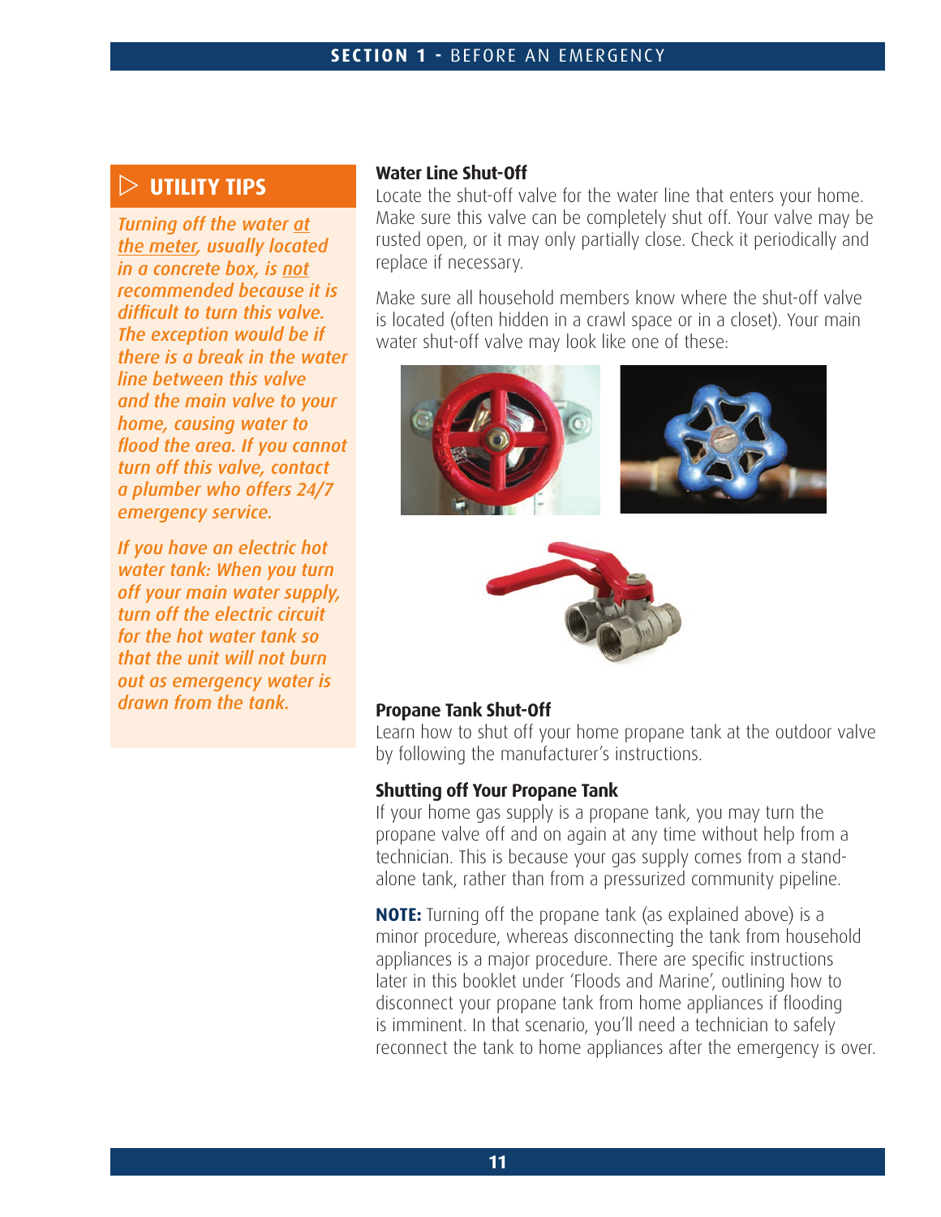## ▷ UTILITY TIPS

*Turning off the water at the meter, usually located in a concrete box, is not recommended because it is difficult to turn this valve. The exception would be if there is a break in the water line between this valve and the main valve to your home, causing water to flood the area. If you cannot turn off this valve, contact a plumber who offers 24/7 emergency service.*

*If you have an electric hot water tank: When you turn off your main water supply, turn off the electric circuit for the hot water tank so that the unit will not burn out as emergency water is drawn from the tank.*

### Water Line Shut-Off

Locate the shut-off valve for the water line that enters your home. Make sure this valve can be completely shut off. Your valve may be rusted open, or it may only partially close. Check it periodically and replace if necessary.

Make sure all household members know where the shut-off valve is located (often hidden in a crawl space or in a closet). Your main water shut-off valve may look like one of these:

### Propane Tank Shut-Off

Learn how to shut off your home propane tank at the outdoor valve by following the manufacturer's instructions.

### Shutting off Your Propane Tank

If your home gas supply is a propane tank, you may turn the propane valve off and on again at any time without help from a technician. This is because your gas supply comes from a stand-alone tank, rather than from a pressurized community pipeline.

**NOTE:** Turning off the propane tank (as explained above) is a minor procedure, whereas disconnecting the tank from household appliances is a major procedure. There are specific instructions later in this booklet under 'Floods and Marine', outlining how to disconnect your propane tank from home appliances if flooding is imminent. In that scenario, you'll need a technician to safely reconnect the tank to home appliances after the emergency is over.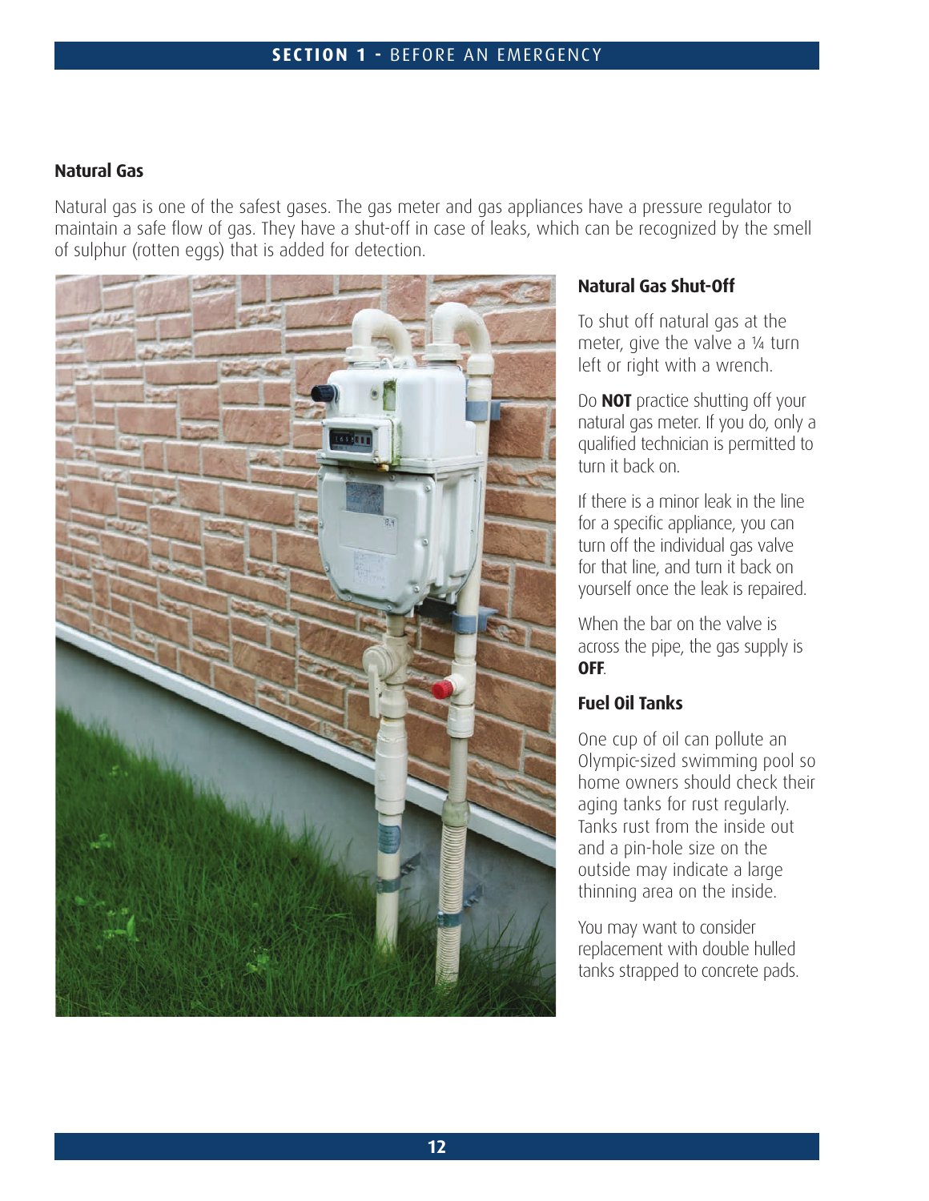## Natural Gas

Natural gas is one of the safest gases. The gas meter and gas appliances have a pressure regulator to maintain a safe flow of gas. They have a shut-off in case of leaks, which can be recognized by the smell of sulphur (rotten eggs) that is added for detection.

### Natural Gas Shut-Off

To shut off natural gas at the meter, give the valve a ¼ turn left or right with a wrench.

Do **NOT** practice shutting off your natural gas meter. If you do, only a qualified technician is permitted to turn it back on.

If there is a minor leak in the line for a specific appliance, you can turn off the individual gas valve for that line, and turn it back on yourself once the leak is repaired.

When the bar on the valve is across the pipe, the gas supply is **OFF**.

### Fuel Oil Tanks

One cup of oil can pollute an Olympic-sized swimming pool so home owners should check their aging tanks for rust regularly. Tanks rust from the inside out and a pin-hole size on the outside may indicate a large thinning area on the inside.

You may want to consider replacement with double hulled tanks strapped to concrete pads.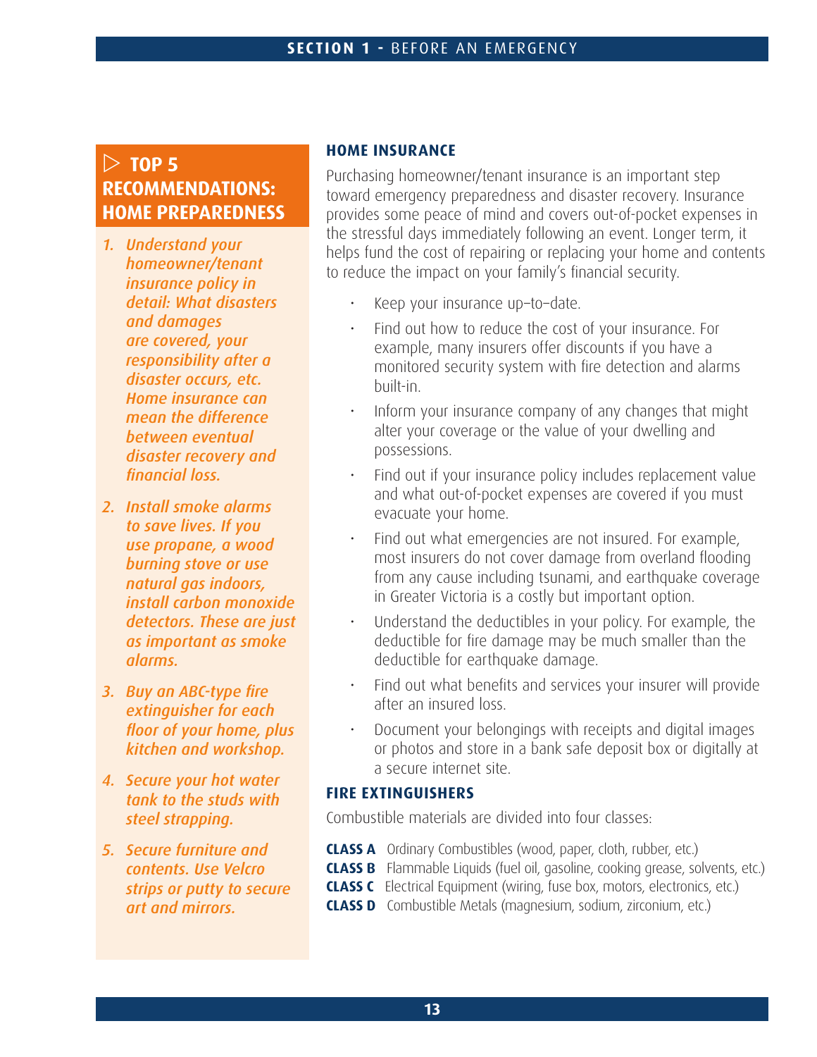## ▷ TOP 5 RECOMMENDATIONS: HOME PREPAREDNESS

1. *Understand your homeowner/tenant insurance policy in detail: What disasters and damages are covered, your responsibility after a disaster occurs, etc. Home insurance can mean the difference between eventual disaster recovery and financial loss.*
2. *Install smoke alarms to save lives. If you use propane, a wood burning stove or use natural gas indoors, install carbon monoxide detectors. These are just as important as smoke alarms.*
3. *Buy an ABC-type fire extinguisher for each floor of your home, plus kitchen and workshop.*
4. *Secure your hot water tank to the studs with steel strapping.*
5. *Secure furniture and contents. Use Velcro strips or putty to secure art and mirrors.*

### HOME INSURANCE

Purchasing homeowner/tenant insurance is an important step toward emergency preparedness and disaster recovery. Insurance provides some peace of mind and covers out-of-pocket expenses in the stressful days immediately following an event. Longer term, it helps fund the cost of repairing or replacing your home and contents to reduce the impact on your family's financial security.

- Keep your insurance up–to–date.
- Find out how to reduce the cost of your insurance. For example, many insurers offer discounts if you have a monitored security system with fire detection and alarms built-in.
- Inform your insurance company of any changes that might alter your coverage or the value of your dwelling and possessions.
- Find out if your insurance policy includes replacement value and what out-of-pocket expenses are covered if you must evacuate your home.
- Find out what emergencies are not insured. For example, most insurers do not cover damage from overland flooding from any cause including tsunami, and earthquake coverage in Greater Victoria is a costly but important option.
- Understand the deductibles in your policy. For example, the deductible for fire damage may be much smaller than the deductible for earthquake damage.
- Find out what benefits and services your insurer will provide after an insured loss.
- Document your belongings with receipts and digital images or photos and store in a bank safe deposit box or digitally at a secure internet site.

### FIRE EXTINGUISHERS

Combustible materials are divided into four classes:

**CLASS A** Ordinary Combustibles (wood, paper, cloth, rubber, etc.)
**CLASS B** Flammable Liquids (fuel oil, gasoline, cooking grease, solvents, etc.)
**CLASS C** Electrical Equipment (wiring, fuse box, motors, electronics, etc.)
**CLASS D** Combustible Metals (magnesium, sodium, zirconium, etc.)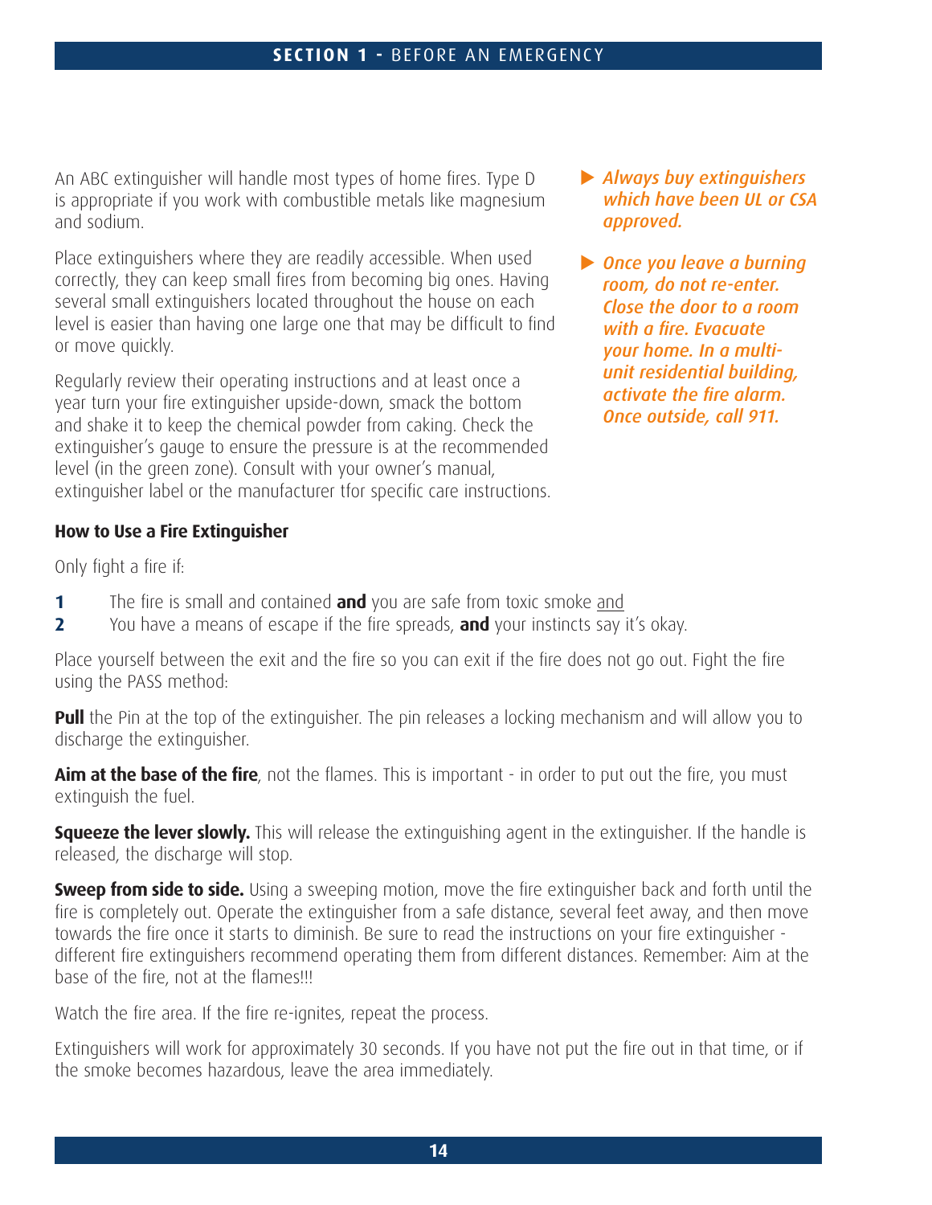An ABC extinguisher will handle most types of home fires. Type D is appropriate if you work with combustible metals like magnesium and sodium.

Place extinguishers where they are readily accessible. When used correctly, they can keep small fires from becoming big ones. Having several small extinguishers located throughout the house on each level is easier than having one large one that may be difficult to find or move quickly.

Regularly review their operating instructions and at least once a year turn your fire extinguisher upside-down, smack the bottom and shake it to keep the chemical powder from caking. Check the extinguisher's gauge to ensure the pressure is at the recommended level (in the green zone). Consult with your owner's manual, extinguisher label or the manufacturer tfor specific care instructions.

- ***Always buy extinguishers which have been UL or CSA approved.***
- ***Once you leave a burning room, do not re-enter. Close the door to a room with a fire. Evacuate your home. In a multi-unit residential building, activate the fire alarm. Once outside, call 911.***

**How to Use a Fire Extinguisher**

Only fight a fire if:

**1** The fire is small and contained **and** you are safe from toxic smoke and

**2** You have a means of escape if the fire spreads, **and** your instincts say it's okay.

Place yourself between the exit and the fire so you can exit if the fire does not go out. Fight the fire using the PASS method:

**Pull** the Pin at the top of the extinguisher. The pin releases a locking mechanism and will allow you to discharge the extinguisher.

**Aim at the base of the fire**, not the flames. This is important - in order to put out the fire, you must extinguish the fuel.

**Squeeze the lever slowly.** This will release the extinguishing agent in the extinguisher. If the handle is released, the discharge will stop.

**Sweep from side to side.** Using a sweeping motion, move the fire extinguisher back and forth until the fire is completely out. Operate the extinguisher from a safe distance, several feet away, and then move towards the fire once it starts to diminish. Be sure to read the instructions on your fire extinguisher - different fire extinguishers recommend operating them from different distances. Remember: Aim at the base of the fire, not at the flames!!!

Watch the fire area. If the fire re-ignites, repeat the process.

Extinguishers will work for approximately 30 seconds. If you have not put the fire out in that time, or if the smoke becomes hazardous, leave the area immediately.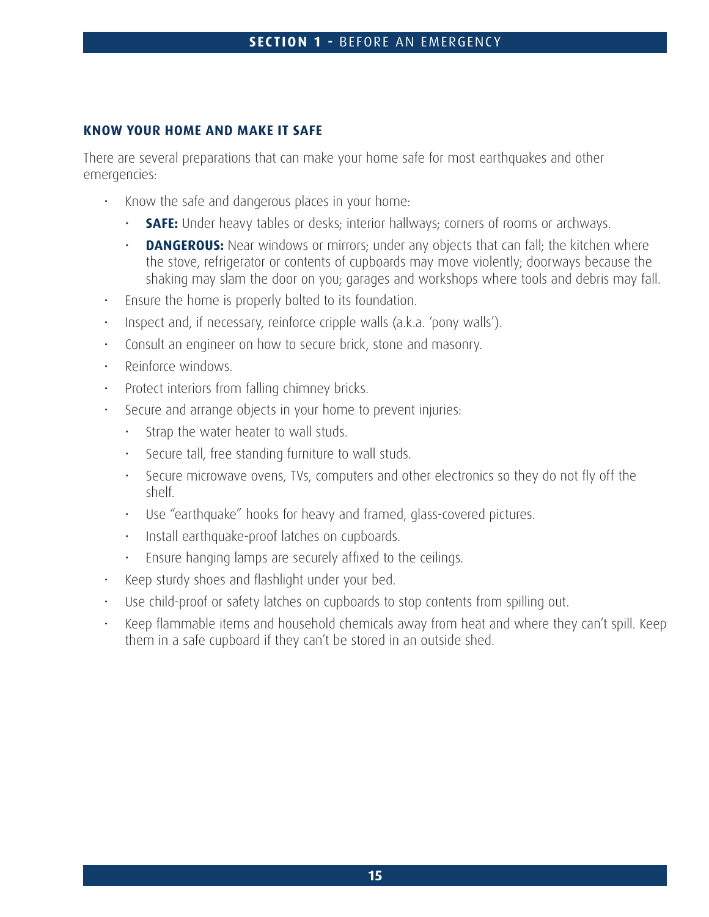## KNOW YOUR HOME AND MAKE IT SAFE

There are several preparations that can make your home safe for most earthquakes and other emergencies:

- Know the safe and dangerous places in your home:
  - **SAFE:** Under heavy tables or desks; interior hallways; corners of rooms or archways.
  - **DANGEROUS:** Near windows or mirrors; under any objects that can fall; the kitchen where the stove, refrigerator or contents of cupboards may move violently; doorways because the shaking may slam the door on you; garages and workshops where tools and debris may fall.
- Ensure the home is properly bolted to its foundation.
- Inspect and, if necessary, reinforce cripple walls (a.k.a. 'pony walls').
- Consult an engineer on how to secure brick, stone and masonry.
- Reinforce windows.
- Protect interiors from falling chimney bricks.
- Secure and arrange objects in your home to prevent injuries:
  - Strap the water heater to wall studs.
  - Secure tall, free standing furniture to wall studs.
  - Secure microwave ovens, TVs, computers and other electronics so they do not fly off the shelf.
  - Use "earthquake" hooks for heavy and framed, glass-covered pictures.
  - Install earthquake-proof latches on cupboards.
  - Ensure hanging lamps are securely affixed to the ceilings.
- Keep sturdy shoes and flashlight under your bed.
- Use child-proof or safety latches on cupboards to stop contents from spilling out.
- Keep flammable items and household chemicals away from heat and where they can't spill. Keep them in a safe cupboard if they can't be stored in an outside shed.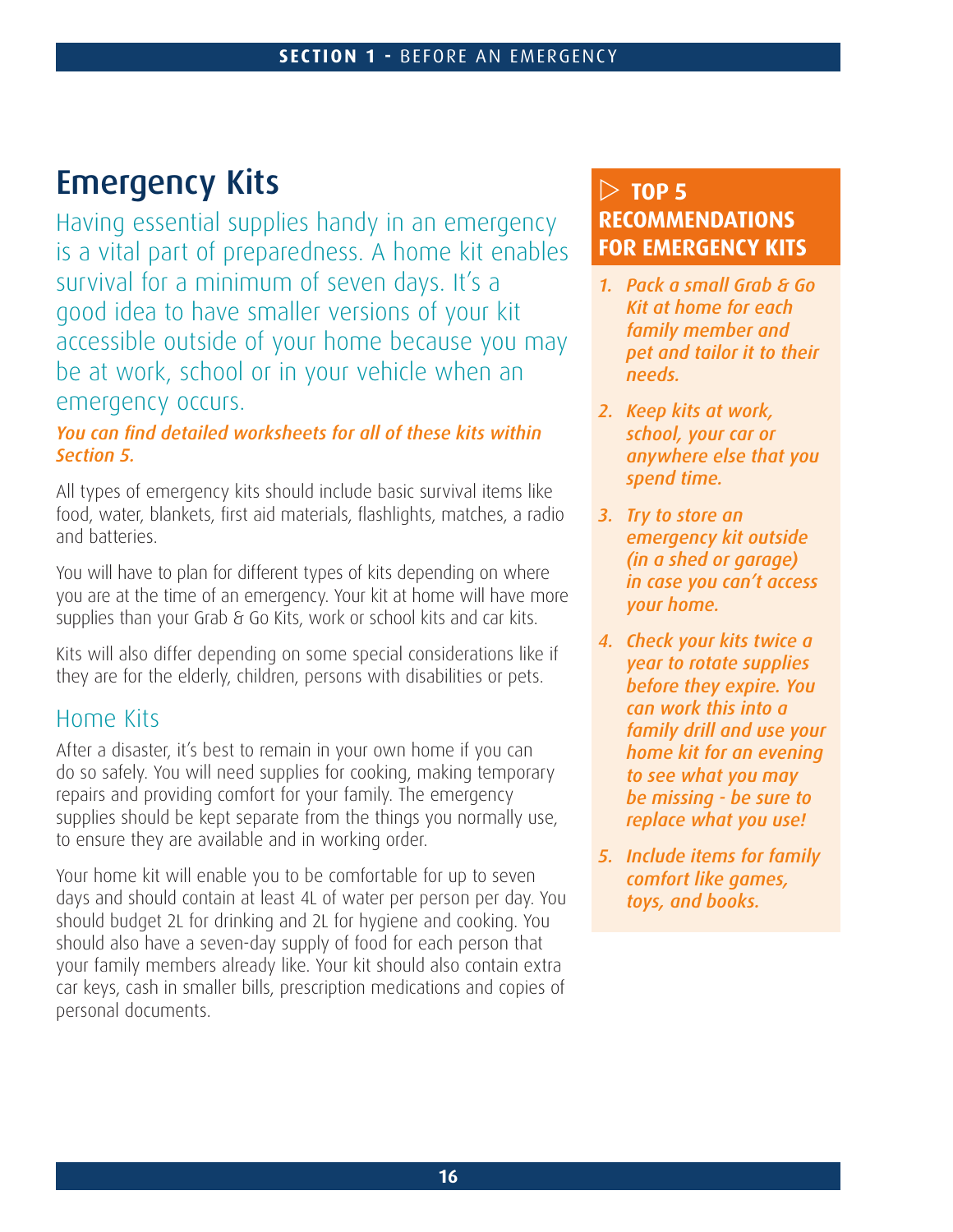# Emergency Kits

Having essential supplies handy in an emergency is a vital part of preparedness. A home kit enables survival for a minimum of seven days. It's a good idea to have smaller versions of your kit accessible outside of your home because you may be at work, school or in your vehicle when an emergency occurs.

***You can find detailed worksheets for all of these kits within Section 5.***

All types of emergency kits should include basic survival items like food, water, blankets, first aid materials, flashlights, matches, a radio and batteries.

You will have to plan for different types of kits depending on where you are at the time of an emergency. Your kit at home will have more supplies than your Grab & Go Kits, work or school kits and car kits.

Kits will also differ depending on some special considerations like if they are for the elderly, children, persons with disabilities or pets.

## Home Kits

After a disaster, it's best to remain in your own home if you can do so safely. You will need supplies for cooking, making temporary repairs and providing comfort for your family. The emergency supplies should be kept separate from the things you normally use, to ensure they are available and in working order.

Your home kit will enable you to be comfortable for up to seven days and should contain at least 4L of water per person per day. You should budget 2L for drinking and 2L for hygiene and cooking. You should also have a seven-day supply of food for each person that your family members already like. Your kit should also contain extra car keys, cash in smaller bills, prescription medications and copies of personal documents.

## ▷ TOP 5 RECOMMENDATIONS FOR EMERGENCY KITS

1. *Pack a small Grab & Go Kit at home for each family member and pet and tailor it to their needs.*
2. *Keep kits at work, school, your car or anywhere else that you spend time.*
3. *Try to store an emergency kit outside (in a shed or garage) in case you can't access your home.*
4. *Check your kits twice a year to rotate supplies before they expire. You can work this into a family drill and use your home kit for an evening to see what you may be missing - be sure to replace what you use!*
5. *Include items for family comfort like games, toys, and books.*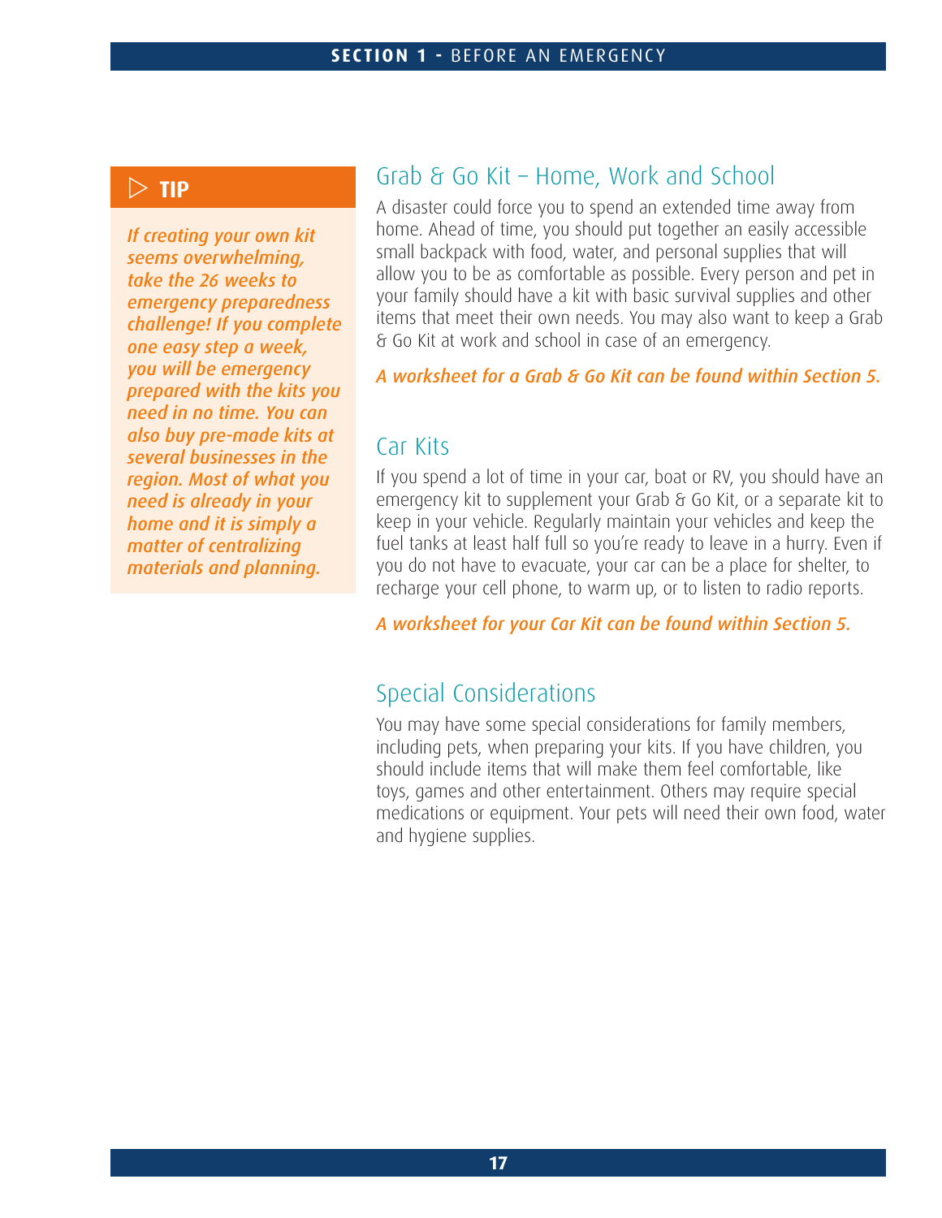> **TIP**
>
> *If creating your own kit seems overwhelming, take the 26 weeks to emergency preparedness challenge! If you complete one easy step a week, you will be emergency prepared with the kits you need in no time. You can also buy pre-made kits at several businesses in the region. Most of what you need is already in your home and it is simply a matter of centralizing materials and planning.*

## Grab & Go Kit – Home, Work and School

A disaster could force you to spend an extended time away from home. Ahead of time, you should put together an easily accessible small backpack with food, water, and personal supplies that will allow you to be as comfortable as possible. Every person and pet in your family should have a kit with basic survival supplies and other items that meet their own needs. You may also want to keep a Grab & Go Kit at work and school in case of an emergency.

***A worksheet for a Grab & Go Kit can be found within Section 5.***

## Car Kits

If you spend a lot of time in your car, boat or RV, you should have an emergency kit to supplement your Grab & Go Kit, or a separate kit to keep in your vehicle. Regularly maintain your vehicles and keep the fuel tanks at least half full so you're ready to leave in a hurry. Even if you do not have to evacuate, your car can be a place for shelter, to recharge your cell phone, to warm up, or to listen to radio reports.

***A worksheet for your Car Kit can be found within Section 5.***

## Special Considerations

You may have some special considerations for family members, including pets, when preparing your kits. If you have children, you should include items that will make them feel comfortable, like toys, games and other entertainment. Others may require special medications or equipment. Your pets will need their own food, water and hygiene supplies.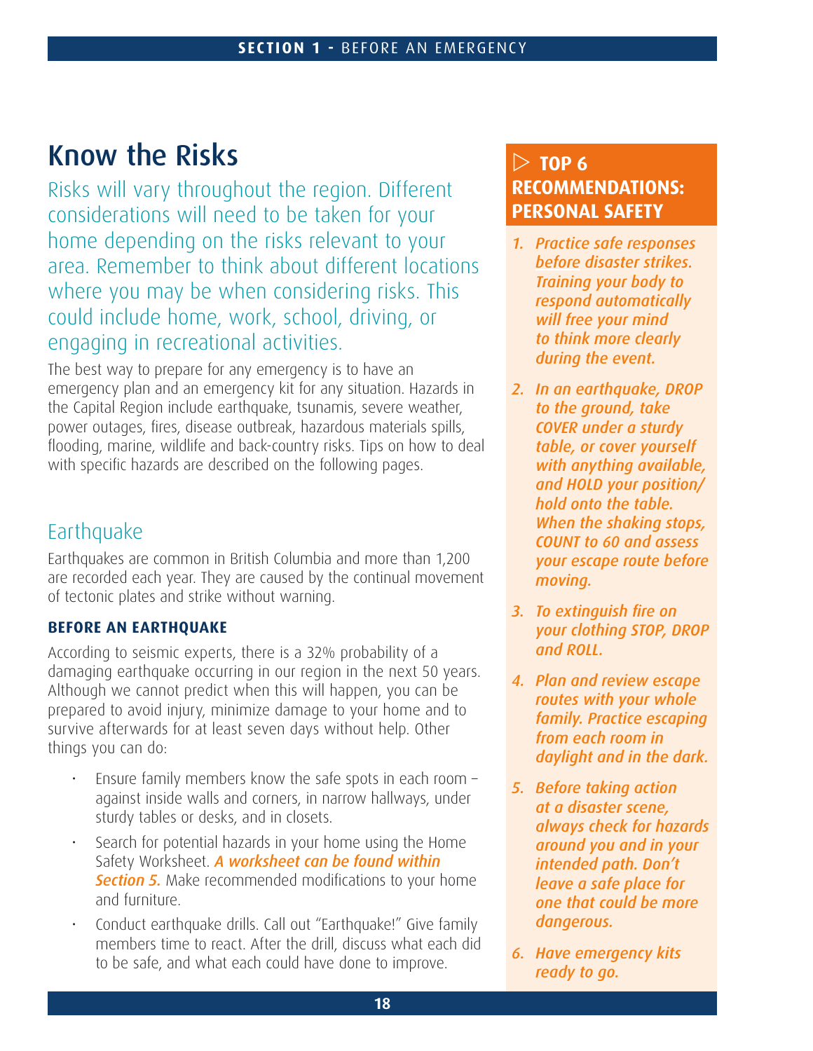# Know the Risks

Risks will vary throughout the region. Different considerations will need to be taken for your home depending on the risks relevant to your area. Remember to think about different locations where you may be when considering risks. This could include home, work, school, driving, or engaging in recreational activities.

The best way to prepare for any emergency is to have an emergency plan and an emergency kit for any situation. Hazards in the Capital Region include earthquake, tsunamis, severe weather, power outages, fires, disease outbreak, hazardous materials spills, flooding, marine, wildlife and back-country risks. Tips on how to deal with specific hazards are described on the following pages.

## Earthquake

Earthquakes are common in British Columbia and more than 1,200 are recorded each year. They are caused by the continual movement of tectonic plates and strike without warning.

### BEFORE AN EARTHQUAKE

According to seismic experts, there is a 32% probability of a damaging earthquake occurring in our region in the next 50 years. Although we cannot predict when this will happen, you can be prepared to avoid injury, minimize damage to your home and to survive afterwards for at least seven days without help. Other things you can do:

- Ensure family members know the safe spots in each room – against inside walls and corners, in narrow hallways, under sturdy tables or desks, and in closets.
- Search for potential hazards in your home using the Home Safety Worksheet. ***A worksheet can be found within Section 5.*** Make recommended modifications to your home and furniture.
- Conduct earthquake drills. Call out "Earthquake!" Give family members time to react. After the drill, discuss what each did to be safe, and what each could have done to improve.

### ▷ TOP 6 RECOMMENDATIONS: PERSONAL SAFETY

1. *Practice safe responses before disaster strikes. Training your body to respond automatically will free your mind to think more clearly during the event.*
2. *In an earthquake, DROP to the ground, take COVER under a sturdy table, or cover yourself with anything available, and HOLD your position/ hold onto the table. When the shaking stops, COUNT to 60 and assess your escape route before moving.*
3. *To extinguish fire on your clothing STOP, DROP and ROLL.*
4. *Plan and review escape routes with your whole family. Practice escaping from each room in daylight and in the dark.*
5. *Before taking action at a disaster scene, always check for hazards around you and in your intended path. Don't leave a safe place for one that could be more dangerous.*
6. *Have emergency kits ready to go.*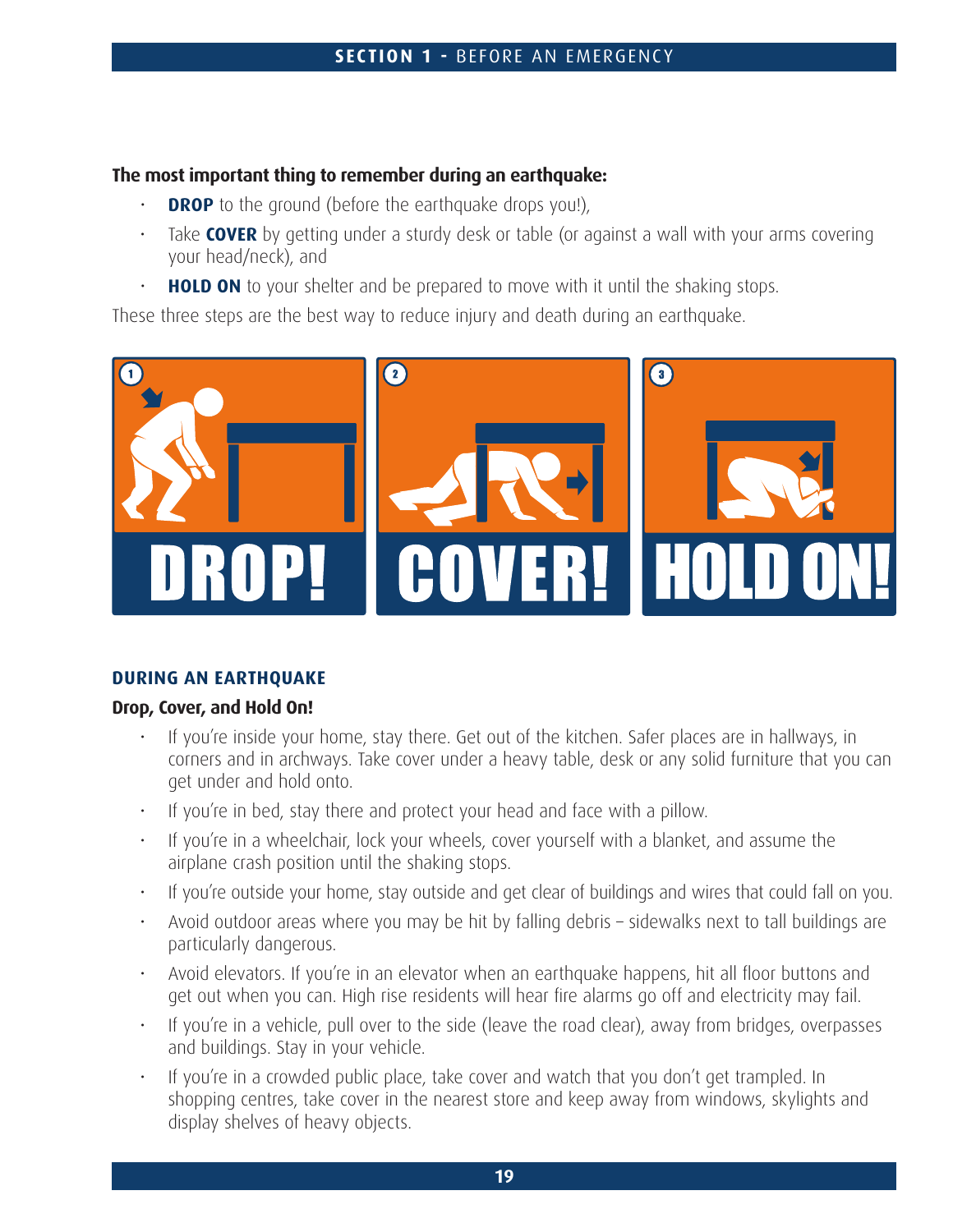**The most important thing to remember during an earthquake:**

- **DROP** to the ground (before the earthquake drops you!),
- Take **COVER** by getting under a sturdy desk or table (or against a wall with your arms covering your head/neck), and
- **HOLD ON** to your shelter and be prepared to move with it until the shaking stops.

These three steps are the best way to reduce injury and death during an earthquake.

## DURING AN EARTHQUAKE

### Drop, Cover, and Hold On!

- If you're inside your home, stay there. Get out of the kitchen. Safer places are in hallways, in corners and in archways. Take cover under a heavy table, desk or any solid furniture that you can get under and hold onto.
- If you're in bed, stay there and protect your head and face with a pillow.
- If you're in a wheelchair, lock your wheels, cover yourself with a blanket, and assume the airplane crash position until the shaking stops.
- If you're outside your home, stay outside and get clear of buildings and wires that could fall on you.
- Avoid outdoor areas where you may be hit by falling debris – sidewalks next to tall buildings are particularly dangerous.
- Avoid elevators. If you're in an elevator when an earthquake happens, hit all floor buttons and get out when you can. High rise residents will hear fire alarms go off and electricity may fail.
- If you're in a vehicle, pull over to the side (leave the road clear), away from bridges, overpasses and buildings. Stay in your vehicle.
- If you're in a crowded public place, take cover and watch that you don't get trampled. In shopping centres, take cover in the nearest store and keep away from windows, skylights and display shelves of heavy objects.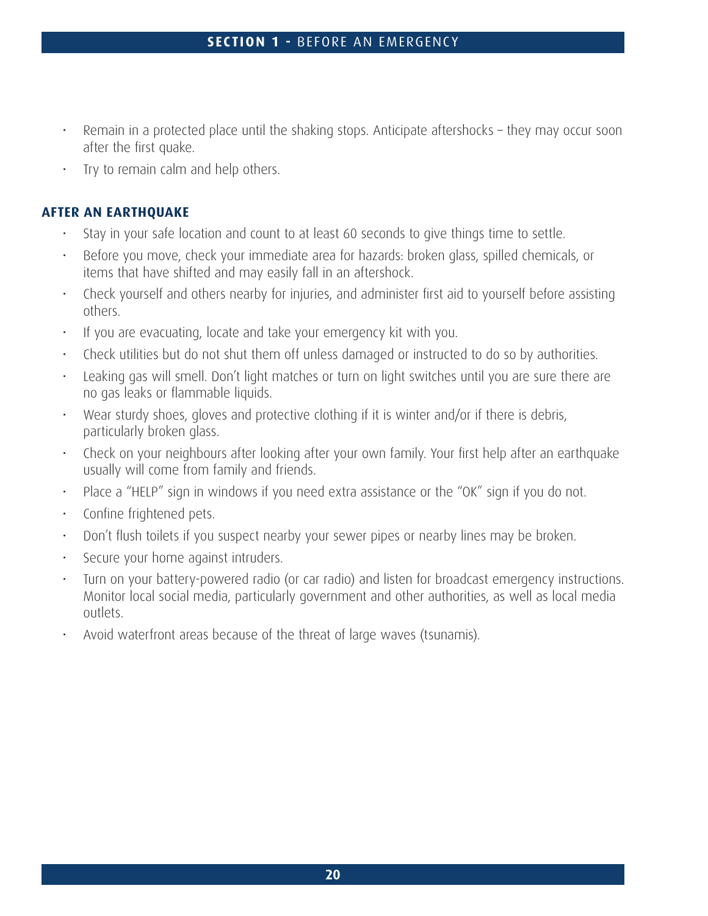- Remain in a protected place until the shaking stops. Anticipate aftershocks – they may occur soon after the first quake.
- Try to remain calm and help others.

### AFTER AN EARTHQUAKE

- Stay in your safe location and count to at least 60 seconds to give things time to settle.
- Before you move, check your immediate area for hazards: broken glass, spilled chemicals, or items that have shifted and may easily fall in an aftershock.
- Check yourself and others nearby for injuries, and administer first aid to yourself before assisting others.
- If you are evacuating, locate and take your emergency kit with you.
- Check utilities but do not shut them off unless damaged or instructed to do so by authorities.
- Leaking gas will smell. Don't light matches or turn on light switches until you are sure there are no gas leaks or flammable liquids.
- Wear sturdy shoes, gloves and protective clothing if it is winter and/or if there is debris, particularly broken glass.
- Check on your neighbours after looking after your own family. Your first help after an earthquake usually will come from family and friends.
- Place a "HELP" sign in windows if you need extra assistance or the "OK" sign if you do not.
- Confine frightened pets.
- Don't flush toilets if you suspect nearby your sewer pipes or nearby lines may be broken.
- Secure your home against intruders.
- Turn on your battery-powered radio (or car radio) and listen for broadcast emergency instructions. Monitor local social media, particularly government and other authorities, as well as local media outlets.
- Avoid waterfront areas because of the threat of large waves (tsunamis).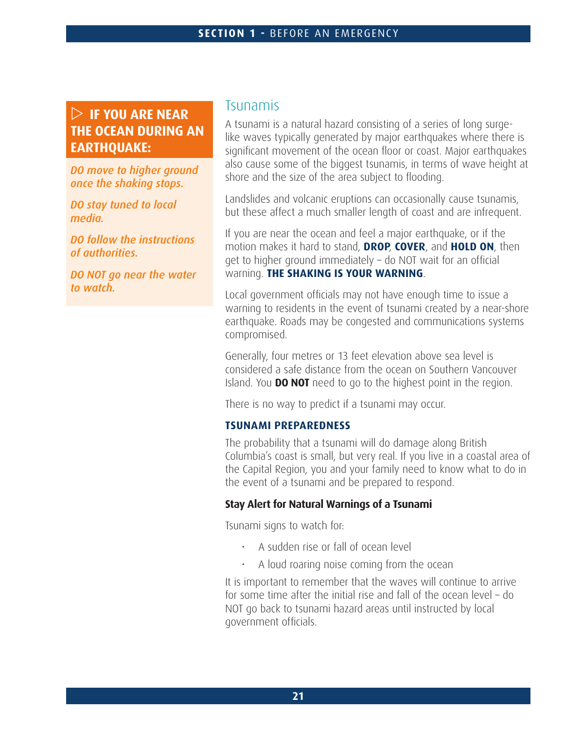## ▷ IF YOU ARE NEAR THE OCEAN DURING AN EARTHQUAKE:

*DO move to higher ground once the shaking stops.*

*DO stay tuned to local media.*

*DO follow the instructions of authorities.*

*DO NOT go near the water to watch.*

## Tsunamis

A tsunami is a natural hazard consisting of a series of long surge-like waves typically generated by major earthquakes where there is significant movement of the ocean floor or coast. Major earthquakes also cause some of the biggest tsunamis, in terms of wave height at shore and the size of the area subject to flooding.

Landslides and volcanic eruptions can occasionally cause tsunamis, but these affect a much smaller length of coast and are infrequent.

If you are near the ocean and feel a major earthquake, or if the motion makes it hard to stand, **DROP**, **COVER**, and **HOLD ON**, then get to higher ground immediately – do NOT wait for an official warning. **THE SHAKING IS YOUR WARNING**.

Local government officials may not have enough time to issue a warning to residents in the event of tsunami created by a near-shore earthquake. Roads may be congested and communications systems compromised.

Generally, four metres or 13 feet elevation above sea level is considered a safe distance from the ocean on Southern Vancouver Island. You **DO NOT** need to go to the highest point in the region.

There is no way to predict if a tsunami may occur.

### TSUNAMI PREPAREDNESS

The probability that a tsunami will do damage along British Columbia's coast is small, but very real. If you live in a coastal area of the Capital Region, you and your family need to know what to do in the event of a tsunami and be prepared to respond.

**Stay Alert for Natural Warnings of a Tsunami**

Tsunami signs to watch for:

- A sudden rise or fall of ocean level
- A loud roaring noise coming from the ocean

It is important to remember that the waves will continue to arrive for some time after the initial rise and fall of the ocean level – do NOT go back to tsunami hazard areas until instructed by local government officials.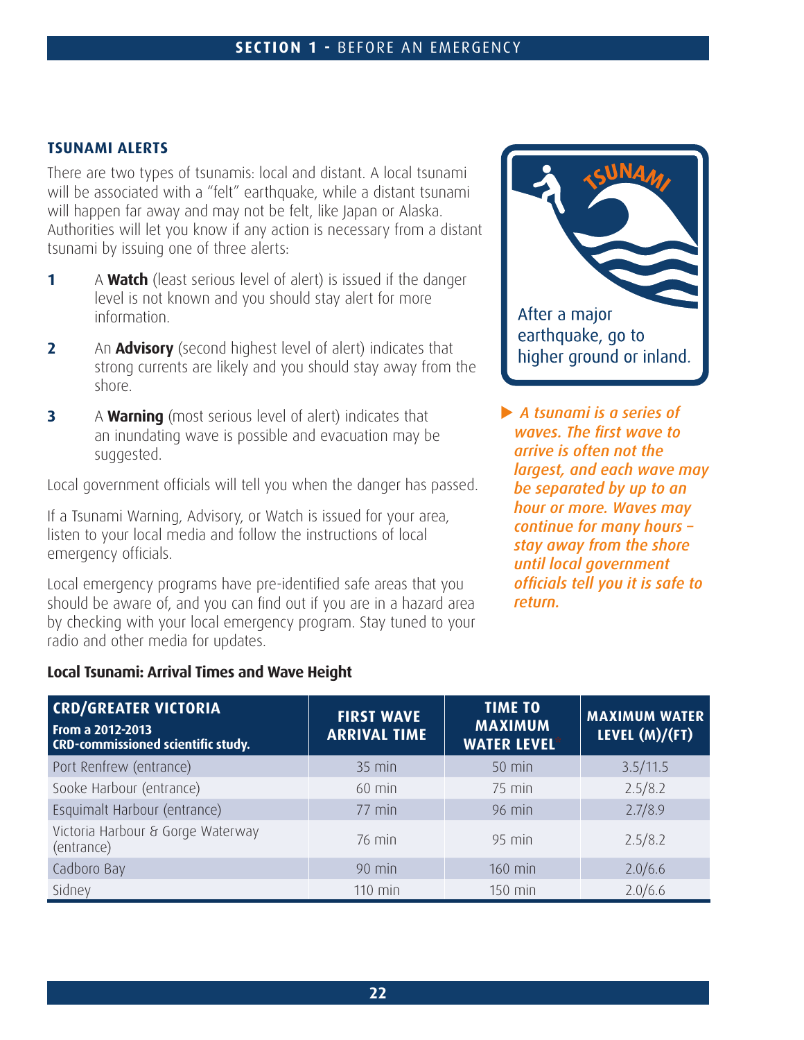### TSUNAMI ALERTS

There are two types of tsunamis: local and distant. A local tsunami will be associated with a "felt" earthquake, while a distant tsunami will happen far away and may not be felt, like Japan or Alaska. Authorities will let you know if any action is necessary from a distant tsunami by issuing one of three alerts:

1. A **Watch** (least serious level of alert) is issued if the danger level is not known and you should stay alert for more information.
2. An **Advisory** (second highest level of alert) indicates that strong currents are likely and you should stay away from the shore.
3. A **Warning** (most serious level of alert) indicates that an inundating wave is possible and evacuation may be suggested.

Local government officials will tell you when the danger has passed.

If a Tsunami Warning, Advisory, or Watch is issued for your area, listen to your local media and follow the instructions of local emergency officials.

Local emergency programs have pre-identified safe areas that you should be aware of, and you can find out if you are in a hazard area by checking with your local emergency program. Stay tuned to your radio and other media for updates.

TSUNAMI

After a major earthquake, go to higher ground or inland.

▶ ***A tsunami is a series of waves. The first wave to arrive is often not the largest, and each wave may be separated by up to an hour or more. Waves may continue for many hours – stay away from the shore until local government officials tell you it is safe to return.***

**Local Tsunami: Arrival Times and Wave Height**

| CRD/GREATER VICTORIA<br>From a 2012-2013 CRD-commissioned scientific study. | FIRST WAVE ARRIVAL TIME | TIME TO MAXIMUM WATER LEVEL* | MAXIMUM WATER LEVEL (M)/(FT) |
|---|---|---|---|
| Port Renfrew (entrance) | 35 min | 50 min | 3.5/11.5 |
| Sooke Harbour (entrance) | 60 min | 75 min | 2.5/8.2 |
| Esquimalt Harbour (entrance) | 77 min | 96 min | 2.7/8.9 |
| Victoria Harbour & Gorge Waterway (entrance) | 76 min | 95 min | 2.5/8.2 |
| Cadboro Bay | 90 min | 160 min | 2.0/6.6 |
| Sidney | 110 min | 150 min | 2.0/6.6 |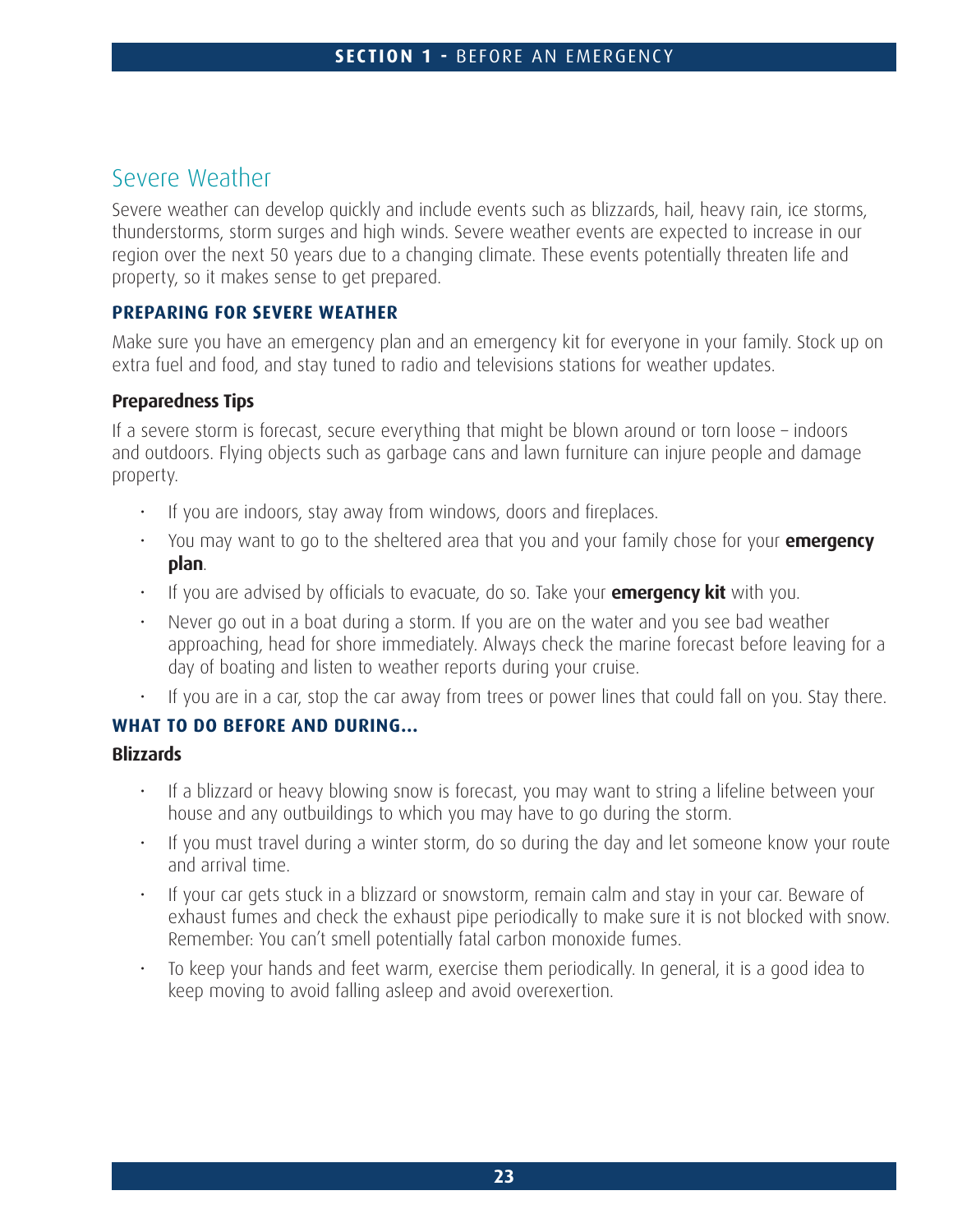## Severe Weather

Severe weather can develop quickly and include events such as blizzards, hail, heavy rain, ice storms, thunderstorms, storm surges and high winds. Severe weather events are expected to increase in our region over the next 50 years due to a changing climate. These events potentially threaten life and property, so it makes sense to get prepared.

### PREPARING FOR SEVERE WEATHER

Make sure you have an emergency plan and an emergency kit for everyone in your family. Stock up on extra fuel and food, and stay tuned to radio and televisions stations for weather updates.

#### Preparedness Tips

If a severe storm is forecast, secure everything that might be blown around or torn loose – indoors and outdoors. Flying objects such as garbage cans and lawn furniture can injure people and damage property.

- If you are indoors, stay away from windows, doors and fireplaces.
- You may want to go to the sheltered area that you and your family chose for your **emergency plan**.
- If you are advised by officials to evacuate, do so. Take your **emergency kit** with you.
- Never go out in a boat during a storm. If you are on the water and you see bad weather approaching, head for shore immediately. Always check the marine forecast before leaving for a day of boating and listen to weather reports during your cruise.
- If you are in a car, stop the car away from trees or power lines that could fall on you. Stay there.

### WHAT TO DO BEFORE AND DURING...

#### Blizzards

- If a blizzard or heavy blowing snow is forecast, you may want to string a lifeline between your house and any outbuildings to which you may have to go during the storm.
- If you must travel during a winter storm, do so during the day and let someone know your route and arrival time.
- If your car gets stuck in a blizzard or snowstorm, remain calm and stay in your car. Beware of exhaust fumes and check the exhaust pipe periodically to make sure it is not blocked with snow. Remember: You can't smell potentially fatal carbon monoxide fumes.
- To keep your hands and feet warm, exercise them periodically. In general, it is a good idea to keep moving to avoid falling asleep and avoid overexertion.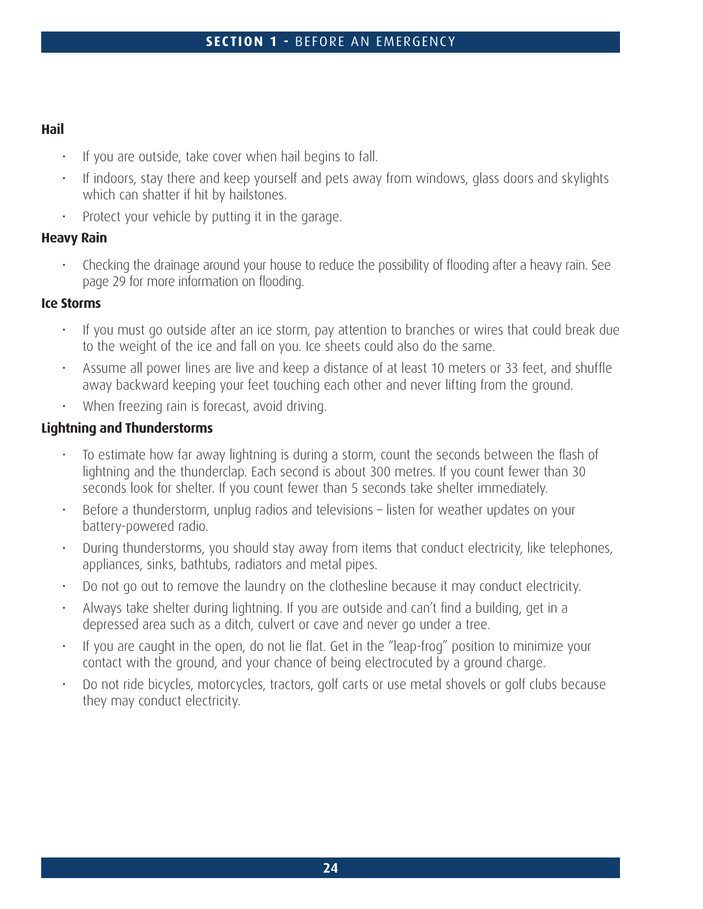### Hail

- If you are outside, take cover when hail begins to fall.
- If indoors, stay there and keep yourself and pets away from windows, glass doors and skylights which can shatter if hit by hailstones.
- Protect your vehicle by putting it in the garage.

### Heavy Rain

- Checking the drainage around your house to reduce the possibility of flooding after a heavy rain. See page 29 for more information on flooding.

### Ice Storms

- If you must go outside after an ice storm, pay attention to branches or wires that could break due to the weight of the ice and fall on you. Ice sheets could also do the same.
- Assume all power lines are live and keep a distance of at least 10 meters or 33 feet, and shuffle away backward keeping your feet touching each other and never lifting from the ground.
- When freezing rain is forecast, avoid driving.

### Lightning and Thunderstorms

- To estimate how far away lightning is during a storm, count the seconds between the flash of lightning and the thunderclap. Each second is about 300 metres. If you count fewer than 30 seconds look for shelter. If you count fewer than 5 seconds take shelter immediately.
- Before a thunderstorm, unplug radios and televisions – listen for weather updates on your battery-powered radio.
- During thunderstorms, you should stay away from items that conduct electricity, like telephones, appliances, sinks, bathtubs, radiators and metal pipes.
- Do not go out to remove the laundry on the clothesline because it may conduct electricity.
- Always take shelter during lightning. If you are outside and can't find a building, get in a depressed area such as a ditch, culvert or cave and never go under a tree.
- If you are caught in the open, do not lie flat. Get in the "leap-frog" position to minimize your contact with the ground, and your chance of being electrocuted by a ground charge.
- Do not ride bicycles, motorcycles, tractors, golf carts or use metal shovels or golf clubs because they may conduct electricity.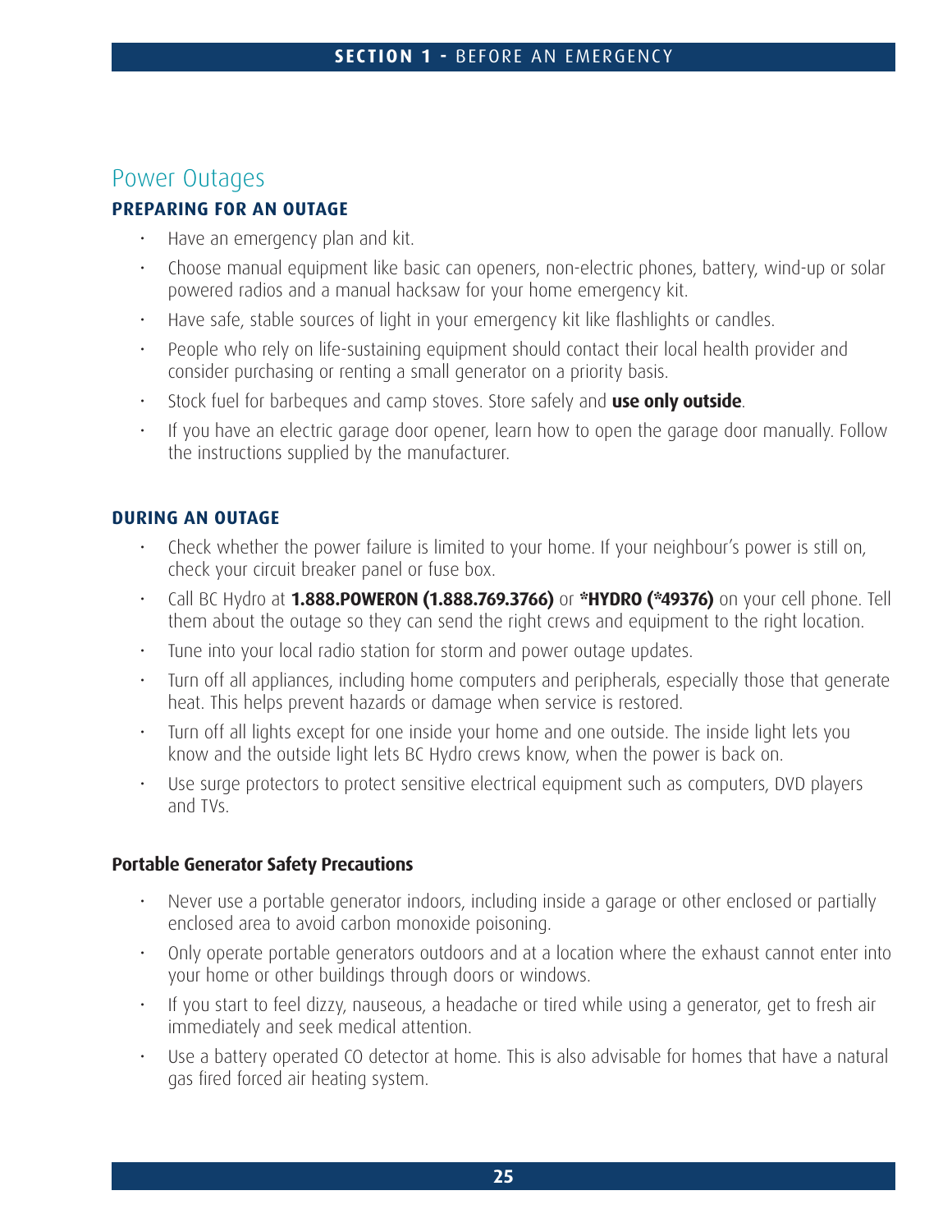## Power Outages

### PREPARING FOR AN OUTAGE

- Have an emergency plan and kit.
- Choose manual equipment like basic can openers, non-electric phones, battery, wind-up or solar powered radios and a manual hacksaw for your home emergency kit.
- Have safe, stable sources of light in your emergency kit like flashlights or candles.
- People who rely on life-sustaining equipment should contact their local health provider and consider purchasing or renting a small generator on a priority basis.
- Stock fuel for barbeques and camp stoves. Store safely and **use only outside**.
- If you have an electric garage door opener, learn how to open the garage door manually. Follow the instructions supplied by the manufacturer.

### DURING AN OUTAGE

- Check whether the power failure is limited to your home. If your neighbour's power is still on, check your circuit breaker panel or fuse box.
- Call BC Hydro at **1.888.POWERON (1.888.769.3766)** or ***HYDRO (*49376)** on your cell phone. Tell them about the outage so they can send the right crews and equipment to the right location.
- Tune into your local radio station for storm and power outage updates.
- Turn off all appliances, including home computers and peripherals, especially those that generate heat. This helps prevent hazards or damage when service is restored.
- Turn off all lights except for one inside your home and one outside. The inside light lets you know and the outside light lets BC Hydro crews know, when the power is back on.
- Use surge protectors to protect sensitive electrical equipment such as computers, DVD players and TVs.

#### Portable Generator Safety Precautions

- Never use a portable generator indoors, including inside a garage or other enclosed or partially enclosed area to avoid carbon monoxide poisoning.
- Only operate portable generators outdoors and at a location where the exhaust cannot enter into your home or other buildings through doors or windows.
- If you start to feel dizzy, nauseous, a headache or tired while using a generator, get to fresh air immediately and seek medical attention.
- Use a battery operated CO detector at home. This is also advisable for homes that have a natural gas fired forced air heating system.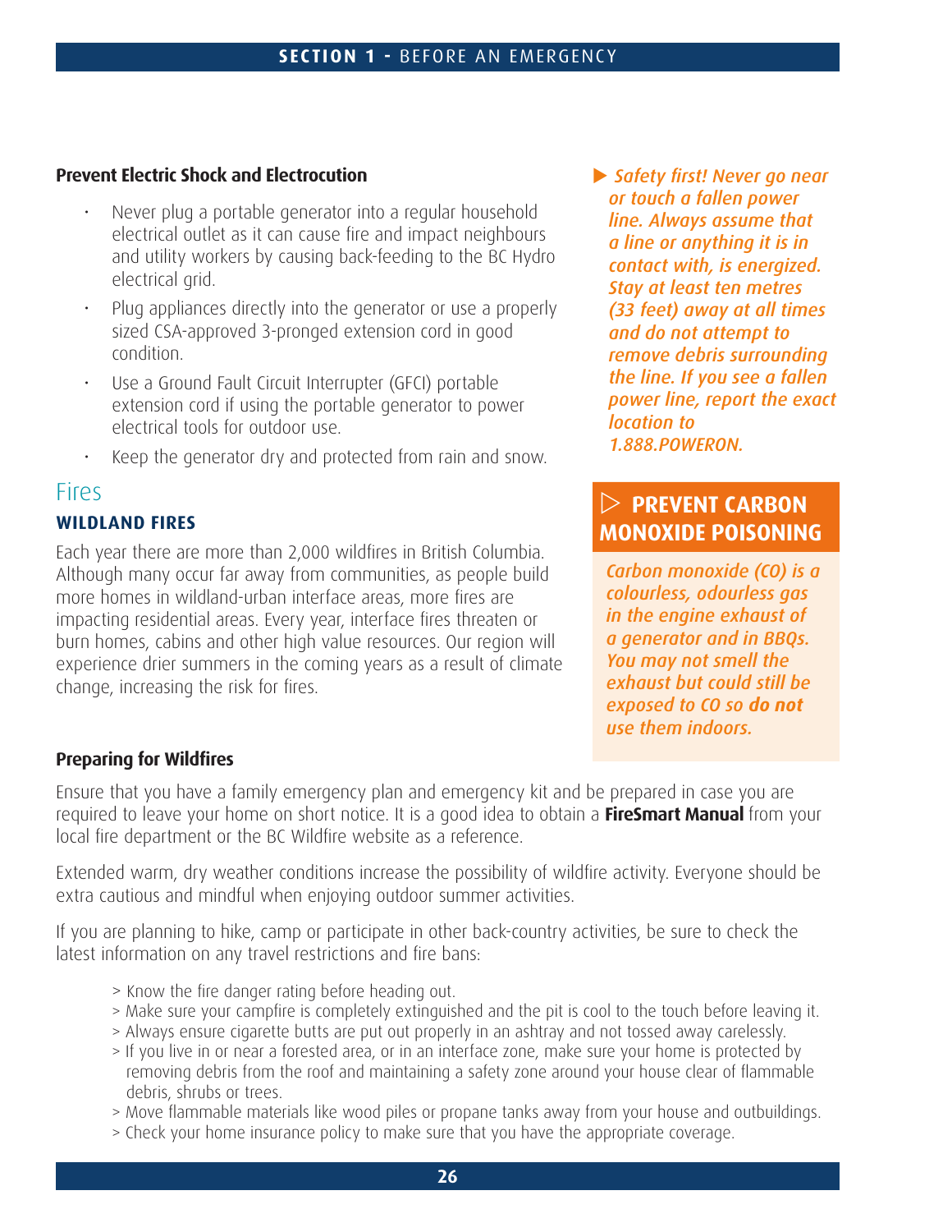### Prevent Electric Shock and Electrocution

- Never plug a portable generator into a regular household electrical outlet as it can cause fire and impact neighbours and utility workers by causing back-feeding to the BC Hydro electrical grid.
- Plug appliances directly into the generator or use a properly sized CSA-approved 3-pronged extension cord in good condition.
- Use a Ground Fault Circuit Interrupter (GFCI) portable extension cord if using the portable generator to power electrical tools for outdoor use.
- Keep the generator dry and protected from rain and snow.

▶ *Safety first! Never go near or touch a fallen power line. Always assume that a line or anything it is in contact with, is energized. Stay at least ten metres (33 feet) away at all times and do not attempt to remove debris surrounding the line. If you see a fallen power line, report the exact location to 1.888.POWERON.*

**▷ PREVENT CARBON MONOXIDE POISONING**

*Carbon monoxide (CO) is a colourless, odourless gas in the engine exhaust of a generator and in BBQs. You may not smell the exhaust but could still be exposed to CO so **do not** use them indoors.*

## Fires

### WILDLAND FIRES

Each year there are more than 2,000 wildfires in British Columbia. Although many occur far away from communities, as people build more homes in wildland-urban interface areas, more fires are impacting residential areas. Every year, interface fires threaten or burn homes, cabins and other high value resources. Our region will experience drier summers in the coming years as a result of climate change, increasing the risk for fires.

### Preparing for Wildfires

Ensure that you have a family emergency plan and emergency kit and be prepared in case you are required to leave your home on short notice. It is a good idea to obtain a **FireSmart Manual** from your local fire department or the BC Wildfire website as a reference.

Extended warm, dry weather conditions increase the possibility of wildfire activity. Everyone should be extra cautious and mindful when enjoying outdoor summer activities.

If you are planning to hike, camp or participate in other back-country activities, be sure to check the latest information on any travel restrictions and fire bans:

> Know the fire danger rating before heading out.
> Make sure your campfire is completely extinguished and the pit is cool to the touch before leaving it.
> Always ensure cigarette butts are put out properly in an ashtray and not tossed away carelessly.
> If you live in or near a forested area, or in an interface zone, make sure your home is protected by removing debris from the roof and maintaining a safety zone around your house clear of flammable debris, shrubs or trees.
> Move flammable materials like wood piles or propane tanks away from your house and outbuildings.
> Check your home insurance policy to make sure that you have the appropriate coverage.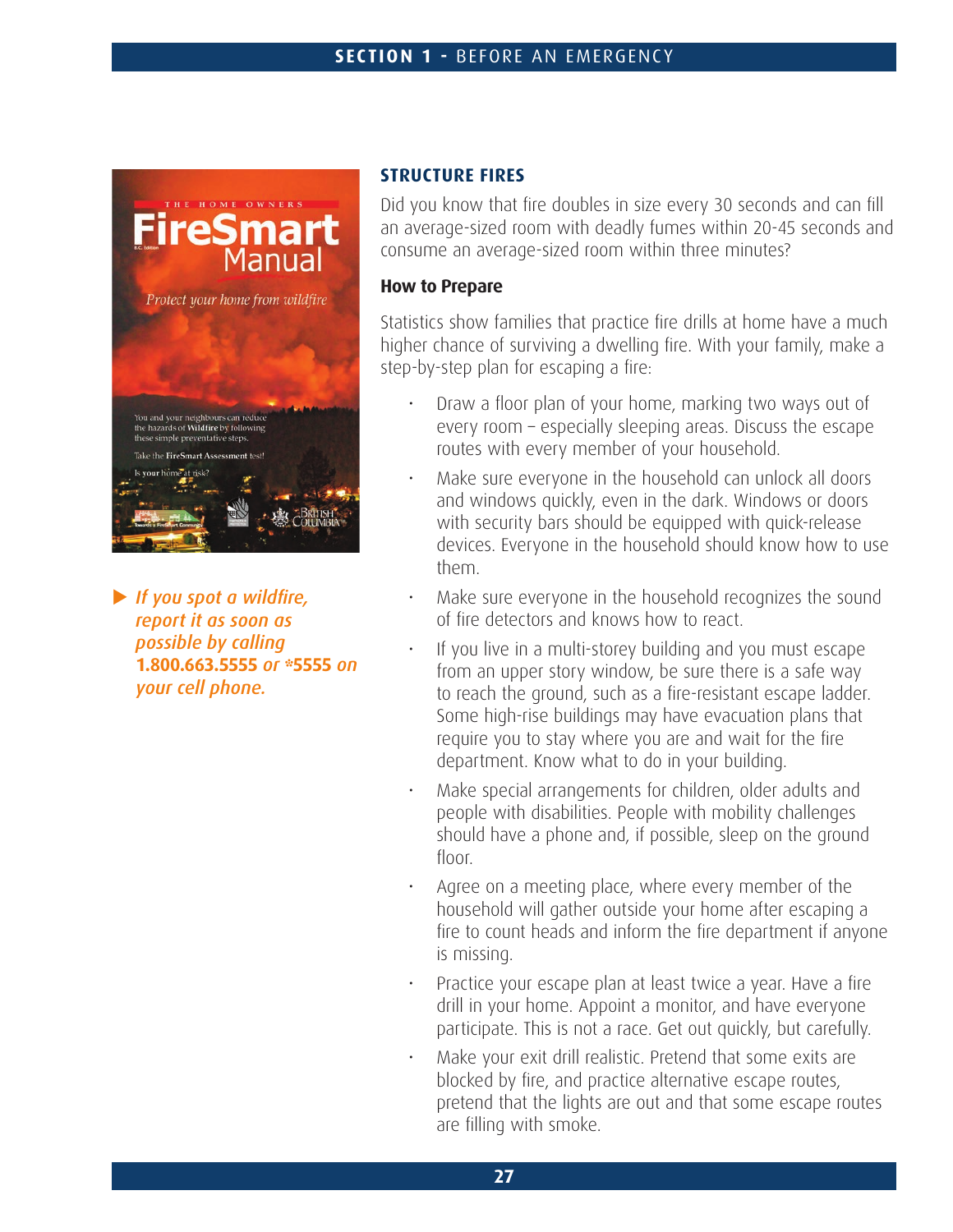## STRUCTURE FIRES

Did you know that fire doubles in size every 30 seconds and can fill an average-sized room with deadly fumes within 20-45 seconds and consume an average-sized room within three minutes?

### How to Prepare

Statistics show families that practice fire drills at home have a much higher chance of surviving a dwelling fire. With your family, make a step-by-step plan for escaping a fire:

- Draw a floor plan of your home, marking two ways out of every room – especially sleeping areas. Discuss the escape routes with every member of your household.
- Make sure everyone in the household can unlock all doors and windows quickly, even in the dark. Windows or doors with security bars should be equipped with quick-release devices. Everyone in the household should know how to use them.
- Make sure everyone in the household recognizes the sound of fire detectors and knows how to react.
- If you live in a multi-storey building and you must escape from an upper story window, be sure there is a safe way to reach the ground, such as a fire-resistant escape ladder. Some high-rise buildings may have evacuation plans that require you to stay where you are and wait for the fire department. Know what to do in your building.
- Make special arrangements for children, older adults and people with disabilities. People with mobility challenges should have a phone and, if possible, sleep on the ground floor.
- Agree on a meeting place, where every member of the household will gather outside your home after escaping a fire to count heads and inform the fire department if anyone is missing.
- Practice your escape plan at least twice a year. Have a fire drill in your home. Appoint a monitor, and have everyone participate. This is not a race. Get out quickly, but carefully.
- Make your exit drill realistic. Pretend that some exits are blocked by fire, and practice alternative escape routes, pretend that the lights are out and that some escape routes are filling with smoke.

*If you spot a wildfire, report it as soon as possible by calling* ***1.800.663.5555*** *or* ***\*5555*** *on your cell phone.*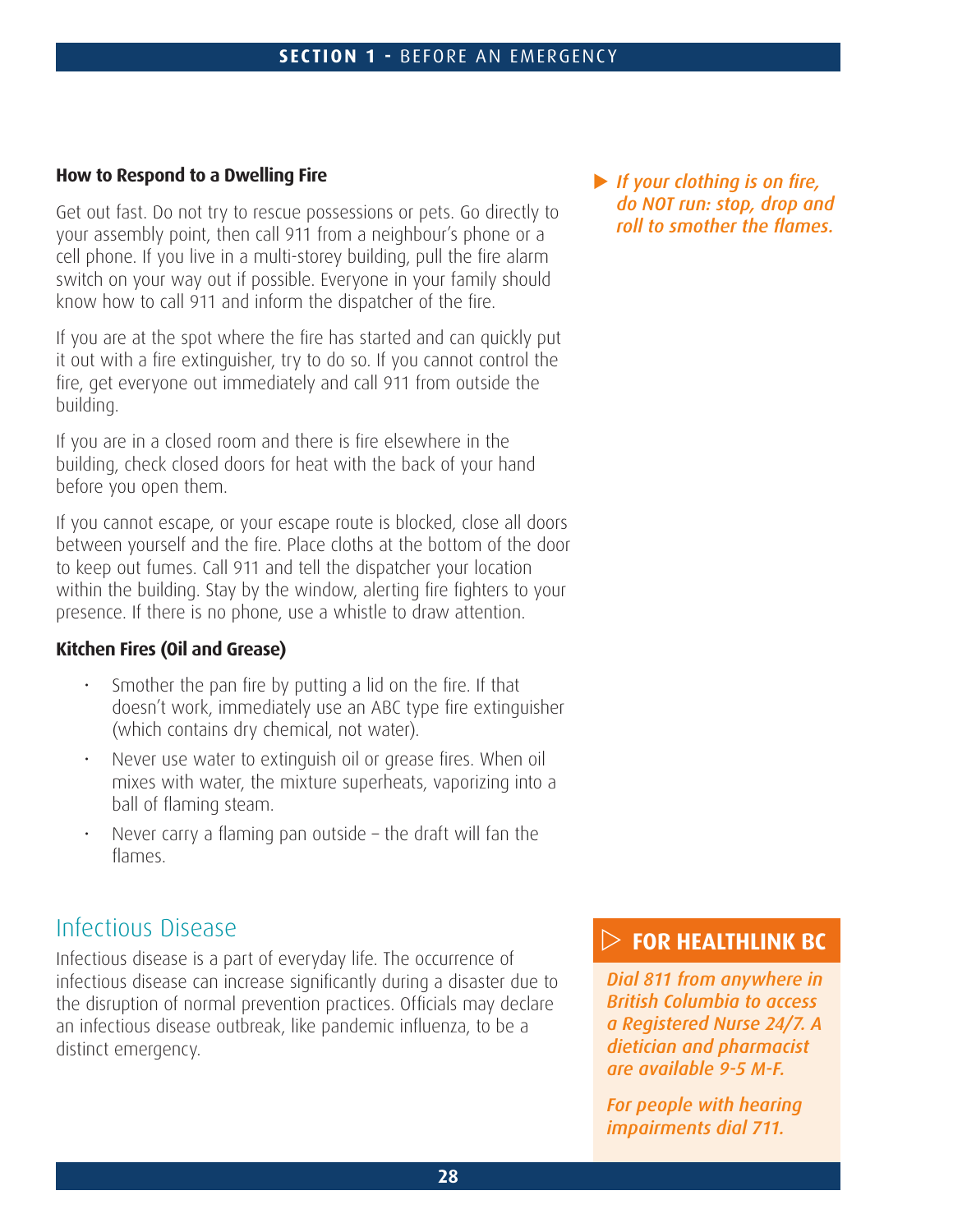### How to Respond to a Dwelling Fire

Get out fast. Do not try to rescue possessions or pets. Go directly to your assembly point, then call 911 from a neighbour's phone or a cell phone. If you live in a multi-storey building, pull the fire alarm switch on your way out if possible. Everyone in your family should know how to call 911 and inform the dispatcher of the fire.

If you are at the spot where the fire has started and can quickly put it out with a fire extinguisher, try to do so. If you cannot control the fire, get everyone out immediately and call 911 from outside the building.

If you are in a closed room and there is fire elsewhere in the building, check closed doors for heat with the back of your hand before you open them.

If you cannot escape, or your escape route is blocked, close all doors between yourself and the fire. Place cloths at the bottom of the door to keep out fumes. Call 911 and tell the dispatcher your location within the building. Stay by the window, alerting fire fighters to your presence. If there is no phone, use a whistle to draw attention.

> *If your clothing is on fire, do NOT run: stop, drop and roll to smother the flames.*

### Kitchen Fires (Oil and Grease)

- Smother the pan fire by putting a lid on the fire. If that doesn't work, immediately use an ABC type fire extinguisher (which contains dry chemical, not water).
- Never use water to extinguish oil or grease fires. When oil mixes with water, the mixture superheats, vaporizing into a ball of flaming steam.
- Never carry a flaming pan outside – the draft will fan the flames.

## Infectious Disease

Infectious disease is a part of everyday life. The occurrence of infectious disease can increase significantly during a disaster due to the disruption of normal prevention practices. Officials may declare an infectious disease outbreak, like pandemic influenza, to be a distinct emergency.

> **FOR HEALTHLINK BC**
>
> *Dial 811 from anywhere in British Columbia to access a Registered Nurse 24/7. A dietician and pharmacist are available 9-5 M-F.*
>
> *For people with hearing impairments dial 711.*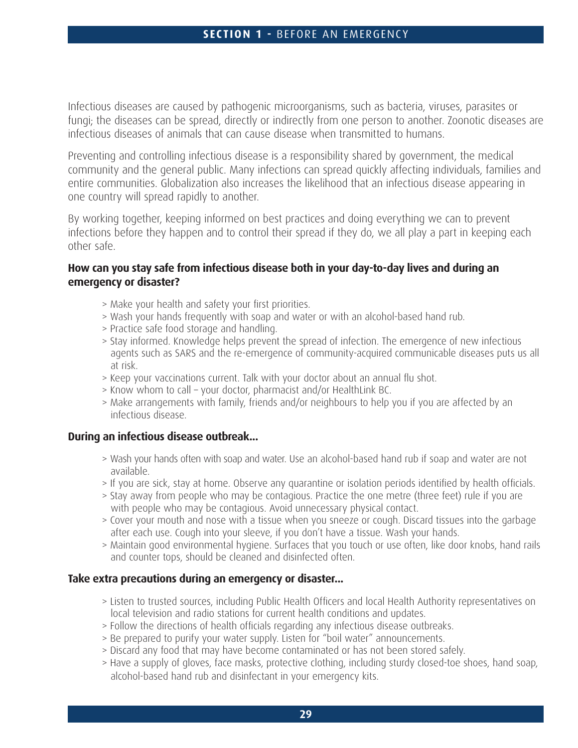Infectious diseases are caused by pathogenic microorganisms, such as bacteria, viruses, parasites or fungi; the diseases can be spread, directly or indirectly from one person to another. Zoonotic diseases are infectious diseases of animals that can cause disease when transmitted to humans.

Preventing and controlling infectious disease is a responsibility shared by government, the medical community and the general public. Many infections can spread quickly affecting individuals, families and entire communities. Globalization also increases the likelihood that an infectious disease appearing in one country will spread rapidly to another.

By working together, keeping informed on best practices and doing everything we can to prevent infections before they happen and to control their spread if they do, we all play a part in keeping each other safe.

**How can you stay safe from infectious disease both in your day-to-day lives and during an emergency or disaster?**

> Make your health and safety your first priorities.
> Wash your hands frequently with soap and water or with an alcohol-based hand rub.
> Practice safe food storage and handling.
> Stay informed. Knowledge helps prevent the spread of infection. The emergence of new infectious agents such as SARS and the re-emergence of community-acquired communicable diseases puts us all at risk.
> Keep your vaccinations current. Talk with your doctor about an annual flu shot.
> Know whom to call – your doctor, pharmacist and/or HealthLink BC.
> Make arrangements with family, friends and/or neighbours to help you if you are affected by an infectious disease.

**During an infectious disease outbreak...**

> Wash your hands often with soap and water. Use an alcohol-based hand rub if soap and water are not available.
> If you are sick, stay at home. Observe any quarantine or isolation periods identified by health officials.
> Stay away from people who may be contagious. Practice the one metre (three feet) rule if you are with people who may be contagious. Avoid unnecessary physical contact.
> Cover your mouth and nose with a tissue when you sneeze or cough. Discard tissues into the garbage after each use. Cough into your sleeve, if you don't have a tissue. Wash your hands.
> Maintain good environmental hygiene. Surfaces that you touch or use often, like door knobs, hand rails and counter tops, should be cleaned and disinfected often.

**Take extra precautions during an emergency or disaster...**

> Listen to trusted sources, including Public Health Officers and local Health Authority representatives on local television and radio stations for current health conditions and updates.
> Follow the directions of health officials regarding any infectious disease outbreaks.
> Be prepared to purify your water supply. Listen for "boil water" announcements.
> Discard any food that may have become contaminated or has not been stored safely.
> Have a supply of gloves, face masks, protective clothing, including sturdy closed-toe shoes, hand soap, alcohol-based hand rub and disinfectant in your emergency kits.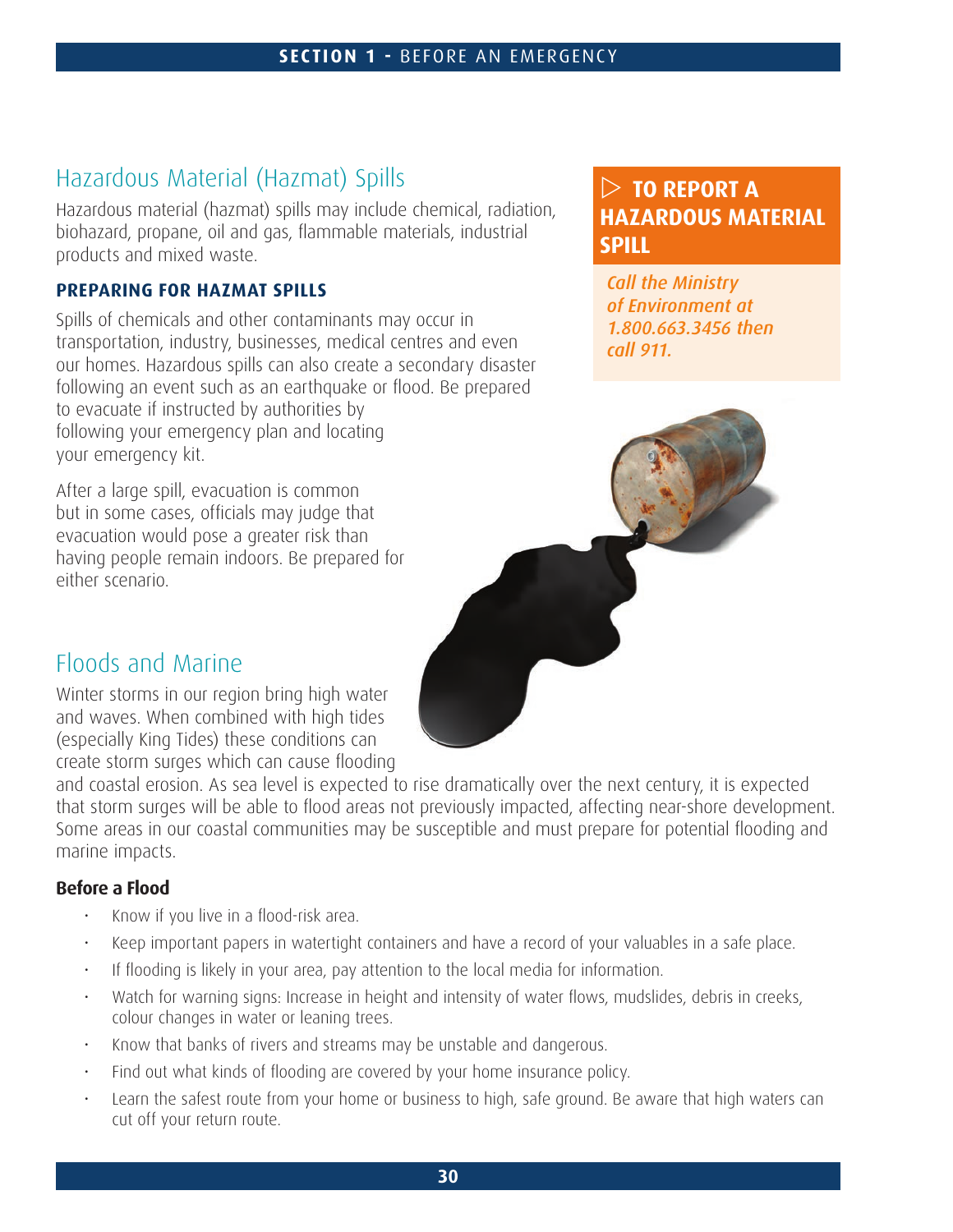## Hazardous Material (Hazmat) Spills

Hazardous material (hazmat) spills may include chemical, radiation, biohazard, propane, oil and gas, flammable materials, industrial products and mixed waste.

### PREPARING FOR HAZMAT SPILLS

Spills of chemicals and other contaminants may occur in transportation, industry, businesses, medical centres and even our homes. Hazardous spills can also create a secondary disaster following an event such as an earthquake or flood. Be prepared to evacuate if instructed by authorities by following your emergency plan and locating your emergency kit.

After a large spill, evacuation is common but in some cases, officials may judge that evacuation would pose a greater risk than having people remain indoors. Be prepared for either scenario.

> **▷ TO REPORT A HAZARDOUS MATERIAL SPILL**
>
> *Call the Ministry of Environment at 1.800.663.3456 then call 911.*

## Floods and Marine

Winter storms in our region bring high water and waves. When combined with high tides (especially King Tides) these conditions can create storm surges which can cause flooding and coastal erosion. As sea level is expected to rise dramatically over the next century, it is expected that storm surges will be able to flood areas not previously impacted, affecting near-shore development. Some areas in our coastal communities may be susceptible and must prepare for potential flooding and marine impacts.

### Before a Flood

- Know if you live in a flood-risk area.
- Keep important papers in watertight containers and have a record of your valuables in a safe place.
- If flooding is likely in your area, pay attention to the local media for information.
- Watch for warning signs: Increase in height and intensity of water flows, mudslides, debris in creeks, colour changes in water or leaning trees.
- Know that banks of rivers and streams may be unstable and dangerous.
- Find out what kinds of flooding are covered by your home insurance policy.
- Learn the safest route from your home or business to high, safe ground. Be aware that high waters can cut off your return route.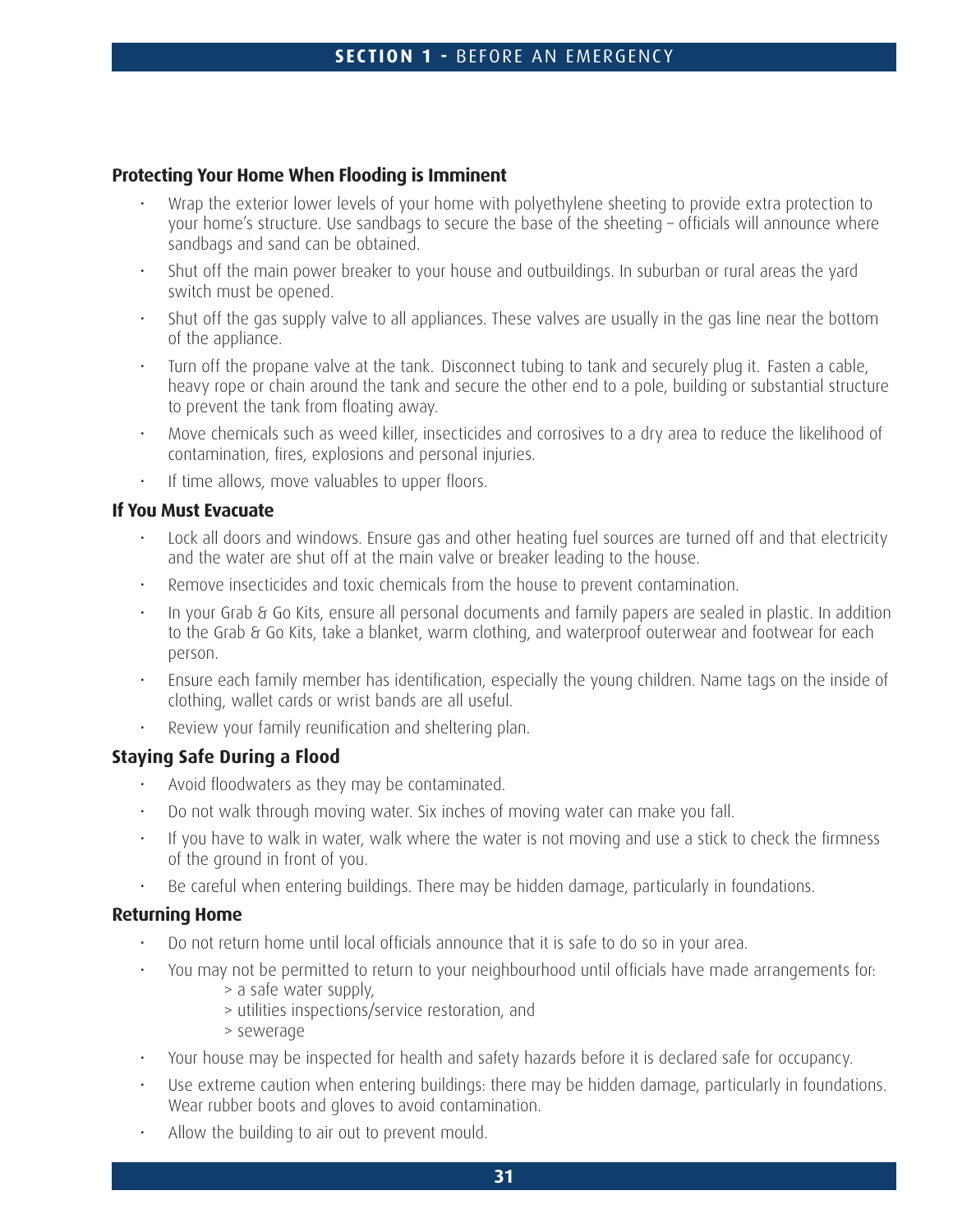### Protecting Your Home When Flooding is Imminent

- Wrap the exterior lower levels of your home with polyethylene sheeting to provide extra protection to your home's structure. Use sandbags to secure the base of the sheeting – officials will announce where sandbags and sand can be obtained.
- Shut off the main power breaker to your house and outbuildings. In suburban or rural areas the yard switch must be opened.
- Shut off the gas supply valve to all appliances. These valves are usually in the gas line near the bottom of the appliance.
- Turn off the propane valve at the tank. Disconnect tubing to tank and securely plug it. Fasten a cable, heavy rope or chain around the tank and secure the other end to a pole, building or substantial structure to prevent the tank from floating away.
- Move chemicals such as weed killer, insecticides and corrosives to a dry area to reduce the likelihood of contamination, fires, explosions and personal injuries.
- If time allows, move valuables to upper floors.

### If You Must Evacuate

- Lock all doors and windows. Ensure gas and other heating fuel sources are turned off and that electricity and the water are shut off at the main valve or breaker leading to the house.
- Remove insecticides and toxic chemicals from the house to prevent contamination.
- In your Grab & Go Kits, ensure all personal documents and family papers are sealed in plastic. In addition to the Grab & Go Kits, take a blanket, warm clothing, and waterproof outerwear and footwear for each person.
- Ensure each family member has identification, especially the young children. Name tags on the inside of clothing, wallet cards or wrist bands are all useful.
- Review your family reunification and sheltering plan.

### Staying Safe During a Flood

- Avoid floodwaters as they may be contaminated.
- Do not walk through moving water. Six inches of moving water can make you fall.
- If you have to walk in water, walk where the water is not moving and use a stick to check the firmness of the ground in front of you.
- Be careful when entering buildings. There may be hidden damage, particularly in foundations.

### Returning Home

- Do not return home until local officials announce that it is safe to do so in your area.
- You may not be permitted to return to your neighbourhood until officials have made arrangements for:
  > a safe water supply,
  > utilities inspections/service restoration, and
  > sewerage
- Your house may be inspected for health and safety hazards before it is declared safe for occupancy.
- Use extreme caution when entering buildings: there may be hidden damage, particularly in foundations. Wear rubber boots and gloves to avoid contamination.
- Allow the building to air out to prevent mould.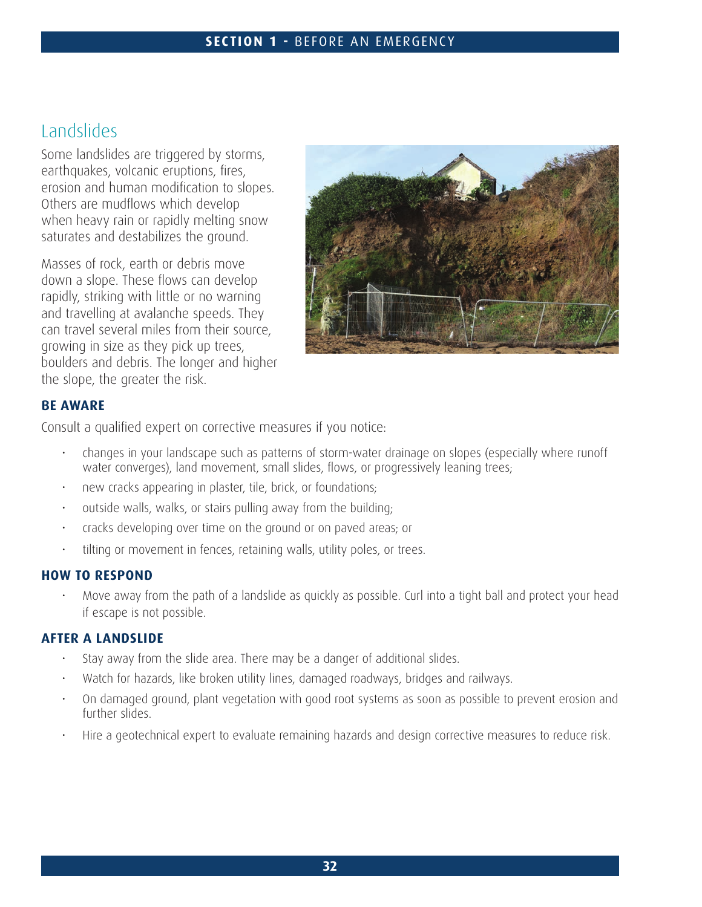## Landslides

Some landslides are triggered by storms, earthquakes, volcanic eruptions, fires, erosion and human modification to slopes. Others are mudflows which develop when heavy rain or rapidly melting snow saturates and destabilizes the ground.

Masses of rock, earth or debris move down a slope. These flows can develop rapidly, striking with little or no warning and travelling at avalanche speeds. They can travel several miles from their source, growing in size as they pick up trees, boulders and debris. The longer and higher the slope, the greater the risk.

### BE AWARE

Consult a qualified expert on corrective measures if you notice:

- changes in your landscape such as patterns of storm-water drainage on slopes (especially where runoff water converges), land movement, small slides, flows, or progressively leaning trees;
- new cracks appearing in plaster, tile, brick, or foundations;
- outside walls, walks, or stairs pulling away from the building;
- cracks developing over time on the ground or on paved areas; or
- tilting or movement in fences, retaining walls, utility poles, or trees.

### HOW TO RESPOND

- Move away from the path of a landslide as quickly as possible. Curl into a tight ball and protect your head if escape is not possible.

### AFTER A LANDSLIDE

- Stay away from the slide area. There may be a danger of additional slides.
- Watch for hazards, like broken utility lines, damaged roadways, bridges and railways.
- On damaged ground, plant vegetation with good root systems as soon as possible to prevent erosion and further slides.
- Hire a geotechnical expert to evaluate remaining hazards and design corrective measures to reduce risk.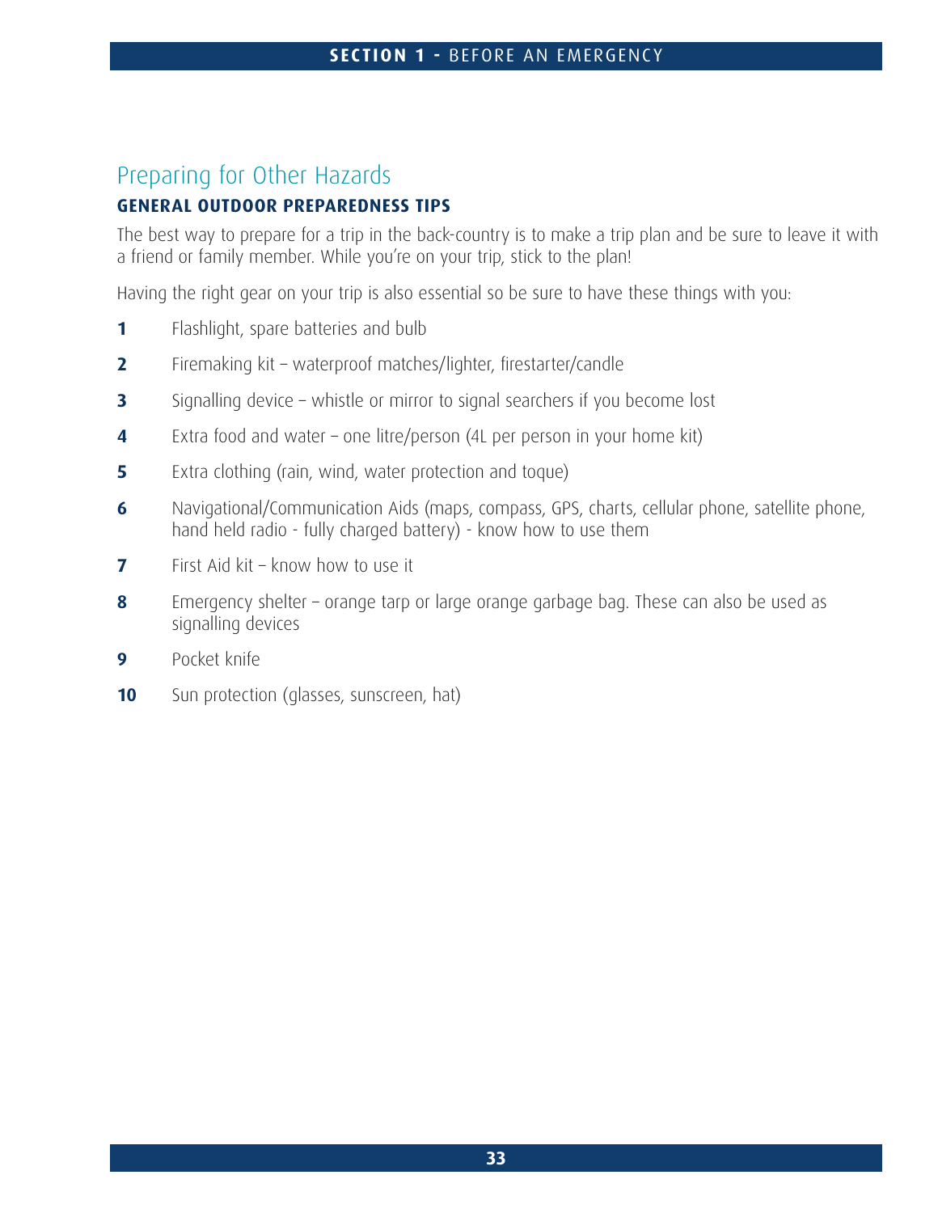## Preparing for Other Hazards

### GENERAL OUTDOOR PREPAREDNESS TIPS

The best way to prepare for a trip in the back-country is to make a trip plan and be sure to leave it with a friend or family member. While you're on your trip, stick to the plan!

Having the right gear on your trip is also essential so be sure to have these things with you:

1. Flashlight, spare batteries and bulb
2. Firemaking kit – waterproof matches/lighter, firestarter/candle
3. Signalling device – whistle or mirror to signal searchers if you become lost
4. Extra food and water – one litre/person (4L per person in your home kit)
5. Extra clothing (rain, wind, water protection and toque)
6. Navigational/Communication Aids (maps, compass, GPS, charts, cellular phone, satellite phone, hand held radio - fully charged battery) - know how to use them
7. First Aid kit – know how to use it
8. Emergency shelter – orange tarp or large orange garbage bag. These can also be used as signalling devices
9. Pocket knife
10. Sun protection (glasses, sunscreen, hat)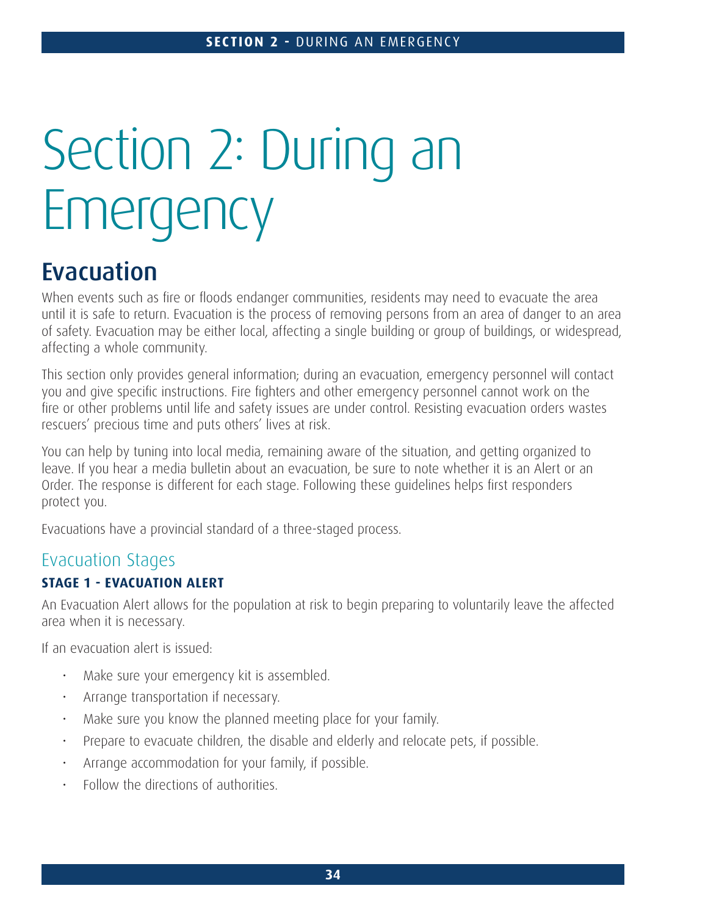# Section 2: During an Emergency

## Evacuation

When events such as fire or floods endanger communities, residents may need to evacuate the area until it is safe to return. Evacuation is the process of removing persons from an area of danger to an area of safety. Evacuation may be either local, affecting a single building or group of buildings, or widespread, affecting a whole community.

This section only provides general information; during an evacuation, emergency personnel will contact you and give specific instructions. Fire fighters and other emergency personnel cannot work on the fire or other problems until life and safety issues are under control. Resisting evacuation orders wastes rescuers' precious time and puts others' lives at risk.

You can help by tuning into local media, remaining aware of the situation, and getting organized to leave. If you hear a media bulletin about an evacuation, be sure to note whether it is an Alert or an Order. The response is different for each stage. Following these guidelines helps first responders protect you.

Evacuations have a provincial standard of a three-staged process.

### Evacuation Stages

#### STAGE 1 - EVACUATION ALERT

An Evacuation Alert allows for the population at risk to begin preparing to voluntarily leave the affected area when it is necessary.

If an evacuation alert is issued:

- Make sure your emergency kit is assembled.
- Arrange transportation if necessary.
- Make sure you know the planned meeting place for your family.
- Prepare to evacuate children, the disable and elderly and relocate pets, if possible.
- Arrange accommodation for your family, if possible.
- Follow the directions of authorities.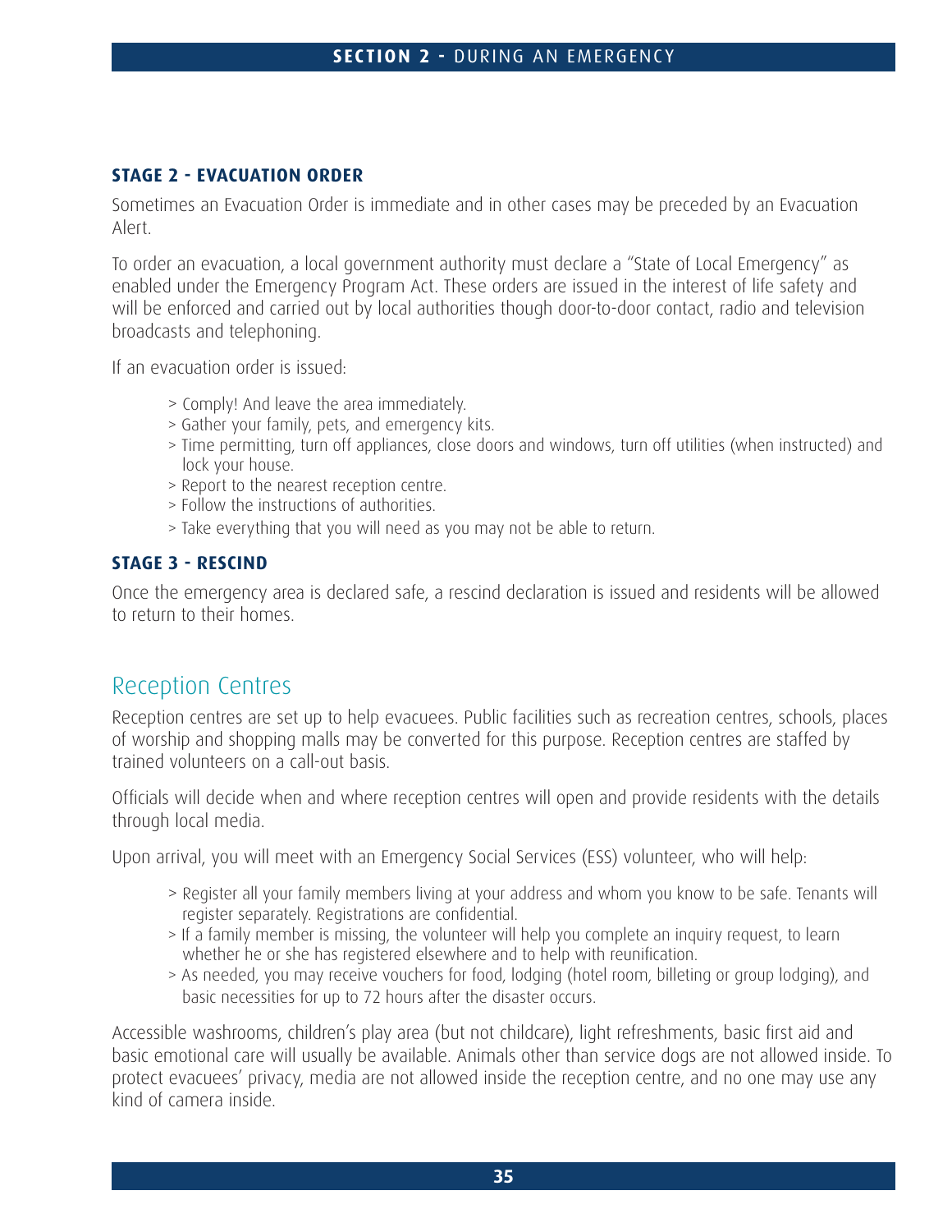### STAGE 2 - EVACUATION ORDER

Sometimes an Evacuation Order is immediate and in other cases may be preceded by an Evacuation Alert.

To order an evacuation, a local government authority must declare a "State of Local Emergency" as enabled under the Emergency Program Act. These orders are issued in the interest of life safety and will be enforced and carried out by local authorities though door-to-door contact, radio and television broadcasts and telephoning.

If an evacuation order is issued:

> Comply! And leave the area immediately.
> Gather your family, pets, and emergency kits.
> Time permitting, turn off appliances, close doors and windows, turn off utilities (when instructed) and lock your house.
> Report to the nearest reception centre.
> Follow the instructions of authorities.
> Take everything that you will need as you may not be able to return.

### STAGE 3 - RESCIND

Once the emergency area is declared safe, a rescind declaration is issued and residents will be allowed to return to their homes.

## Reception Centres

Reception centres are set up to help evacuees. Public facilities such as recreation centres, schools, places of worship and shopping malls may be converted for this purpose. Reception centres are staffed by trained volunteers on a call-out basis.

Officials will decide when and where reception centres will open and provide residents with the details through local media.

Upon arrival, you will meet with an Emergency Social Services (ESS) volunteer, who will help:

> Register all your family members living at your address and whom you know to be safe. Tenants will register separately. Registrations are confidential.
> If a family member is missing, the volunteer will help you complete an inquiry request, to learn whether he or she has registered elsewhere and to help with reunification.
> As needed, you may receive vouchers for food, lodging (hotel room, billeting or group lodging), and basic necessities for up to 72 hours after the disaster occurs.

Accessible washrooms, children's play area (but not childcare), light refreshments, basic first aid and basic emotional care will usually be available. Animals other than service dogs are not allowed inside. To protect evacuees' privacy, media are not allowed inside the reception centre, and no one may use any kind of camera inside.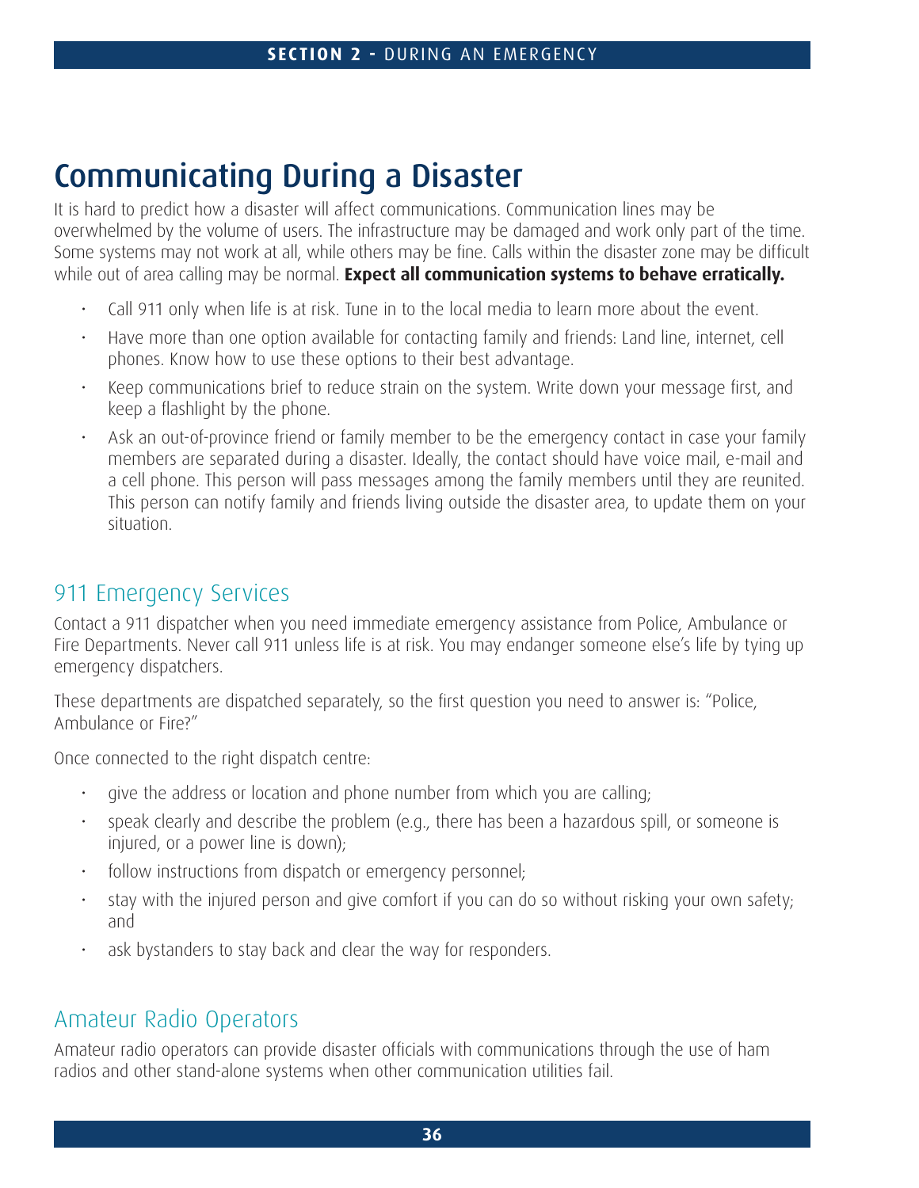# Communicating During a Disaster

It is hard to predict how a disaster will affect communications. Communication lines may be overwhelmed by the volume of users. The infrastructure may be damaged and work only part of the time. Some systems may not work at all, while others may be fine. Calls within the disaster zone may be difficult while out of area calling may be normal. **Expect all communication systems to behave erratically.**

- Call 911 only when life is at risk. Tune in to the local media to learn more about the event.
- Have more than one option available for contacting family and friends: Land line, internet, cell phones. Know how to use these options to their best advantage.
- Keep communications brief to reduce strain on the system. Write down your message first, and keep a flashlight by the phone.
- Ask an out-of-province friend or family member to be the emergency contact in case your family members are separated during a disaster. Ideally, the contact should have voice mail, e-mail and a cell phone. This person will pass messages among the family members until they are reunited. This person can notify family and friends living outside the disaster area, to update them on your situation.

## 911 Emergency Services

Contact a 911 dispatcher when you need immediate emergency assistance from Police, Ambulance or Fire Departments. Never call 911 unless life is at risk. You may endanger someone else's life by tying up emergency dispatchers.

These departments are dispatched separately, so the first question you need to answer is: "Police, Ambulance or Fire?"

Once connected to the right dispatch centre:

- give the address or location and phone number from which you are calling;
- speak clearly and describe the problem (e.g., there has been a hazardous spill, or someone is injured, or a power line is down);
- follow instructions from dispatch or emergency personnel;
- stay with the injured person and give comfort if you can do so without risking your own safety; and
- ask bystanders to stay back and clear the way for responders.

## Amateur Radio Operators

Amateur radio operators can provide disaster officials with communications through the use of ham radios and other stand-alone systems when other communication utilities fail.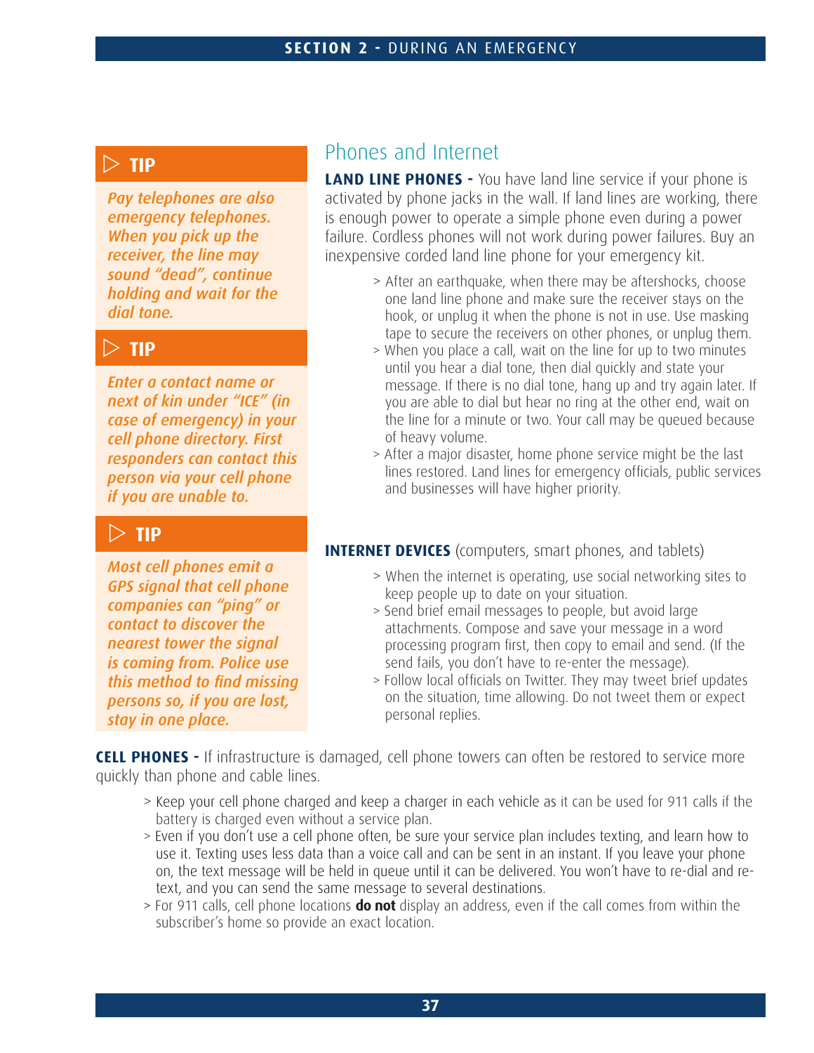## Phones and Internet

**LAND LINE PHONES -** You have land line service if your phone is activated by phone jacks in the wall. If land lines are working, there is enough power to operate a simple phone even during a power failure. Cordless phones will not work during power failures. Buy an inexpensive corded land line phone for your emergency kit.

> After an earthquake, when there may be aftershocks, choose one land line phone and make sure the receiver stays on the hook, or unplug it when the phone is not in use. Use masking tape to secure the receivers on other phones, or unplug them.
> When you place a call, wait on the line for up to two minutes until you hear a dial tone, then dial quickly and state your message. If there is no dial tone, hang up and try again later. If you are able to dial but hear no ring at the other end, wait on the line for a minute or two. Your call may be queued because of heavy volume.
> After a major disaster, home phone service might be the last lines restored. Land lines for emergency officials, public services and businesses will have higher priority.

**INTERNET DEVICES** (computers, smart phones, and tablets)

> When the internet is operating, use social networking sites to keep people up to date on your situation.
> Send brief email messages to people, but avoid large attachments. Compose and save your message in a word processing program first, then copy to email and send. (If the send fails, you don't have to re-enter the message).
> Follow local officials on Twitter. They may tweet brief updates on the situation, time allowing. Do not tweet them or expect personal replies.

### TIP

*Pay telephones are also emergency telephones. When you pick up the receiver, the line may sound "dead", continue holding and wait for the dial tone.*

### TIP

*Enter a contact name or next of kin under "ICE" (in case of emergency) in your cell phone directory. First responders can contact this person via your cell phone if you are unable to.*

### TIP

*Most cell phones emit a GPS signal that cell phone companies can "ping" or contact to discover the nearest tower the signal is coming from. Police use this method to find missing persons so, if you are lost, stay in one place.*

**CELL PHONES -** If infrastructure is damaged, cell phone towers can often be restored to service more quickly than phone and cable lines.

> Keep your cell phone charged and keep a charger in each vehicle as it can be used for 911 calls if the battery is charged even without a service plan.
> Even if you don't use a cell phone often, be sure your service plan includes texting, and learn how to use it. Texting uses less data than a voice call and can be sent in an instant. If you leave your phone on, the text message will be held in queue until it can be delivered. You won't have to re-dial and re-text, and you can send the same message to several destinations.
> For 911 calls, cell phone locations **do not** display an address, even if the call comes from within the subscriber's home so provide an exact location.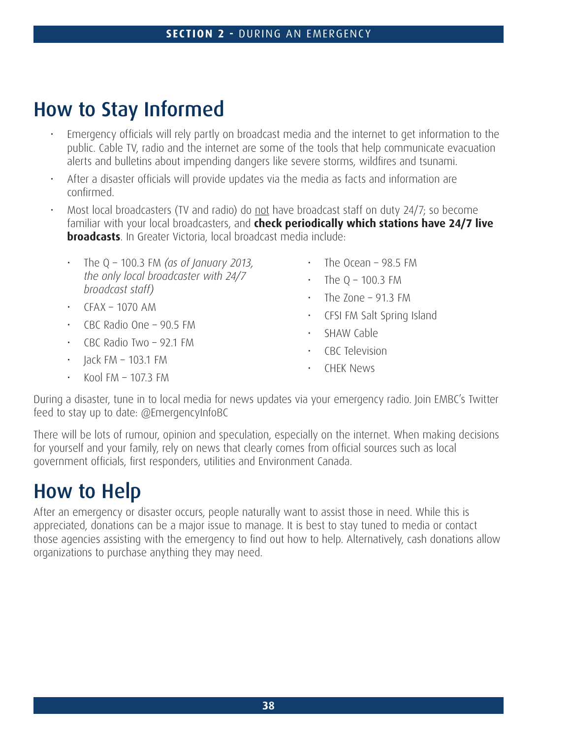# How to Stay Informed

- Emergency officials will rely partly on broadcast media and the internet to get information to the public. Cable TV, radio and the internet are some of the tools that help communicate evacuation alerts and bulletins about impending dangers like severe storms, wildfires and tsunami.
- After a disaster officials will provide updates via the media as facts and information are confirmed.
- Most local broadcasters (TV and radio) do <u>not</u> have broadcast staff on duty 24/7; so become familiar with your local broadcasters, and **check periodically which stations have 24/7 live broadcasts**. In Greater Victoria, local broadcast media include:
    - The Q – 100.3 FM *(as of January 2013, the only local broadcaster with 24/7 broadcast staff)*
    - CFAX – 1070 AM
    - CBC Radio One – 90.5 FM
    - CBC Radio Two – 92.1 FM
    - Jack FM – 103.1 FM
    - Kool FM – 107.3 FM
    - The Ocean – 98.5 FM
    - The Q – 100.3 FM
    - The Zone – 91.3 FM
    - CFSI FM Salt Spring Island
    - SHAW Cable
    - CBC Television
    - CHEK News

During a disaster, tune in to local media for news updates via your emergency radio. Join EMBC's Twitter feed to stay up to date: @EmergencyInfoBC

There will be lots of rumour, opinion and speculation, especially on the internet. When making decisions for yourself and your family, rely on news that clearly comes from official sources such as local government officials, first responders, utilities and Environment Canada.

# How to Help

After an emergency or disaster occurs, people naturally want to assist those in need. While this is appreciated, donations can be a major issue to manage. It is best to stay tuned to media or contact those agencies assisting with the emergency to find out how to help. Alternatively, cash donations allow organizations to purchase anything they may need.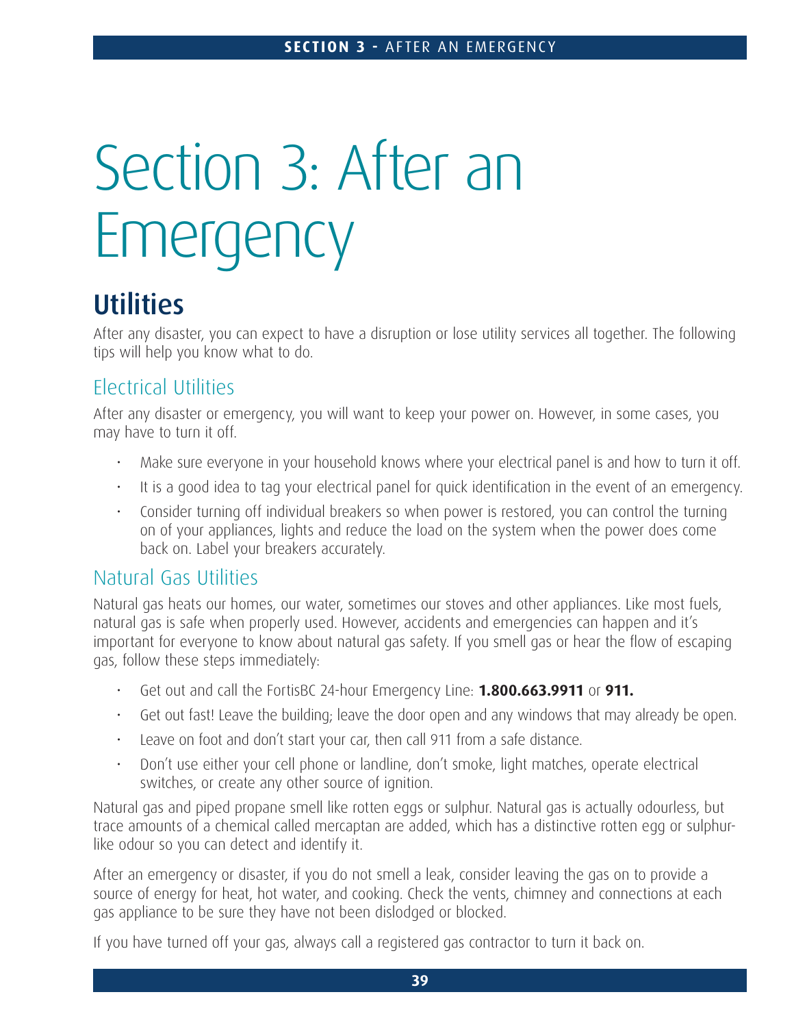# Section 3: After an Emergency

## Utilities

After any disaster, you can expect to have a disruption or lose utility services all together. The following tips will help you know what to do.

### Electrical Utilities

After any disaster or emergency, you will want to keep your power on. However, in some cases, you may have to turn it off.

- Make sure everyone in your household knows where your electrical panel is and how to turn it off.
- It is a good idea to tag your electrical panel for quick identification in the event of an emergency.
- Consider turning off individual breakers so when power is restored, you can control the turning on of your appliances, lights and reduce the load on the system when the power does come back on. Label your breakers accurately.

### Natural Gas Utilities

Natural gas heats our homes, our water, sometimes our stoves and other appliances. Like most fuels, natural gas is safe when properly used. However, accidents and emergencies can happen and it's important for everyone to know about natural gas safety. If you smell gas or hear the flow of escaping gas, follow these steps immediately:

- Get out and call the FortisBC 24-hour Emergency Line: **1.800.663.9911** or **911.**
- Get out fast! Leave the building; leave the door open and any windows that may already be open.
- Leave on foot and don't start your car, then call 911 from a safe distance.
- Don't use either your cell phone or landline, don't smoke, light matches, operate electrical switches, or create any other source of ignition.

Natural gas and piped propane smell like rotten eggs or sulphur. Natural gas is actually odourless, but trace amounts of a chemical called mercaptan are added, which has a distinctive rotten egg or sulphur-like odour so you can detect and identify it.

After an emergency or disaster, if you do not smell a leak, consider leaving the gas on to provide a source of energy for heat, hot water, and cooking. Check the vents, chimney and connections at each gas appliance to be sure they have not been dislodged or blocked.

If you have turned off your gas, always call a registered gas contractor to turn it back on.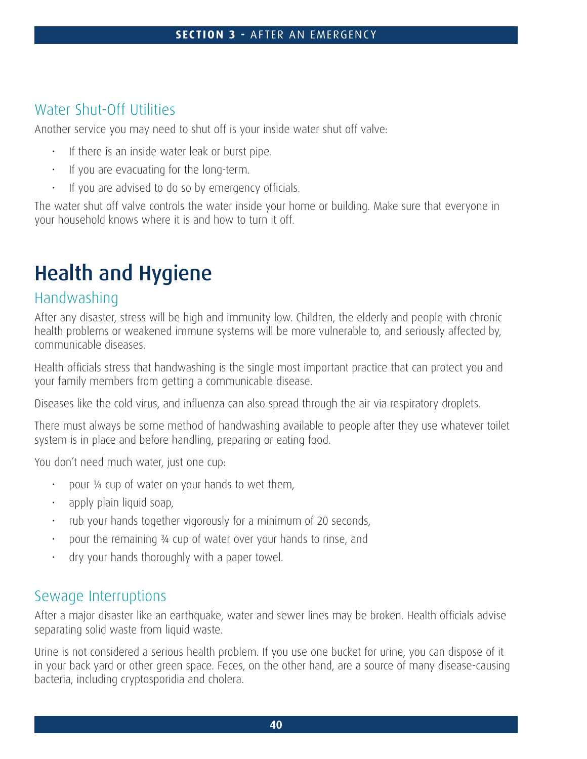### Water Shut-Off Utilities

Another service you may need to shut off is your inside water shut off valve:

- If there is an inside water leak or burst pipe.
- If you are evacuating for the long-term.
- If you are advised to do so by emergency officials.

The water shut off valve controls the water inside your home or building. Make sure that everyone in your household knows where it is and how to turn it off.

## Health and Hygiene

### Handwashing

After any disaster, stress will be high and immunity low. Children, the elderly and people with chronic health problems or weakened immune systems will be more vulnerable to, and seriously affected by, communicable diseases.

Health officials stress that handwashing is the single most important practice that can protect you and your family members from getting a communicable disease.

Diseases like the cold virus, and influenza can also spread through the air via respiratory droplets.

There must always be some method of handwashing available to people after they use whatever toilet system is in place and before handling, preparing or eating food.

You don't need much water, just one cup:

- pour ¼ cup of water on your hands to wet them,
- apply plain liquid soap,
- rub your hands together vigorously for a minimum of 20 seconds,
- pour the remaining ¾ cup of water over your hands to rinse, and
- dry your hands thoroughly with a paper towel.

### Sewage Interruptions

After a major disaster like an earthquake, water and sewer lines may be broken. Health officials advise separating solid waste from liquid waste.

Urine is not considered a serious health problem. If you use one bucket for urine, you can dispose of it in your back yard or other green space. Feces, on the other hand, are a source of many disease-causing bacteria, including cryptosporidia and cholera.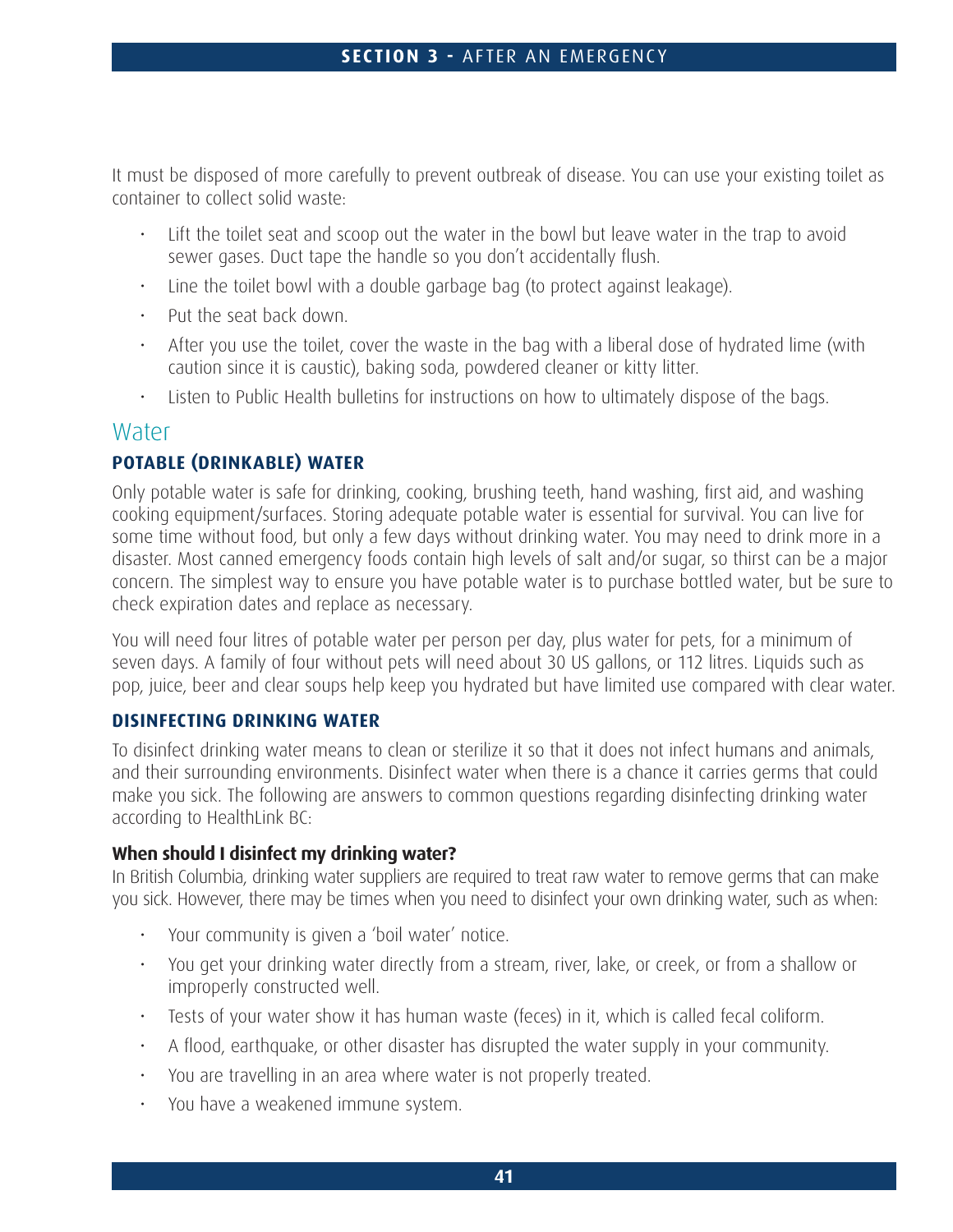It must be disposed of more carefully to prevent outbreak of disease. You can use your existing toilet as container to collect solid waste:

- Lift the toilet seat and scoop out the water in the bowl but leave water in the trap to avoid sewer gases. Duct tape the handle so you don't accidentally flush.
- Line the toilet bowl with a double garbage bag (to protect against leakage).
- Put the seat back down.
- After you use the toilet, cover the waste in the bag with a liberal dose of hydrated lime (with caution since it is caustic), baking soda, powdered cleaner or kitty litter.
- Listen to Public Health bulletins for instructions on how to ultimately dispose of the bags.

## Water

### POTABLE (DRINKABLE) WATER

Only potable water is safe for drinking, cooking, brushing teeth, hand washing, first aid, and washing cooking equipment/surfaces. Storing adequate potable water is essential for survival. You can live for some time without food, but only a few days without drinking water. You may need to drink more in a disaster. Most canned emergency foods contain high levels of salt and/or sugar, so thirst can be a major concern. The simplest way to ensure you have potable water is to purchase bottled water, but be sure to check expiration dates and replace as necessary.

You will need four litres of potable water per person per day, plus water for pets, for a minimum of seven days. A family of four without pets will need about 30 US gallons, or 112 litres. Liquids such as pop, juice, beer and clear soups help keep you hydrated but have limited use compared with clear water.

### DISINFECTING DRINKING WATER

To disinfect drinking water means to clean or sterilize it so that it does not infect humans and animals, and their surrounding environments. Disinfect water when there is a chance it carries germs that could make you sick. The following are answers to common questions regarding disinfecting drinking water according to HealthLink BC:

**When should I disinfect my drinking water?**
In British Columbia, drinking water suppliers are required to treat raw water to remove germs that can make you sick. However, there may be times when you need to disinfect your own drinking water, such as when:

- Your community is given a 'boil water' notice.
- You get your drinking water directly from a stream, river, lake, or creek, or from a shallow or improperly constructed well.
- Tests of your water show it has human waste (feces) in it, which is called fecal coliform.
- A flood, earthquake, or other disaster has disrupted the water supply in your community.
- You are travelling in an area where water is not properly treated.
- You have a weakened immune system.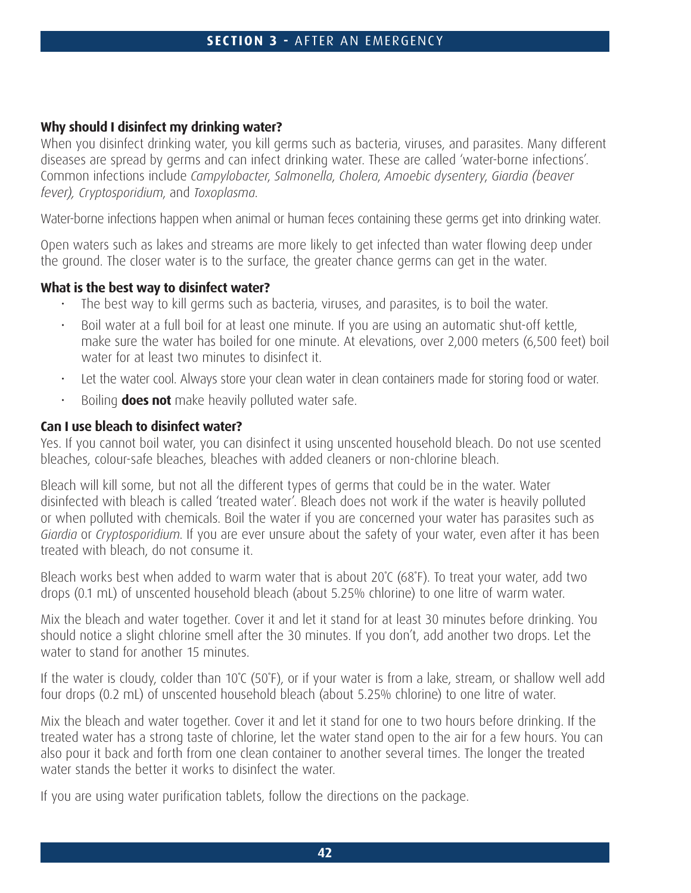### Why should I disinfect my drinking water?

When you disinfect drinking water, you kill germs such as bacteria, viruses, and parasites. Many different diseases are spread by germs and can infect drinking water. These are called 'water-borne infections'. Common infections include *Campylobacter*, *Salmonella*, *Cholera*, *Amoebic dysentery*, *Giardia (beaver fever)*, *Cryptosporidium*, and *Toxoplasma*.

Water-borne infections happen when animal or human feces containing these germs get into drinking water.

Open waters such as lakes and streams are more likely to get infected than water flowing deep under the ground. The closer water is to the surface, the greater chance germs can get in the water.

### What is the best way to disinfect water?

- The best way to kill germs such as bacteria, viruses, and parasites, is to boil the water.
- Boil water at a full boil for at least one minute. If you are using an automatic shut-off kettle, make sure the water has boiled for one minute. At elevations, over 2,000 meters (6,500 feet) boil water for at least two minutes to disinfect it.
- Let the water cool. Always store your clean water in clean containers made for storing food or water.
- Boiling **does not** make heavily polluted water safe.

### Can I use bleach to disinfect water?

Yes. If you cannot boil water, you can disinfect it using unscented household bleach. Do not use scented bleaches, colour-safe bleaches, bleaches with added cleaners or non-chlorine bleach.

Bleach will kill some, but not all the different types of germs that could be in the water. Water disinfected with bleach is called 'treated water'. Bleach does not work if the water is heavily polluted or when polluted with chemicals. Boil the water if you are concerned your water has parasites such as *Giardia* or *Cryptosporidium*. If you are ever unsure about the safety of your water, even after it has been treated with bleach, do not consume it.

Bleach works best when added to warm water that is about 20˚C (68˚F). To treat your water, add two drops (0.1 mL) of unscented household bleach (about 5.25% chlorine) to one litre of warm water.

Mix the bleach and water together. Cover it and let it stand for at least 30 minutes before drinking. You should notice a slight chlorine smell after the 30 minutes. If you don't, add another two drops. Let the water to stand for another 15 minutes.

If the water is cloudy, colder than 10˚C (50˚F), or if your water is from a lake, stream, or shallow well add four drops (0.2 mL) of unscented household bleach (about 5.25% chlorine) to one litre of water.

Mix the bleach and water together. Cover it and let it stand for one to two hours before drinking. If the treated water has a strong taste of chlorine, let the water stand open to the air for a few hours. You can also pour it back and forth from one clean container to another several times. The longer the treated water stands the better it works to disinfect the water.

If you are using water purification tablets, follow the directions on the package.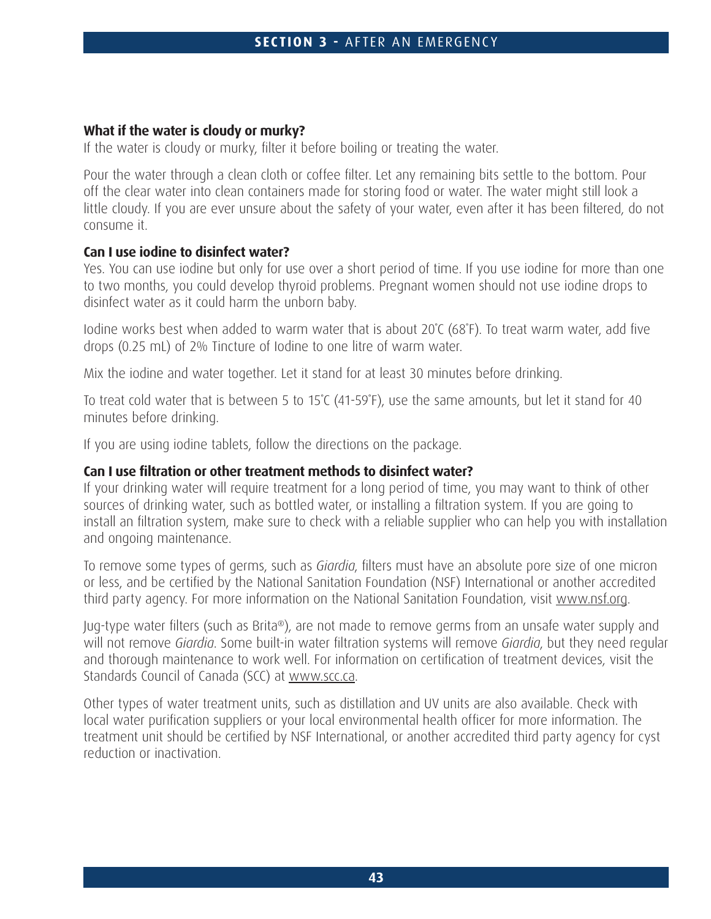**What if the water is cloudy or murky?**

If the water is cloudy or murky, filter it before boiling or treating the water.

Pour the water through a clean cloth or coffee filter. Let any remaining bits settle to the bottom. Pour off the clear water into clean containers made for storing food or water. The water might still look a little cloudy. If you are ever unsure about the safety of your water, even after it has been filtered, do not consume it.

**Can I use iodine to disinfect water?**

Yes. You can use iodine but only for use over a short period of time. If you use iodine for more than one to two months, you could develop thyroid problems. Pregnant women should not use iodine drops to disinfect water as it could harm the unborn baby.

Iodine works best when added to warm water that is about 20˚C (68˚F). To treat warm water, add five drops (0.25 mL) of 2% Tincture of Iodine to one litre of warm water.

Mix the iodine and water together. Let it stand for at least 30 minutes before drinking.

To treat cold water that is between 5 to 15˚C (41-59˚F), use the same amounts, but let it stand for 40 minutes before drinking.

If you are using iodine tablets, follow the directions on the package.

**Can I use filtration or other treatment methods to disinfect water?**

If your drinking water will require treatment for a long period of time, you may want to think of other sources of drinking water, such as bottled water, or installing a filtration system. If you are going to install an filtration system, make sure to check with a reliable supplier who can help you with installation and ongoing maintenance.

To remove some types of germs, such as *Giardia*, filters must have an absolute pore size of one micron or less, and be certified by the National Sanitation Foundation (NSF) International or another accredited third party agency. For more information on the National Sanitation Foundation, visit www.nsf.org.

Jug-type water filters (such as Brita®), are not made to remove germs from an unsafe water supply and will not remove *Giardia*. Some built-in water filtration systems will remove *Giardia*, but they need regular and thorough maintenance to work well. For information on certification of treatment devices, visit the Standards Council of Canada (SCC) at www.scc.ca.

Other types of water treatment units, such as distillation and UV units are also available. Check with local water purification suppliers or your local environmental health officer for more information. The treatment unit should be certified by NSF International, or another accredited third party agency for cyst reduction or inactivation.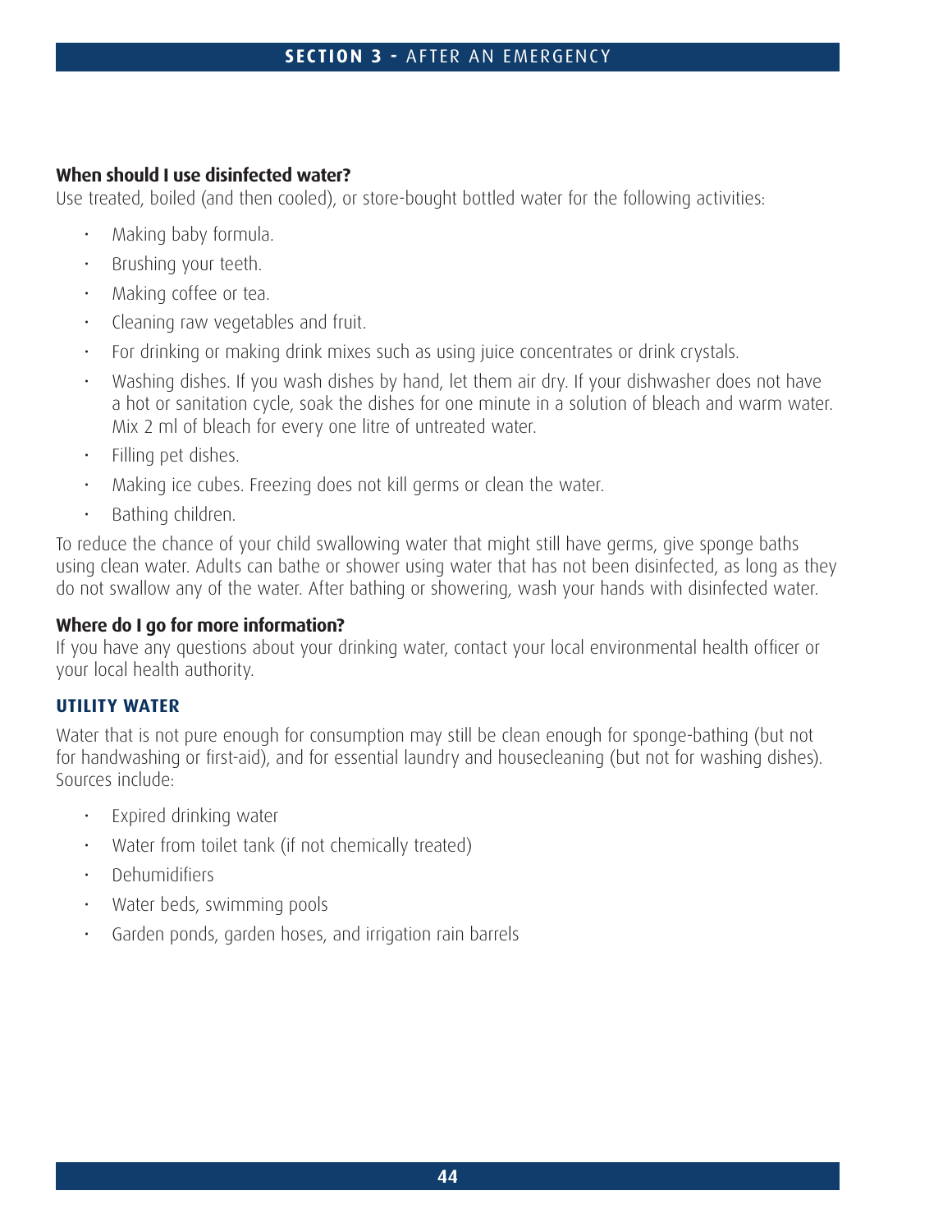**When should I use disinfected water?**

Use treated, boiled (and then cooled), or store-bought bottled water for the following activities:

- Making baby formula.
- Brushing your teeth.
- Making coffee or tea.
- Cleaning raw vegetables and fruit.
- For drinking or making drink mixes such as using juice concentrates or drink crystals.
- Washing dishes. If you wash dishes by hand, let them air dry. If your dishwasher does not have a hot or sanitation cycle, soak the dishes for one minute in a solution of bleach and warm water. Mix 2 ml of bleach for every one litre of untreated water.
- Filling pet dishes.
- Making ice cubes. Freezing does not kill germs or clean the water.
- Bathing children.

To reduce the chance of your child swallowing water that might still have germs, give sponge baths using clean water. Adults can bathe or shower using water that has not been disinfected, as long as they do not swallow any of the water. After bathing or showering, wash your hands with disinfected water.

**Where do I go for more information?**

If you have any questions about your drinking water, contact your local environmental health officer or your local health authority.

## UTILITY WATER

Water that is not pure enough for consumption may still be clean enough for sponge-bathing (but not for handwashing or first-aid), and for essential laundry and housecleaning (but not for washing dishes). Sources include:

- Expired drinking water
- Water from toilet tank (if not chemically treated)
- Dehumidifiers
- Water beds, swimming pools
- Garden ponds, garden hoses, and irrigation rain barrels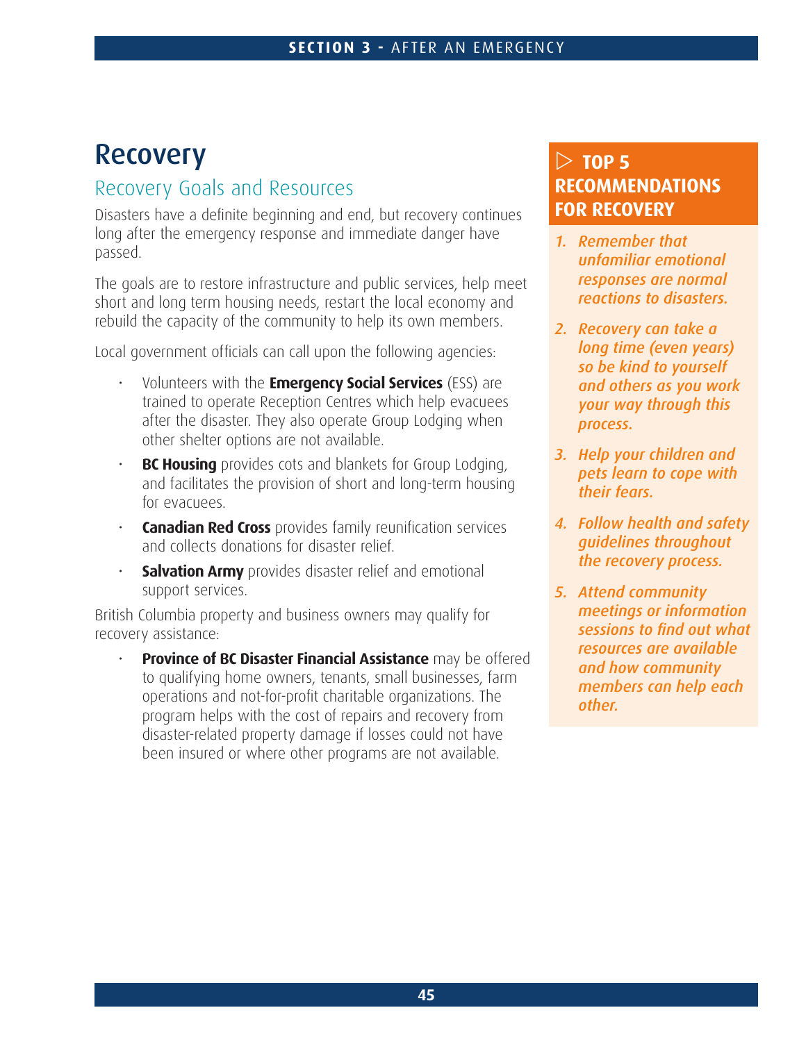# Recovery

## Recovery Goals and Resources

Disasters have a definite beginning and end, but recovery continues long after the emergency response and immediate danger have passed.

The goals are to restore infrastructure and public services, help meet short and long term housing needs, restart the local economy and rebuild the capacity of the community to help its own members.

Local government officials can call upon the following agencies:

- Volunteers with the **Emergency Social Services** (ESS) are trained to operate Reception Centres which help evacuees after the disaster. They also operate Group Lodging when other shelter options are not available.
- **BC Housing** provides cots and blankets for Group Lodging, and facilitates the provision of short and long-term housing for evacuees.
- **Canadian Red Cross** provides family reunification services and collects donations for disaster relief.
- **Salvation Army** provides disaster relief and emotional support services.

British Columbia property and business owners may qualify for recovery assistance:

- **Province of BC Disaster Financial Assistance** may be offered to qualifying home owners, tenants, small businesses, farm operations and not-for-profit charitable organizations. The program helps with the cost of repairs and recovery from disaster-related property damage if losses could not have been insured or where other programs are not available.

### TOP 5 RECOMMENDATIONS FOR RECOVERY

1. *Remember that unfamiliar emotional responses are normal reactions to disasters.*
2. *Recovery can take a long time (even years) so be kind to yourself and others as you work your way through this process.*
3. *Help your children and pets learn to cope with their fears.*
4. *Follow health and safety guidelines throughout the recovery process.*
5. *Attend community meetings or information sessions to find out what resources are available and how community members can help each other.*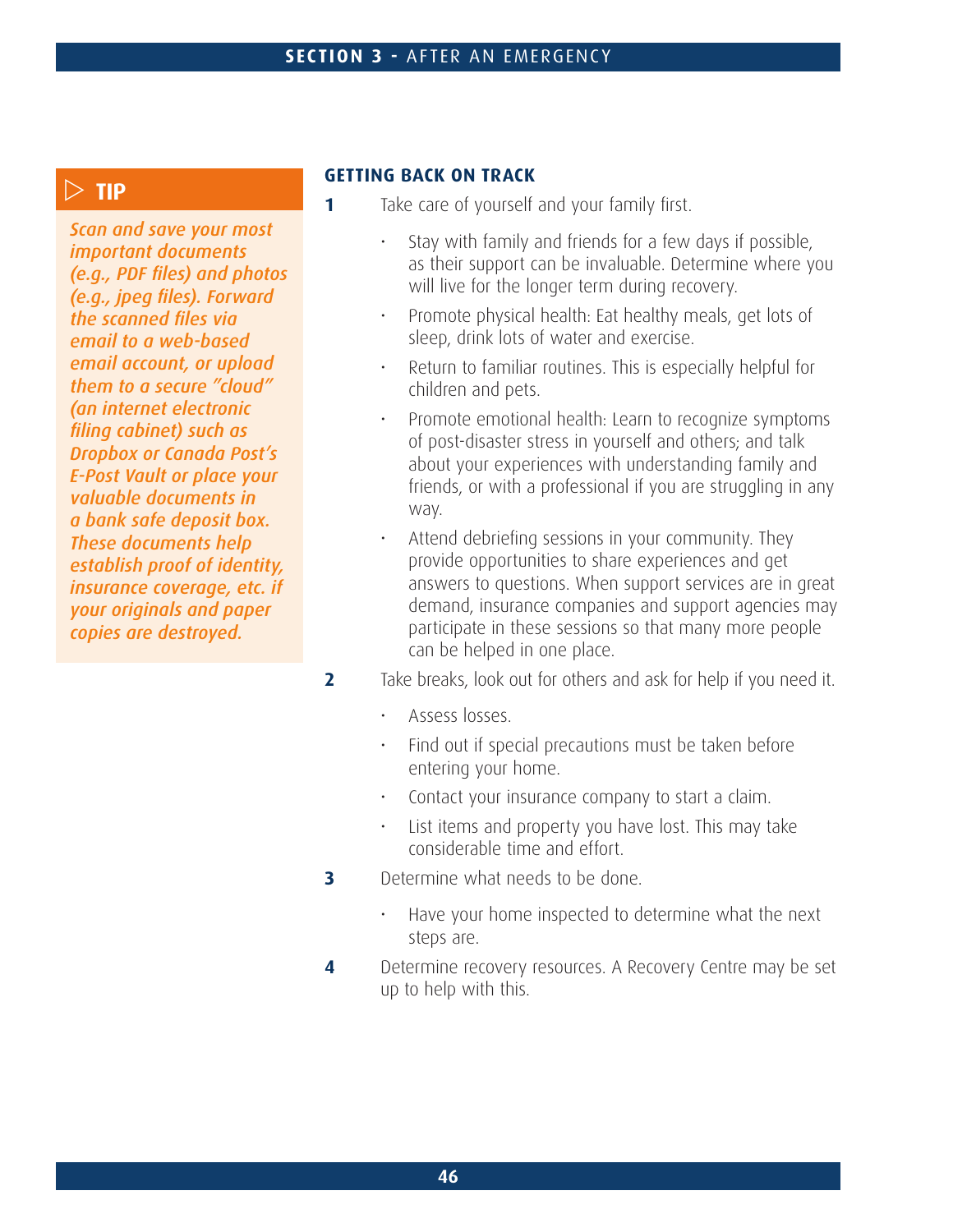> **TIP**
>
> *Scan and save your most important documents (e.g., PDF files) and photos (e.g., jpeg files). Forward the scanned files via email to a web-based email account, or upload them to a secure "cloud" (an internet electronic filing cabinet) such as Dropbox or Canada Post's E-Post Vault or place your valuable documents in a bank safe deposit box. These documents help establish proof of identity, insurance coverage, etc. if your originals and paper copies are destroyed.*

### GETTING BACK ON TRACK

**1** Take care of yourself and your family first.

- Stay with family and friends for a few days if possible, as their support can be invaluable. Determine where you will live for the longer term during recovery.
- Promote physical health: Eat healthy meals, get lots of sleep, drink lots of water and exercise.
- Return to familiar routines. This is especially helpful for children and pets.
- Promote emotional health: Learn to recognize symptoms of post-disaster stress in yourself and others; and talk about your experiences with understanding family and friends, or with a professional if you are struggling in any way.
- Attend debriefing sessions in your community. They provide opportunities to share experiences and get answers to questions. When support services are in great demand, insurance companies and support agencies may participate in these sessions so that many more people can be helped in one place.

**2** Take breaks, look out for others and ask for help if you need it.

- Assess losses.
- Find out if special precautions must be taken before entering your home.
- Contact your insurance company to start a claim.
- List items and property you have lost. This may take considerable time and effort.

**3** Determine what needs to be done.

- Have your home inspected to determine what the next steps are.

**4** Determine recovery resources. A Recovery Centre may be set up to help with this.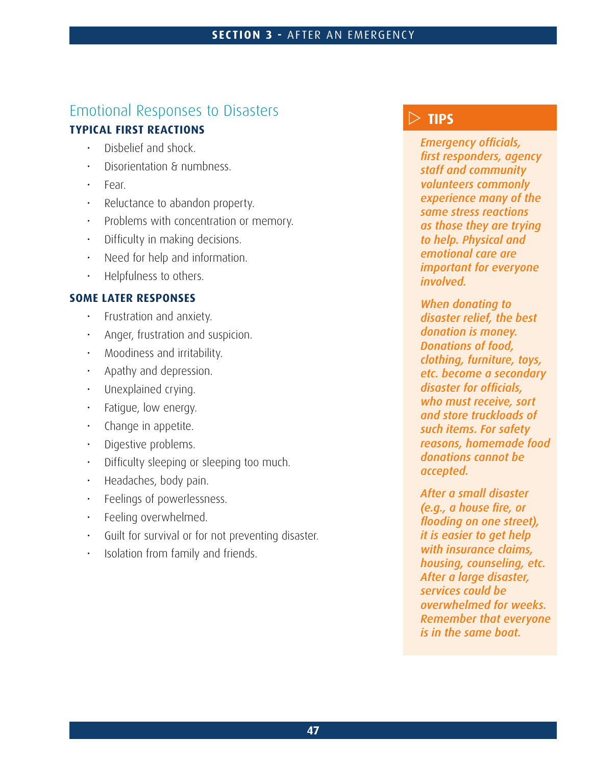## Emotional Responses to Disasters

### TYPICAL FIRST REACTIONS

- Disbelief and shock.
- Disorientation & numbness.
- Fear.
- Reluctance to abandon property.
- Problems with concentration or memory.
- Difficulty in making decisions.
- Need for help and information.
- Helpfulness to others.

### SOME LATER RESPONSES

- Frustration and anxiety.
- Anger, frustration and suspicion.
- Moodiness and irritability.
- Apathy and depression.
- Unexplained crying.
- Fatigue, low energy.
- Change in appetite.
- Digestive problems.
- Difficulty sleeping or sleeping too much.
- Headaches, body pain.
- Feelings of powerlessness.
- Feeling overwhelmed.
- Guilt for survival or for not preventing disaster.
- Isolation from family and friends.

### TIPS

*Emergency officials, first responders, agency staff and community volunteers commonly experience many of the same stress reactions as those they are trying to help. Physical and emotional care are important for everyone involved.*

*When donating to disaster relief, the best donation is money. Donations of food, clothing, furniture, toys, etc. become a secondary disaster for officials, who must receive, sort and store truckloads of such items. For safety reasons, homemade food donations cannot be accepted.*

*After a small disaster (e.g., a house fire, or flooding on one street), it is easier to get help with insurance claims, housing, counseling, etc. After a large disaster, services could be overwhelmed for weeks. Remember that everyone is in the same boat.*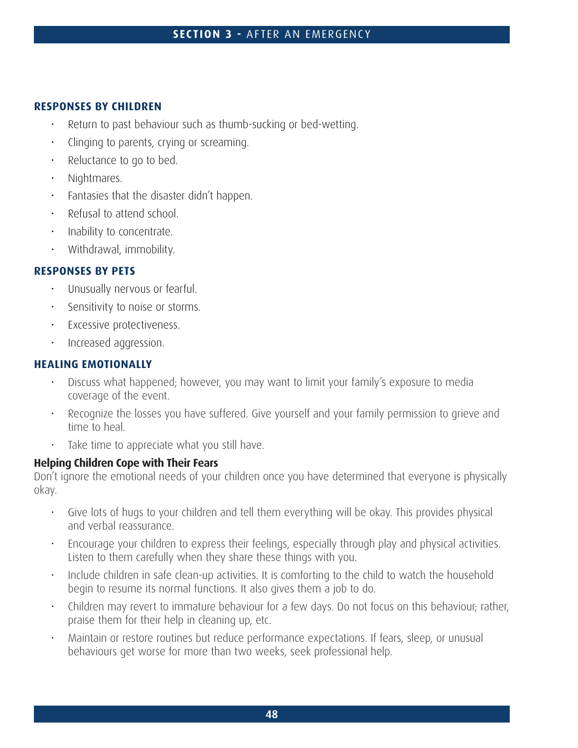### RESPONSES BY CHILDREN

- Return to past behaviour such as thumb-sucking or bed-wetting.
- Clinging to parents, crying or screaming.
- Reluctance to go to bed.
- Nightmares.
- Fantasies that the disaster didn't happen.
- Refusal to attend school.
- Inability to concentrate.
- Withdrawal, immobility.

### RESPONSES BY PETS

- Unusually nervous or fearful.
- Sensitivity to noise or storms.
- Excessive protectiveness.
- Increased aggression.

### HEALING EMOTIONALLY

- Discuss what happened; however, you may want to limit your family's exposure to media coverage of the event.
- Recognize the losses you have suffered. Give yourself and your family permission to grieve and time to heal.
- Take time to appreciate what you still have.

#### Helping Children Cope with Their Fears

Don't ignore the emotional needs of your children once you have determined that everyone is physically okay.

- Give lots of hugs to your children and tell them everything will be okay. This provides physical and verbal reassurance.
- Encourage your children to express their feelings, especially through play and physical activities. Listen to them carefully when they share these things with you.
- Include children in safe clean-up activities. It is comforting to the child to watch the household begin to resume its normal functions. It also gives them a job to do.
- Children may revert to immature behaviour for a few days. Do not focus on this behaviour; rather, praise them for their help in cleaning up, etc.
- Maintain or restore routines but reduce performance expectations. If fears, sleep, or unusual behaviours get worse for more than two weeks, seek professional help.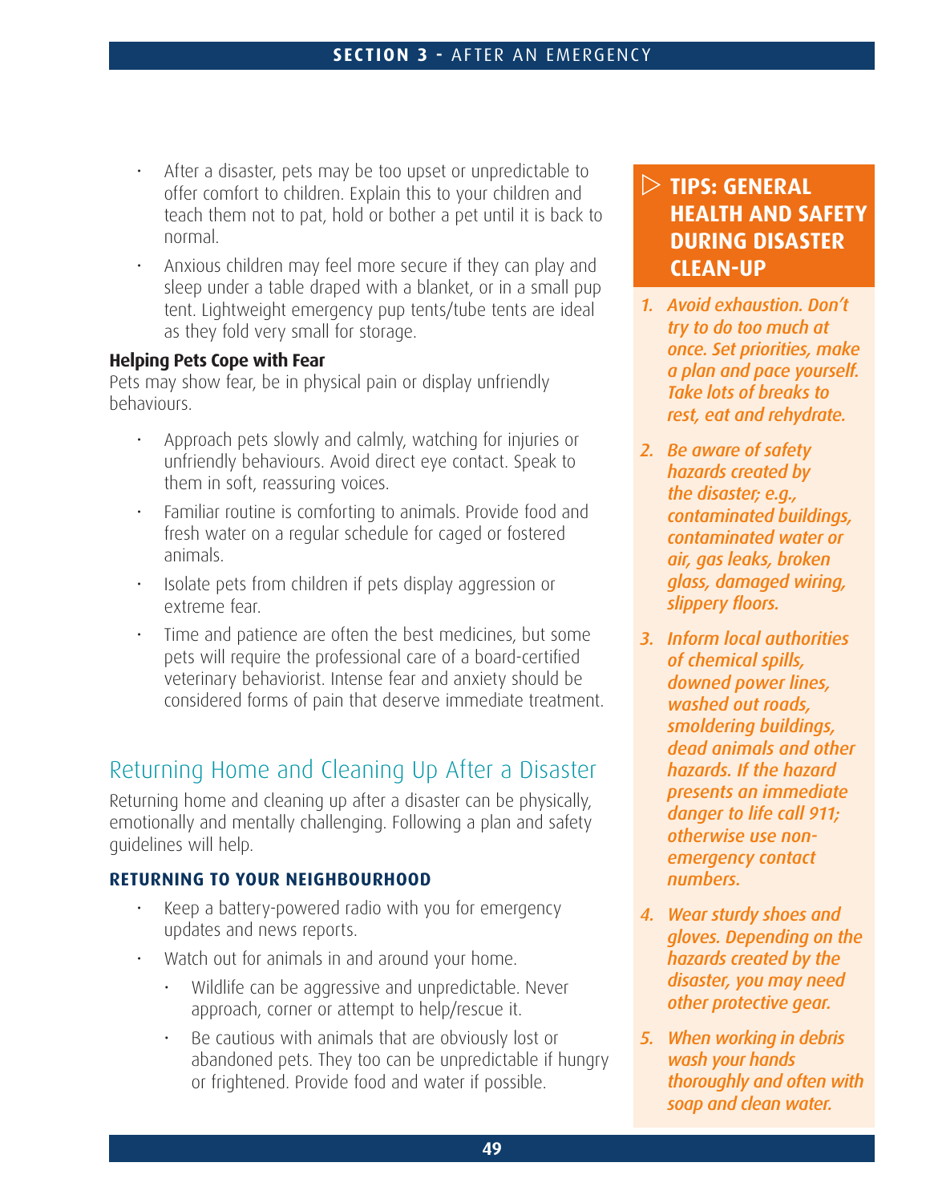- After a disaster, pets may be too upset or unpredictable to offer comfort to children. Explain this to your children and teach them not to pat, hold or bother a pet until it is back to normal.
- Anxious children may feel more secure if they can play and sleep under a table draped with a blanket, or in a small pup tent. Lightweight emergency pup tents/tube tents are ideal as they fold very small for storage.

**Helping Pets Cope with Fear**

Pets may show fear, be in physical pain or display unfriendly behaviours.

- Approach pets slowly and calmly, watching for injuries or unfriendly behaviours. Avoid direct eye contact. Speak to them in soft, reassuring voices.
- Familiar routine is comforting to animals. Provide food and fresh water on a regular schedule for caged or fostered animals.
- Isolate pets from children if pets display aggression or extreme fear.
- Time and patience are often the best medicines, but some pets will require the professional care of a board-certified veterinary behaviorist. Intense fear and anxiety should be considered forms of pain that deserve immediate treatment.

## Returning Home and Cleaning Up After a Disaster

Returning home and cleaning up after a disaster can be physically, emotionally and mentally challenging. Following a plan and safety guidelines will help.

### RETURNING TO YOUR NEIGHBOURHOOD

- Keep a battery-powered radio with you for emergency updates and news reports.
- Watch out for animals in and around your home.
  - Wildlife can be aggressive and unpredictable. Never approach, corner or attempt to help/rescue it.
  - Be cautious with animals that are obviously lost or abandoned pets. They too can be unpredictable if hungry or frightened. Provide food and water if possible.

### TIPS: GENERAL HEALTH AND SAFETY DURING DISASTER CLEAN-UP

1. *Avoid exhaustion. Don't try to do too much at once. Set priorities, make a plan and pace yourself. Take lots of breaks to rest, eat and rehydrate.*
2. *Be aware of safety hazards created by the disaster; e.g., contaminated buildings, contaminated water or air, gas leaks, broken glass, damaged wiring, slippery floors.*
3. *Inform local authorities of chemical spills, downed power lines, washed out roads, smoldering buildings, dead animals and other hazards. If the hazard presents an immediate danger to life call 911; otherwise use non-emergency contact numbers.*
4. *Wear sturdy shoes and gloves. Depending on the hazards created by the disaster, you may need other protective gear.*
5. *When working in debris wash your hands thoroughly and often with soap and clean water.*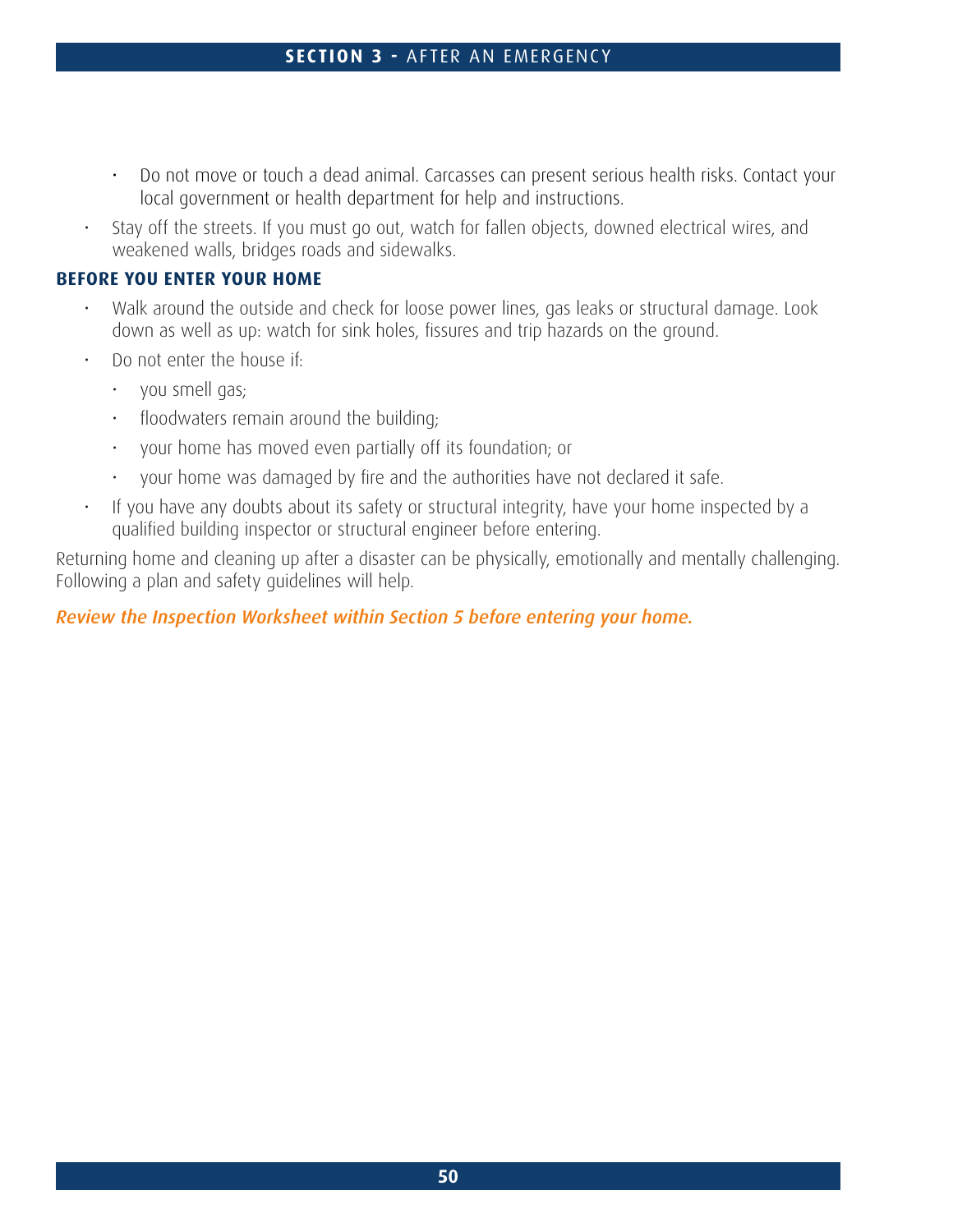- Do not move or touch a dead animal. Carcasses can present serious health risks. Contact your local government or health department for help and instructions.
- Stay off the streets. If you must go out, watch for fallen objects, downed electrical wires, and weakened walls, bridges roads and sidewalks.

### BEFORE YOU ENTER YOUR HOME

- Walk around the outside and check for loose power lines, gas leaks or structural damage. Look down as well as up: watch for sink holes, fissures and trip hazards on the ground.
- Do not enter the house if:
  - you smell gas;
  - floodwaters remain around the building;
  - your home has moved even partially off its foundation; or
  - your home was damaged by fire and the authorities have not declared it safe.
- If you have any doubts about its safety or structural integrity, have your home inspected by a qualified building inspector or structural engineer before entering.

Returning home and cleaning up after a disaster can be physically, emotionally and mentally challenging. Following a plan and safety guidelines will help.

***Review the Inspection Worksheet within Section 5 before entering your home.***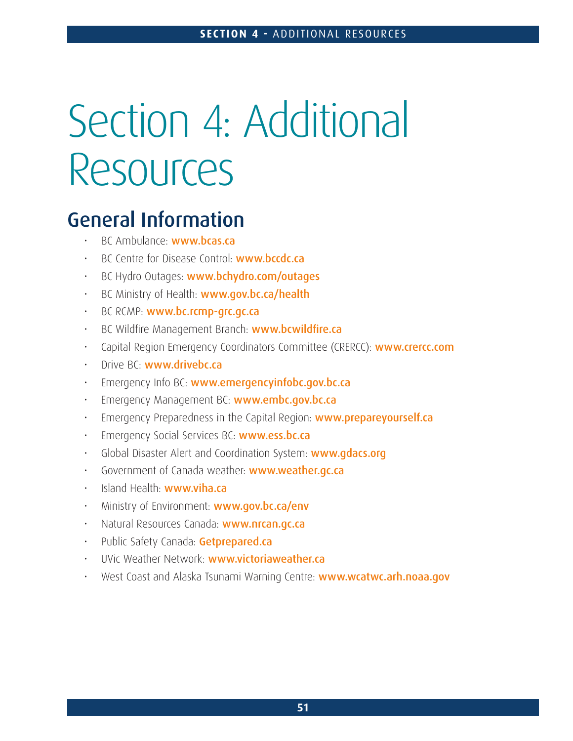# Section 4: Additional Resources

## General Information

- BC Ambulance: **www.bcas.ca**
- BC Centre for Disease Control: **www.bccdc.ca**
- BC Hydro Outages: **www.bchydro.com/outages**
- BC Ministry of Health: **www.gov.bc.ca/health**
- BC RCMP: **www.bc.rcmp-grc.gc.ca**
- BC Wildfire Management Branch: **www.bcwildfire.ca**
- Capital Region Emergency Coordinators Committee (CRERCC): **www.crercc.com**
- Drive BC: **www.drivebc.ca**
- Emergency Info BC: **www.emergencyinfobc.gov.bc.ca**
- Emergency Management BC: **www.embc.gov.bc.ca**
- Emergency Preparedness in the Capital Region: **www.prepareyourself.ca**
- Emergency Social Services BC: **www.ess.bc.ca**
- Global Disaster Alert and Coordination System: **www.gdacs.org**
- Government of Canada weather: **www.weather.gc.ca**
- Island Health: **www.viha.ca**
- Ministry of Environment: **www.gov.bc.ca/env**
- Natural Resources Canada: **www.nrcan.gc.ca**
- Public Safety Canada: **Getprepared.ca**
- UVic Weather Network: **www.victoriaweather.ca**
- West Coast and Alaska Tsunami Warning Centre: **www.wcatwc.arh.noaa.gov**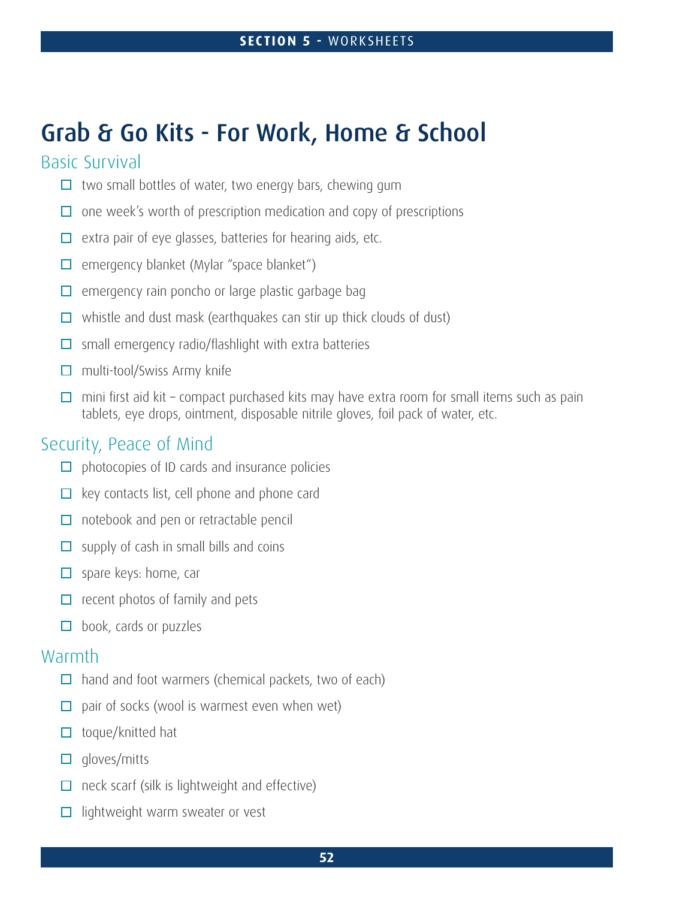# Grab & Go Kits - For Work, Home & School

## Basic Survival

- ☐ two small bottles of water, two energy bars, chewing gum
- ☐ one week's worth of prescription medication and copy of prescriptions
- ☐ extra pair of eye glasses, batteries for hearing aids, etc.
- ☐ emergency blanket (Mylar "space blanket")
- ☐ emergency rain poncho or large plastic garbage bag
- ☐ whistle and dust mask (earthquakes can stir up thick clouds of dust)
- ☐ small emergency radio/flashlight with extra batteries
- ☐ multi-tool/Swiss Army knife
- ☐ mini first aid kit – compact purchased kits may have extra room for small items such as pain tablets, eye drops, ointment, disposable nitrile gloves, foil pack of water, etc.

## Security, Peace of Mind

- ☐ photocopies of ID cards and insurance policies
- ☐ key contacts list, cell phone and phone card
- ☐ notebook and pen or retractable pencil
- ☐ supply of cash in small bills and coins
- ☐ spare keys: home, car
- ☐ recent photos of family and pets
- ☐ book, cards or puzzles

## Warmth

- ☐ hand and foot warmers (chemical packets, two of each)
- ☐ pair of socks (wool is warmest even when wet)
- ☐ toque/knitted hat
- ☐ gloves/mitts
- ☐ neck scarf (silk is lightweight and effective)
- ☐ lightweight warm sweater or vest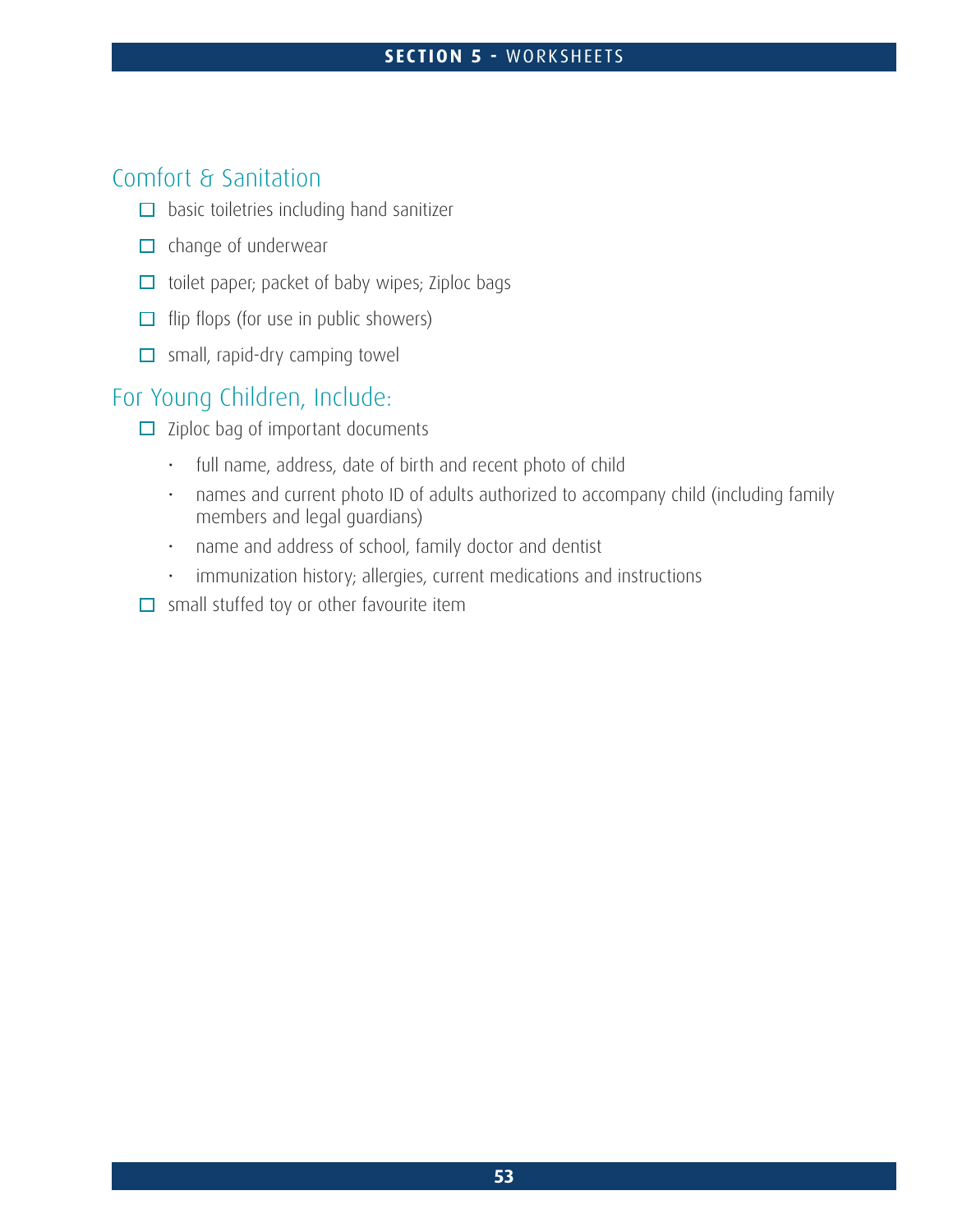## Comfort & Sanitation

- ☐ basic toiletries including hand sanitizer
- ☐ change of underwear
- ☐ toilet paper; packet of baby wipes; Ziploc bags
- ☐ flip flops (for use in public showers)
- ☐ small, rapid-dry camping towel

## For Young Children, Include:

- ☐ Ziploc bag of important documents
  - full name, address, date of birth and recent photo of child
  - names and current photo ID of adults authorized to accompany child (including family members and legal guardians)
  - name and address of school, family doctor and dentist
  - immunization history; allergies, current medications and instructions
- ☐ small stuffed toy or other favourite item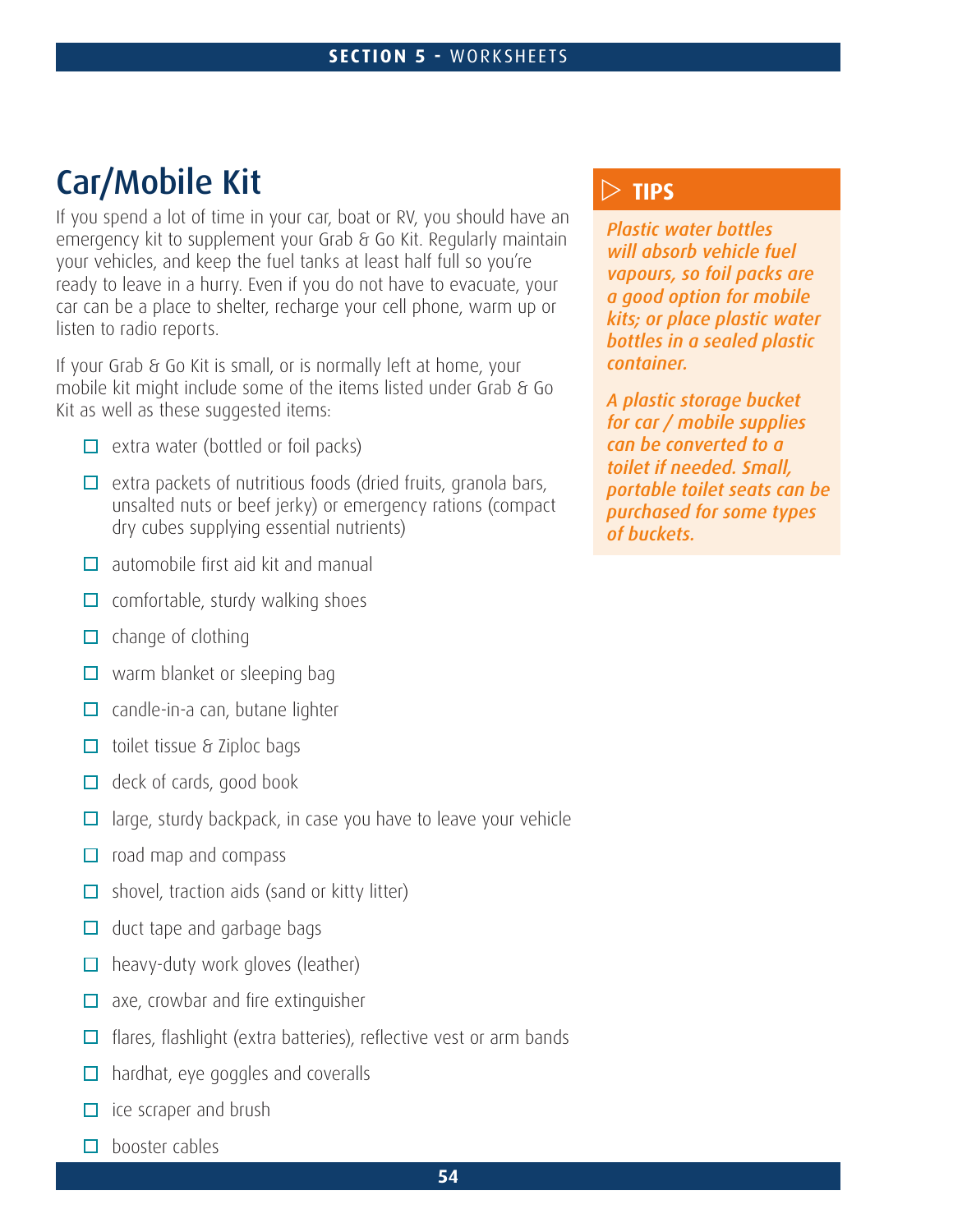# Car/Mobile Kit

If you spend a lot of time in your car, boat or RV, you should have an emergency kit to supplement your Grab & Go Kit. Regularly maintain your vehicles, and keep the fuel tanks at least half full so you're ready to leave in a hurry. Even if you do not have to evacuate, your car can be a place to shelter, recharge your cell phone, warm up or listen to radio reports.

If your Grab & Go Kit is small, or is normally left at home, your mobile kit might include some of the items listed under Grab & Go Kit as well as these suggested items:

- ☐ extra water (bottled or foil packs)
- ☐ extra packets of nutritious foods (dried fruits, granola bars, unsalted nuts or beef jerky) or emergency rations (compact dry cubes supplying essential nutrients)
- ☐ automobile first aid kit and manual
- ☐ comfortable, sturdy walking shoes
- ☐ change of clothing
- ☐ warm blanket or sleeping bag
- ☐ candle-in-a can, butane lighter
- ☐ toilet tissue & Ziploc bags
- ☐ deck of cards, good book
- ☐ large, sturdy backpack, in case you have to leave your vehicle
- ☐ road map and compass
- ☐ shovel, traction aids (sand or kitty litter)
- ☐ duct tape and garbage bags
- ☐ heavy-duty work gloves (leather)
- ☐ axe, crowbar and fire extinguisher
- ☐ flares, flashlight (extra batteries), reflective vest or arm bands
- ☐ hardhat, eye goggles and coveralls
- ☐ ice scraper and brush
- ☐ booster cables

## TIPS

***Plastic water bottles will absorb vehicle fuel vapours, so foil packs are a good option for mobile kits; or place plastic water bottles in a sealed plastic container.***

***A plastic storage bucket for car / mobile supplies can be converted to a toilet if needed. Small, portable toilet seats can be purchased for some types of buckets.***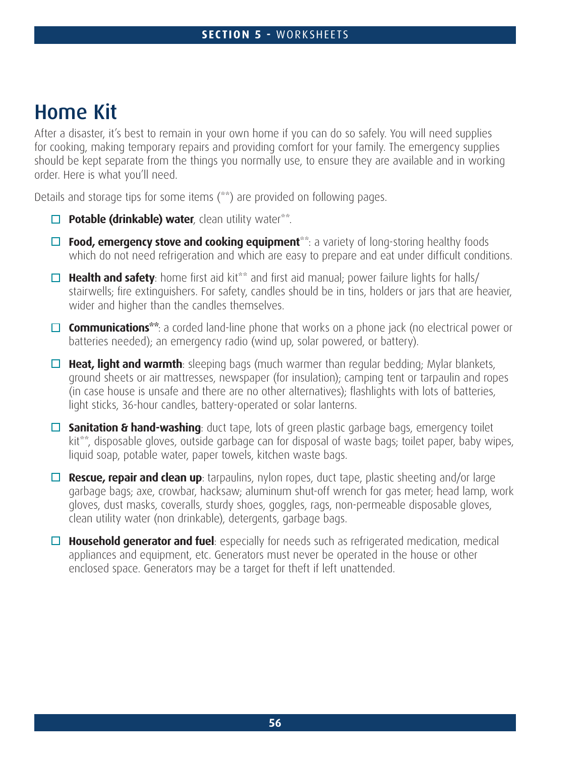# Home Kit

After a disaster, it's best to remain in your own home if you can do so safely. You will need supplies for cooking, making temporary repairs and providing comfort for your family. The emergency supplies should be kept separate from the things you normally use, to ensure they are available and in working order. Here is what you'll need.

Details and storage tips for some items (**) are provided on following pages.

- ☐ **Potable (drinkable) water**, clean utility water**.
- ☐ **Food, emergency stove and cooking equipment****: a variety of long-storing healthy foods which do not need refrigeration and which are easy to prepare and eat under difficult conditions.
- ☐ **Health and safety**: home first aid kit** and first aid manual; power failure lights for halls/stairwells; fire extinguishers. For safety, candles should be in tins, holders or jars that are heavier, wider and higher than the candles themselves.
- ☐ **Communications****: a corded land-line phone that works on a phone jack (no electrical power or batteries needed); an emergency radio (wind up, solar powered, or battery).
- ☐ **Heat, light and warmth**: sleeping bags (much warmer than regular bedding; Mylar blankets, ground sheets or air mattresses, newspaper (for insulation); camping tent or tarpaulin and ropes (in case house is unsafe and there are no other alternatives); flashlights with lots of batteries, light sticks, 36-hour candles, battery-operated or solar lanterns.
- ☐ **Sanitation & hand-washing**: duct tape, lots of green plastic garbage bags, emergency toilet kit**, disposable gloves, outside garbage can for disposal of waste bags; toilet paper, baby wipes, liquid soap, potable water, paper towels, kitchen waste bags.
- ☐ **Rescue, repair and clean up**: tarpaulins, nylon ropes, duct tape, plastic sheeting and/or large garbage bags; axe, crowbar, hacksaw; aluminum shut-off wrench for gas meter; head lamp, work gloves, dust masks, coveralls, sturdy shoes, goggles, rags, non-permeable disposable gloves, clean utility water (non drinkable), detergents, garbage bags.
- ☐ **Household generator and fuel**: especially for needs such as refrigerated medication, medical appliances and equipment, etc. Generators must never be operated in the house or other enclosed space. Generators may be a target for theft if left unattended.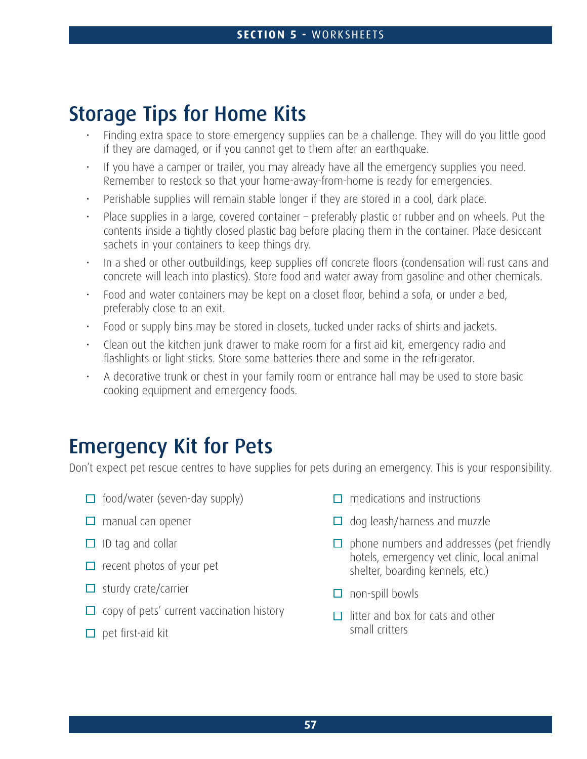## Storage Tips for Home Kits

- Finding extra space to store emergency supplies can be a challenge. They will do you little good if they are damaged, or if you cannot get to them after an earthquake.
- If you have a camper or trailer, you may already have all the emergency supplies you need. Remember to restock so that your home-away-from-home is ready for emergencies.
- Perishable supplies will remain stable longer if they are stored in a cool, dark place.
- Place supplies in a large, covered container – preferably plastic or rubber and on wheels. Put the contents inside a tightly closed plastic bag before placing them in the container. Place desiccant sachets in your containers to keep things dry.
- In a shed or other outbuildings, keep supplies off concrete floors (condensation will rust cans and concrete will leach into plastics). Store food and water away from gasoline and other chemicals.
- Food and water containers may be kept on a closet floor, behind a sofa, or under a bed, preferably close to an exit.
- Food or supply bins may be stored in closets, tucked under racks of shirts and jackets.
- Clean out the kitchen junk drawer to make room for a first aid kit, emergency radio and flashlights or light sticks. Store some batteries there and some in the refrigerator.
- A decorative trunk or chest in your family room or entrance hall may be used to store basic cooking equipment and emergency foods.

## Emergency Kit for Pets

Don't expect pet rescue centres to have supplies for pets during an emergency. This is your responsibility.

- ☐ food/water (seven-day supply)
- ☐ manual can opener
- ☐ ID tag and collar
- ☐ recent photos of your pet
- ☐ sturdy crate/carrier
- ☐ copy of pets' current vaccination history
- ☐ pet first-aid kit
- ☐ medications and instructions
- ☐ dog leash/harness and muzzle
- ☐ phone numbers and addresses (pet friendly hotels, emergency vet clinic, local animal shelter, boarding kennels, etc.)
- ☐ non-spill bowls
- ☐ litter and box for cats and other small critters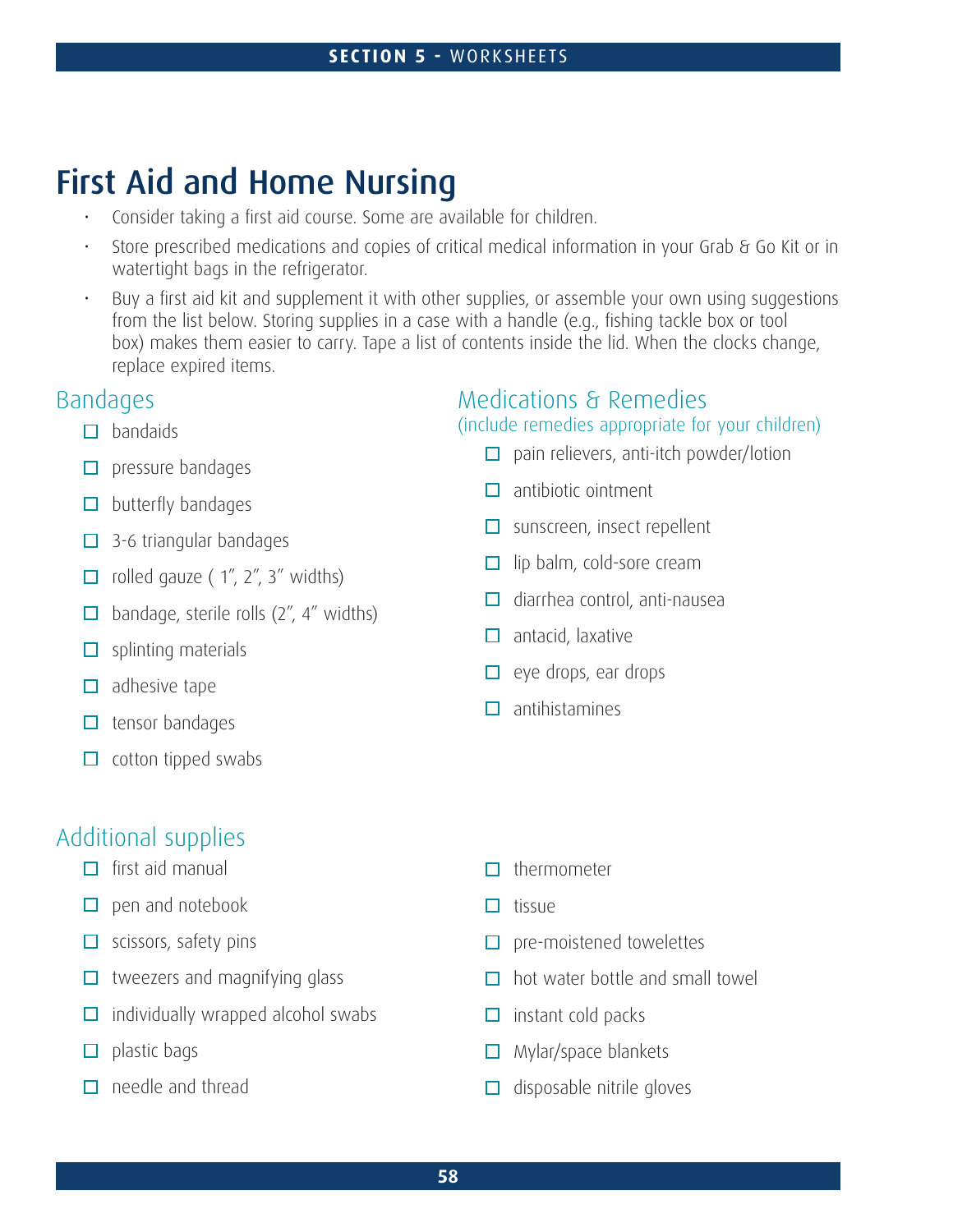# First Aid and Home Nursing

- Consider taking a first aid course. Some are available for children.
- Store prescribed medications and copies of critical medical information in your Grab & Go Kit or in watertight bags in the refrigerator.
- Buy a first aid kit and supplement it with other supplies, or assemble your own using suggestions from the list below. Storing supplies in a case with a handle (e.g., fishing tackle box or tool box) makes them easier to carry. Tape a list of contents inside the lid. When the clocks change, replace expired items.

## Bandages

- ☐ bandaids
- ☐ pressure bandages
- ☐ butterfly bandages
- ☐ 3-6 triangular bandages
- ☐ rolled gauze ( 1″, 2″, 3″ widths)
- ☐ bandage, sterile rolls (2″, 4″ widths)
- ☐ splinting materials
- ☐ adhesive tape
- ☐ tensor bandages
- ☐ cotton tipped swabs

## Medications & Remedies

(include remedies appropriate for your children)

- ☐ pain relievers, anti-itch powder/lotion
- ☐ antibiotic ointment
- ☐ sunscreen, insect repellent
- ☐ lip balm, cold-sore cream
- ☐ diarrhea control, anti-nausea
- ☐ antacid, laxative
- ☐ eye drops, ear drops
- ☐ antihistamines

## Additional supplies

- ☐ first aid manual
- ☐ pen and notebook
- ☐ scissors, safety pins
- ☐ tweezers and magnifying glass
- ☐ individually wrapped alcohol swabs
- ☐ plastic bags
- ☐ needle and thread
- ☐ thermometer
- ☐ tissue
- ☐ pre-moistened towelettes
- ☐ hot water bottle and small towel
- ☐ instant cold packs
- ☐ Mylar/space blankets
- ☐ disposable nitrile gloves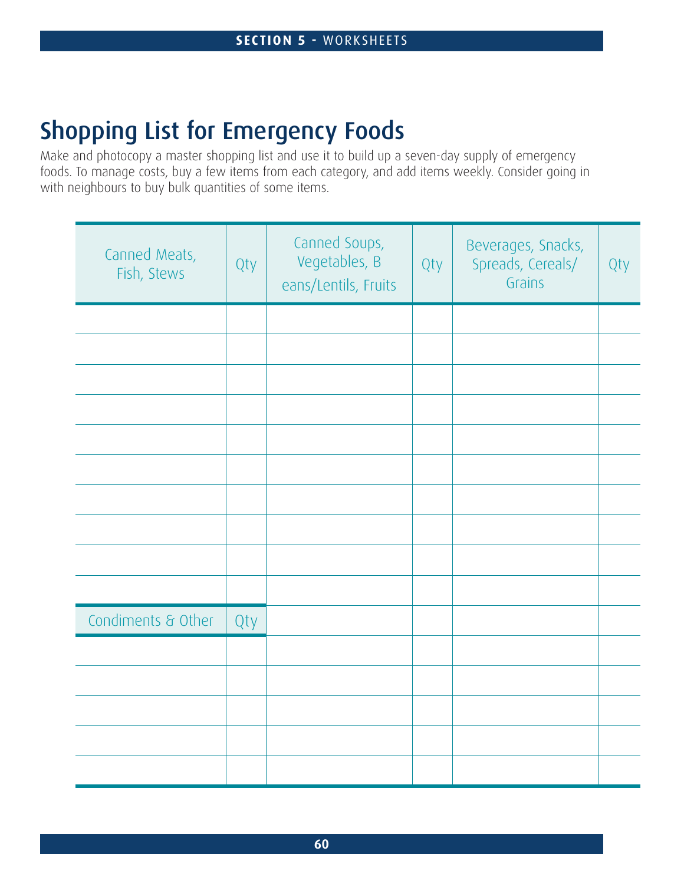# Shopping List for Emergency Foods

Make and photocopy a master shopping list and use it to build up a seven-day supply of emergency foods. To manage costs, buy a few items from each category, and add items weekly. Consider going in with neighbours to buy bulk quantities of some items.

| Canned Meats, Fish, Stews | Qty | Canned Soups, Vegetables, Beans/Lentils, Fruits | Qty | Beverages, Snacks, Spreads, Cereals/ Grains | Qty |
|---|---|---|---|---|---|
| | | | | | |
| | | | | | |
| | | | | | |
| | | | | | |
| | | | | | |
| | | | | | |
| | | | | | |
| | | | | | |
| | | | | | |
| | | | | | |
| Condiments & Other | Qty | | | | |
| | | | | | |
| | | | | | |
| | | | | | |
| | | | | | |
| | | | | | |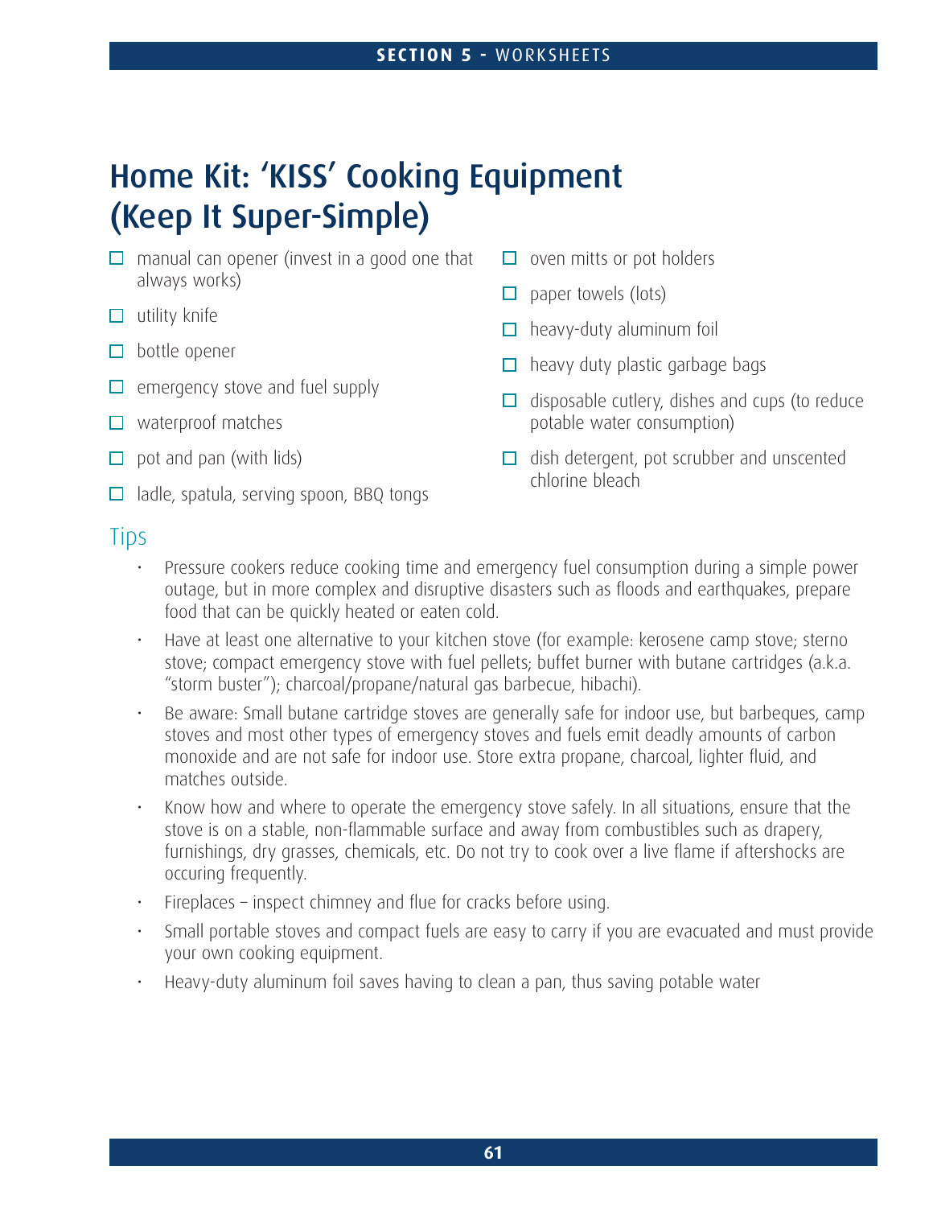# Home Kit: 'KISS' Cooking Equipment (Keep It Super-Simple)

- ☐ manual can opener (invest in a good one that always works)
- ☐ utility knife
- ☐ bottle opener
- ☐ emergency stove and fuel supply
- ☐ waterproof matches
- ☐ pot and pan (with lids)
- ☐ ladle, spatula, serving spoon, BBQ tongs
- ☐ oven mitts or pot holders
- ☐ paper towels (lots)
- ☐ heavy-duty aluminum foil
- ☐ heavy duty plastic garbage bags
- ☐ disposable cutlery, dishes and cups (to reduce potable water consumption)
- ☐ dish detergent, pot scrubber and unscented chlorine bleach

## Tips

- Pressure cookers reduce cooking time and emergency fuel consumption during a simple power outage, but in more complex and disruptive disasters such as floods and earthquakes, prepare food that can be quickly heated or eaten cold.
- Have at least one alternative to your kitchen stove (for example: kerosene camp stove; sterno stove; compact emergency stove with fuel pellets; buffet burner with butane cartridges (a.k.a. "storm buster"); charcoal/propane/natural gas barbecue, hibachi).
- Be aware: Small butane cartridge stoves are generally safe for indoor use, but barbeques, camp stoves and most other types of emergency stoves and fuels emit deadly amounts of carbon monoxide and are not safe for indoor use. Store extra propane, charcoal, lighter fluid, and matches outside.
- Know how and where to operate the emergency stove safely. In all situations, ensure that the stove is on a stable, non-flammable surface and away from combustibles such as drapery, furnishings, dry grasses, chemicals, etc. Do not try to cook over a live flame if aftershocks are occuring frequently.
- Fireplaces – inspect chimney and flue for cracks before using.
- Small portable stoves and compact fuels are easy to carry if you are evacuated and must provide your own cooking equipment.
- Heavy-duty aluminum foil saves having to clean a pan, thus saving potable water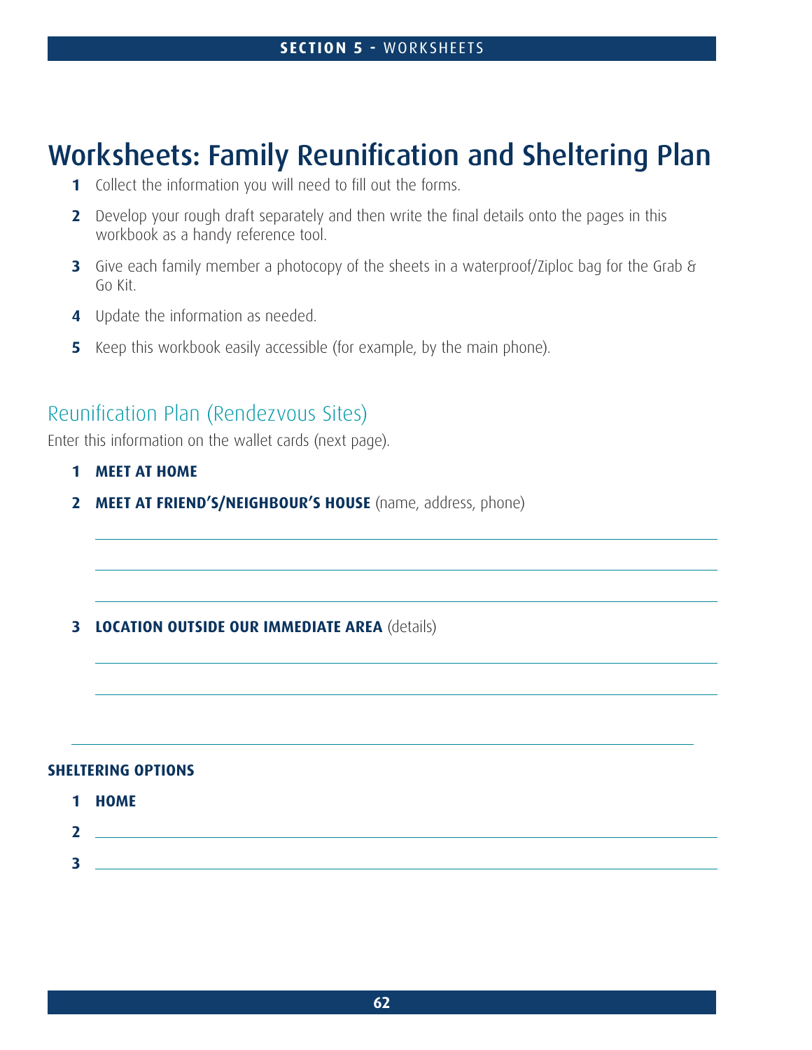# Worksheets: Family Reunification and Sheltering Plan

1. Collect the information you will need to fill out the forms.
2. Develop your rough draft separately and then write the final details onto the pages in this workbook as a handy reference tool.
3. Give each family member a photocopy of the sheets in a waterproof/Ziploc bag for the Grab & Go Kit.
4. Update the information as needed.
5. Keep this workbook easily accessible (for example, by the main phone).

## Reunification Plan (Rendezvous Sites)

Enter this information on the wallet cards (next page).

1. **MEET AT HOME**
2. **MEET AT FRIEND'S/NEIGHBOUR'S HOUSE** (name, address, phone)

   ______________________________________________

   ______________________________________________

   ______________________________________________

3. **LOCATION OUTSIDE OUR IMMEDIATE AREA** (details)

   ______________________________________________

   ______________________________________________

---

**SHELTERING OPTIONS**

1. **HOME**
2. ______________________________________________
3. ______________________________________________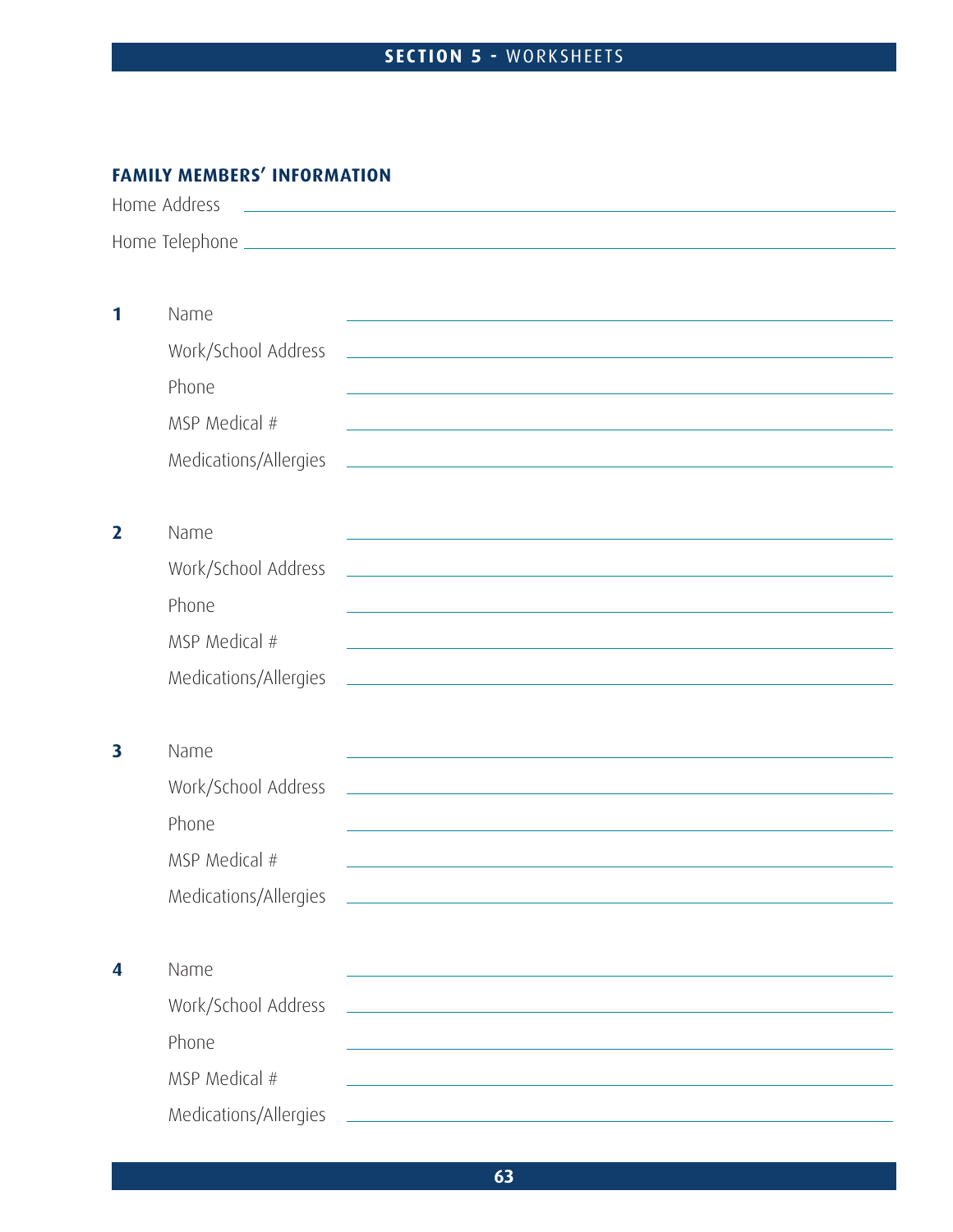## FAMILY MEMBERS' INFORMATION

Home Address ______________________________

Home Telephone ______________________________

**1**

Name ______________________________

Work/School Address ______________________________

Phone ______________________________

MSP Medical # ______________________________

Medications/Allergies ______________________________

**2**

Name ______________________________

Work/School Address ______________________________

Phone ______________________________

MSP Medical # ______________________________

Medications/Allergies ______________________________

**3**

Name ______________________________

Work/School Address ______________________________

Phone ______________________________

MSP Medical # ______________________________

Medications/Allergies ______________________________

**4**

Name ______________________________

Work/School Address ______________________________

Phone ______________________________

MSP Medical # ______________________________

Medications/Allergies ______________________________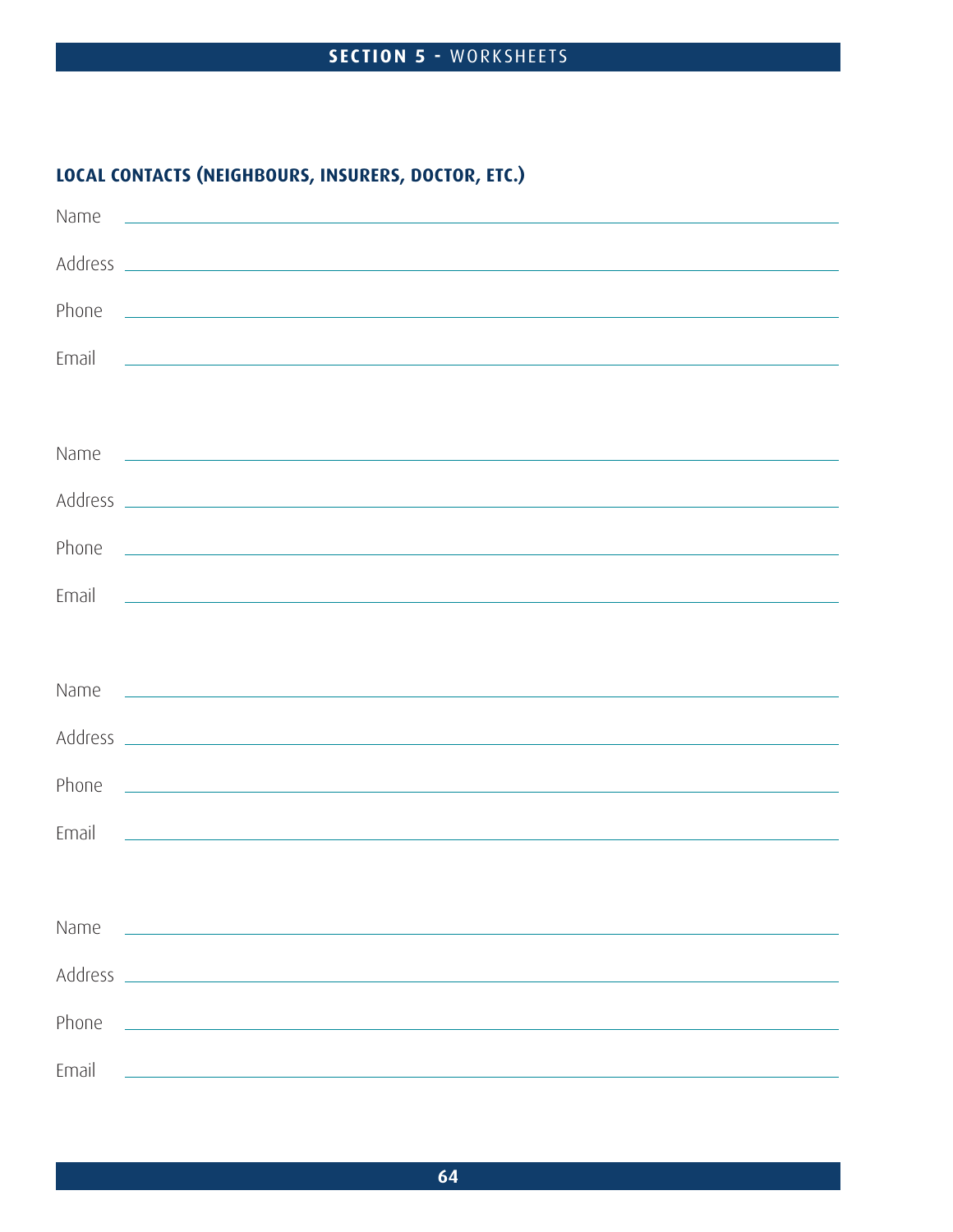## LOCAL CONTACTS (NEIGHBOURS, INSURERS, DOCTOR, ETC.)

Name \_\_\_\_\_\_\_\_\_\_\_\_\_\_\_\_\_\_\_\_\_\_\_\_\_\_\_\_\_\_\_\_\_\_\_\_\_\_\_\_\_\_\_\_\_\_\_\_\_\_\_\_\_\_\_\_

Address \_\_\_\_\_\_\_\_\_\_\_\_\_\_\_\_\_\_\_\_\_\_\_\_\_\_\_\_\_\_\_\_\_\_\_\_\_\_\_\_\_\_\_\_\_\_\_\_\_\_\_\_\_\_\_\_

Phone \_\_\_\_\_\_\_\_\_\_\_\_\_\_\_\_\_\_\_\_\_\_\_\_\_\_\_\_\_\_\_\_\_\_\_\_\_\_\_\_\_\_\_\_\_\_\_\_\_\_\_\_\_\_\_\_

Email \_\_\_\_\_\_\_\_\_\_\_\_\_\_\_\_\_\_\_\_\_\_\_\_\_\_\_\_\_\_\_\_\_\_\_\_\_\_\_\_\_\_\_\_\_\_\_\_\_\_\_\_\_\_\_\_

Name \_\_\_\_\_\_\_\_\_\_\_\_\_\_\_\_\_\_\_\_\_\_\_\_\_\_\_\_\_\_\_\_\_\_\_\_\_\_\_\_\_\_\_\_\_\_\_\_\_\_\_\_\_\_\_\_

Address \_\_\_\_\_\_\_\_\_\_\_\_\_\_\_\_\_\_\_\_\_\_\_\_\_\_\_\_\_\_\_\_\_\_\_\_\_\_\_\_\_\_\_\_\_\_\_\_\_\_\_\_\_\_\_\_

Phone \_\_\_\_\_\_\_\_\_\_\_\_\_\_\_\_\_\_\_\_\_\_\_\_\_\_\_\_\_\_\_\_\_\_\_\_\_\_\_\_\_\_\_\_\_\_\_\_\_\_\_\_\_\_\_\_

Email \_\_\_\_\_\_\_\_\_\_\_\_\_\_\_\_\_\_\_\_\_\_\_\_\_\_\_\_\_\_\_\_\_\_\_\_\_\_\_\_\_\_\_\_\_\_\_\_\_\_\_\_\_\_\_\_

Name \_\_\_\_\_\_\_\_\_\_\_\_\_\_\_\_\_\_\_\_\_\_\_\_\_\_\_\_\_\_\_\_\_\_\_\_\_\_\_\_\_\_\_\_\_\_\_\_\_\_\_\_\_\_\_\_

Address \_\_\_\_\_\_\_\_\_\_\_\_\_\_\_\_\_\_\_\_\_\_\_\_\_\_\_\_\_\_\_\_\_\_\_\_\_\_\_\_\_\_\_\_\_\_\_\_\_\_\_\_\_\_\_\_

Phone \_\_\_\_\_\_\_\_\_\_\_\_\_\_\_\_\_\_\_\_\_\_\_\_\_\_\_\_\_\_\_\_\_\_\_\_\_\_\_\_\_\_\_\_\_\_\_\_\_\_\_\_\_\_\_\_

Email \_\_\_\_\_\_\_\_\_\_\_\_\_\_\_\_\_\_\_\_\_\_\_\_\_\_\_\_\_\_\_\_\_\_\_\_\_\_\_\_\_\_\_\_\_\_\_\_\_\_\_\_\_\_\_\_

Name \_\_\_\_\_\_\_\_\_\_\_\_\_\_\_\_\_\_\_\_\_\_\_\_\_\_\_\_\_\_\_\_\_\_\_\_\_\_\_\_\_\_\_\_\_\_\_\_\_\_\_\_\_\_\_\_

Address \_\_\_\_\_\_\_\_\_\_\_\_\_\_\_\_\_\_\_\_\_\_\_\_\_\_\_\_\_\_\_\_\_\_\_\_\_\_\_\_\_\_\_\_\_\_\_\_\_\_\_\_\_\_\_\_

Phone \_\_\_\_\_\_\_\_\_\_\_\_\_\_\_\_\_\_\_\_\_\_\_\_\_\_\_\_\_\_\_\_\_\_\_\_\_\_\_\_\_\_\_\_\_\_\_\_\_\_\_\_\_\_\_\_

Email \_\_\_\_\_\_\_\_\_\_\_\_\_\_\_\_\_\_\_\_\_\_\_\_\_\_\_\_\_\_\_\_\_\_\_\_\_\_\_\_\_\_\_\_\_\_\_\_\_\_\_\_\_\_\_\_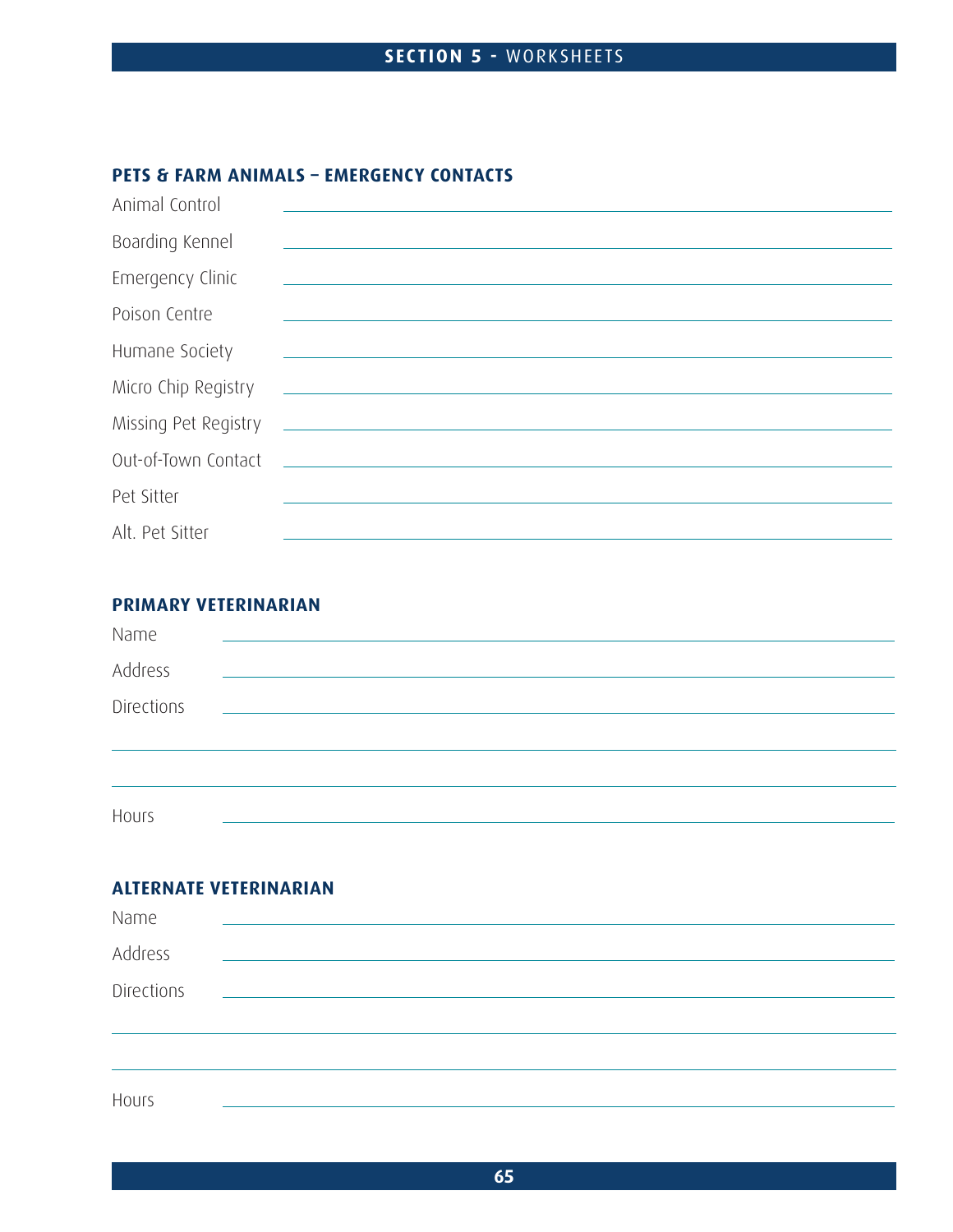## PETS & FARM ANIMALS – EMERGENCY CONTACTS

Animal Control ______________________________

Boarding Kennel ______________________________

Emergency Clinic ______________________________

Poison Centre ______________________________

Humane Society ______________________________

Micro Chip Registry ______________________________

Missing Pet Registry ______________________________

Out-of-Town Contact ______________________________

Pet Sitter ______________________________

Alt. Pet Sitter ______________________________

## PRIMARY VETERINARIAN

Name ______________________________

Address ______________________________

Directions ______________________________

______________________________

______________________________

Hours ______________________________

## ALTERNATE VETERINARIAN

Name ______________________________

Address ______________________________

Directions ______________________________

______________________________

______________________________

Hours ______________________________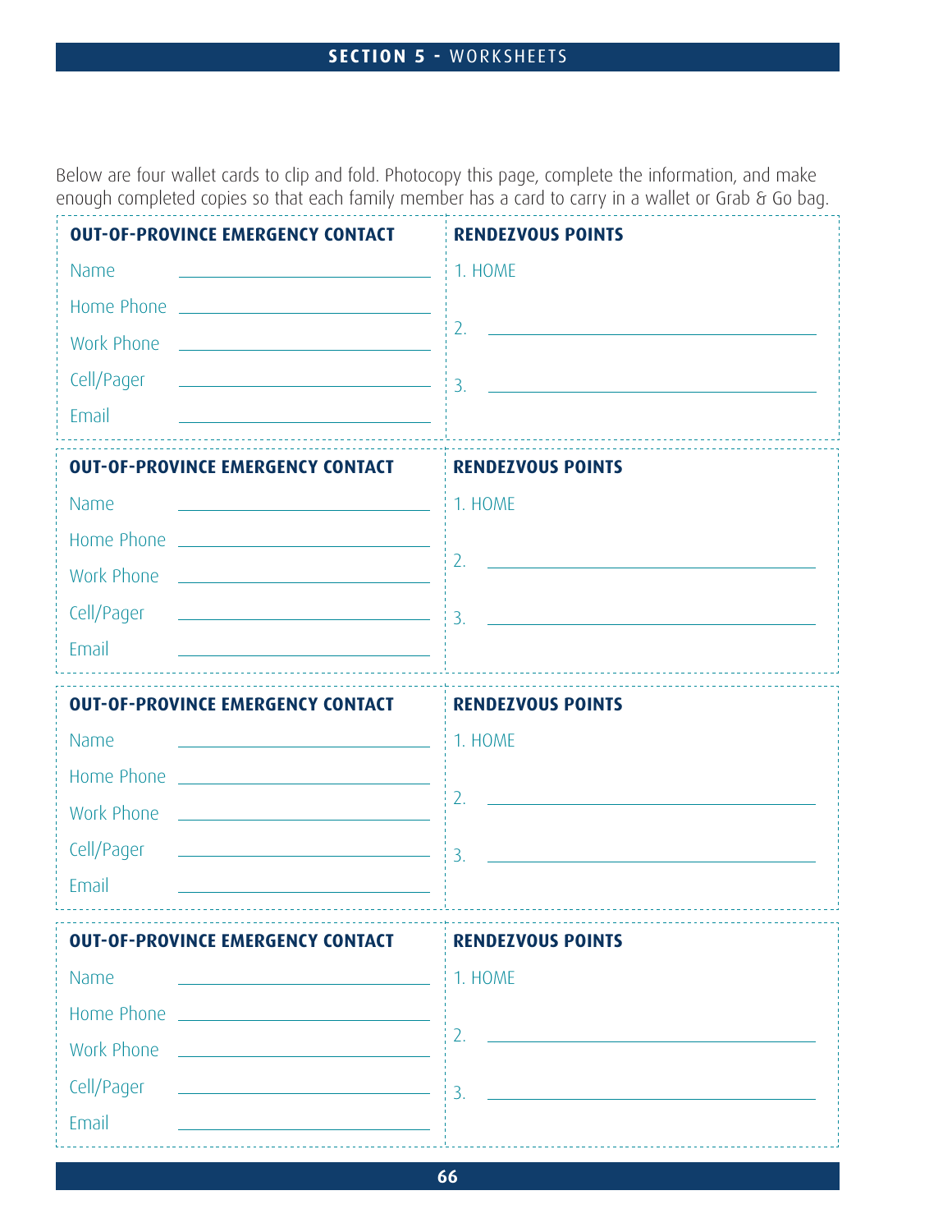Below are four wallet cards to clip and fold. Photocopy this page, complete the information, and make enough completed copies so that each family member has a card to carry in a wallet or Grab & Go bag.

| **OUT-OF-PROVINCE EMERGENCY CONTACT** | **RENDEZVOUS POINTS** |
| --- | --- |
| Name ______________________ | 1. HOME |
| Home Phone ______________________ | 2. ______________________ |
| Work Phone ______________________ | |
| Cell/Pager ______________________ | 3. ______________________ |
| Email ______________________ | |

| **OUT-OF-PROVINCE EMERGENCY CONTACT** | **RENDEZVOUS POINTS** |
| --- | --- |
| Name ______________________ | 1. HOME |
| Home Phone ______________________ | 2. ______________________ |
| Work Phone ______________________ | |
| Cell/Pager ______________________ | 3. ______________________ |
| Email ______________________ | |

| **OUT-OF-PROVINCE EMERGENCY CONTACT** | **RENDEZVOUS POINTS** |
| --- | --- |
| Name ______________________ | 1. HOME |
| Home Phone ______________________ | 2. ______________________ |
| Work Phone ______________________ | |
| Cell/Pager ______________________ | 3. ______________________ |
| Email ______________________ | |

| **OUT-OF-PROVINCE EMERGENCY CONTACT** | **RENDEZVOUS POINTS** |
| --- | --- |
| Name ______________________ | 1. HOME |
| Home Phone ______________________ | 2. ______________________ |
| Work Phone ______________________ | |
| Cell/Pager ______________________ | 3. ______________________ |
| Email ______________________ | |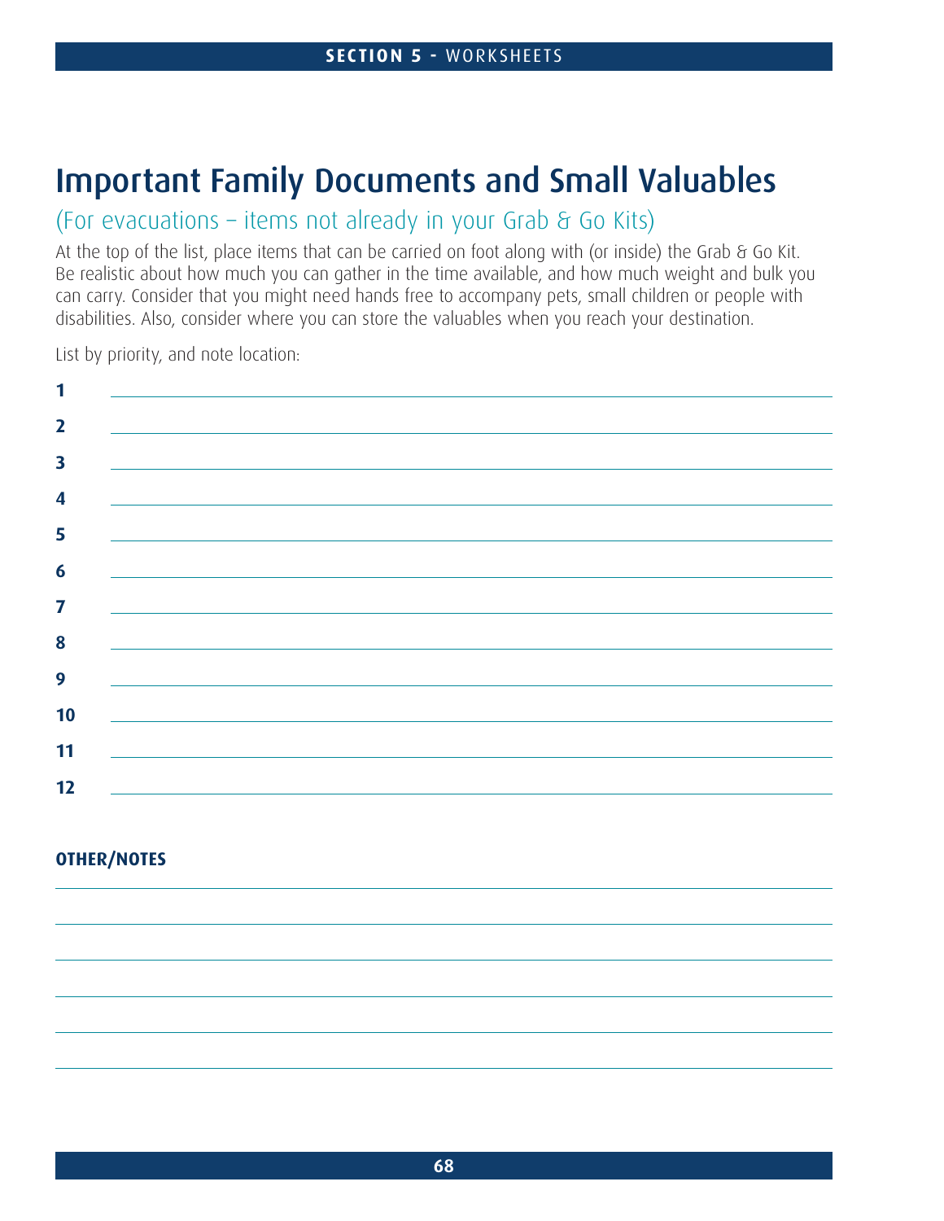# Important Family Documents and Small Valuables

## (For evacuations – items not already in your Grab & Go Kits)

At the top of the list, place items that can be carried on foot along with (or inside) the Grab & Go Kit. Be realistic about how much you can gather in the time available, and how much weight and bulk you can carry. Consider that you might need hands free to accompany pets, small children or people with disabilities. Also, consider where you can store the valuables when you reach your destination.

List by priority, and note location:

**1** \_\_\_\_\_\_\_\_\_\_\_\_\_\_\_\_\_\_\_\_\_\_\_\_\_\_\_\_\_\_\_\_\_\_\_\_\_\_\_\_

**2** \_\_\_\_\_\_\_\_\_\_\_\_\_\_\_\_\_\_\_\_\_\_\_\_\_\_\_\_\_\_\_\_\_\_\_\_\_\_\_\_

**3** \_\_\_\_\_\_\_\_\_\_\_\_\_\_\_\_\_\_\_\_\_\_\_\_\_\_\_\_\_\_\_\_\_\_\_\_\_\_\_\_

**4** \_\_\_\_\_\_\_\_\_\_\_\_\_\_\_\_\_\_\_\_\_\_\_\_\_\_\_\_\_\_\_\_\_\_\_\_\_\_\_\_

**5** \_\_\_\_\_\_\_\_\_\_\_\_\_\_\_\_\_\_\_\_\_\_\_\_\_\_\_\_\_\_\_\_\_\_\_\_\_\_\_\_

**6** \_\_\_\_\_\_\_\_\_\_\_\_\_\_\_\_\_\_\_\_\_\_\_\_\_\_\_\_\_\_\_\_\_\_\_\_\_\_\_\_

**7** \_\_\_\_\_\_\_\_\_\_\_\_\_\_\_\_\_\_\_\_\_\_\_\_\_\_\_\_\_\_\_\_\_\_\_\_\_\_\_\_

**8** \_\_\_\_\_\_\_\_\_\_\_\_\_\_\_\_\_\_\_\_\_\_\_\_\_\_\_\_\_\_\_\_\_\_\_\_\_\_\_\_

**9** \_\_\_\_\_\_\_\_\_\_\_\_\_\_\_\_\_\_\_\_\_\_\_\_\_\_\_\_\_\_\_\_\_\_\_\_\_\_\_\_

**10** \_\_\_\_\_\_\_\_\_\_\_\_\_\_\_\_\_\_\_\_\_\_\_\_\_\_\_\_\_\_\_\_\_\_\_\_\_\_\_\_

**11** \_\_\_\_\_\_\_\_\_\_\_\_\_\_\_\_\_\_\_\_\_\_\_\_\_\_\_\_\_\_\_\_\_\_\_\_\_\_\_\_

**12** \_\_\_\_\_\_\_\_\_\_\_\_\_\_\_\_\_\_\_\_\_\_\_\_\_\_\_\_\_\_\_\_\_\_\_\_\_\_\_\_

**OTHER/NOTES**

\_\_\_\_\_\_\_\_\_\_\_\_\_\_\_\_\_\_\_\_\_\_\_\_\_\_\_\_\_\_\_\_\_\_\_\_\_\_\_\_

\_\_\_\_\_\_\_\_\_\_\_\_\_\_\_\_\_\_\_\_\_\_\_\_\_\_\_\_\_\_\_\_\_\_\_\_\_\_\_\_

\_\_\_\_\_\_\_\_\_\_\_\_\_\_\_\_\_\_\_\_\_\_\_\_\_\_\_\_\_\_\_\_\_\_\_\_\_\_\_\_

\_\_\_\_\_\_\_\_\_\_\_\_\_\_\_\_\_\_\_\_\_\_\_\_\_\_\_\_\_\_\_\_\_\_\_\_\_\_\_\_

\_\_\_\_\_\_\_\_\_\_\_\_\_\_\_\_\_\_\_\_\_\_\_\_\_\_\_\_\_\_\_\_\_\_\_\_\_\_\_\_

\_\_\_\_\_\_\_\_\_\_\_\_\_\_\_\_\_\_\_\_\_\_\_\_\_\_\_\_\_\_\_\_\_\_\_\_\_\_\_\_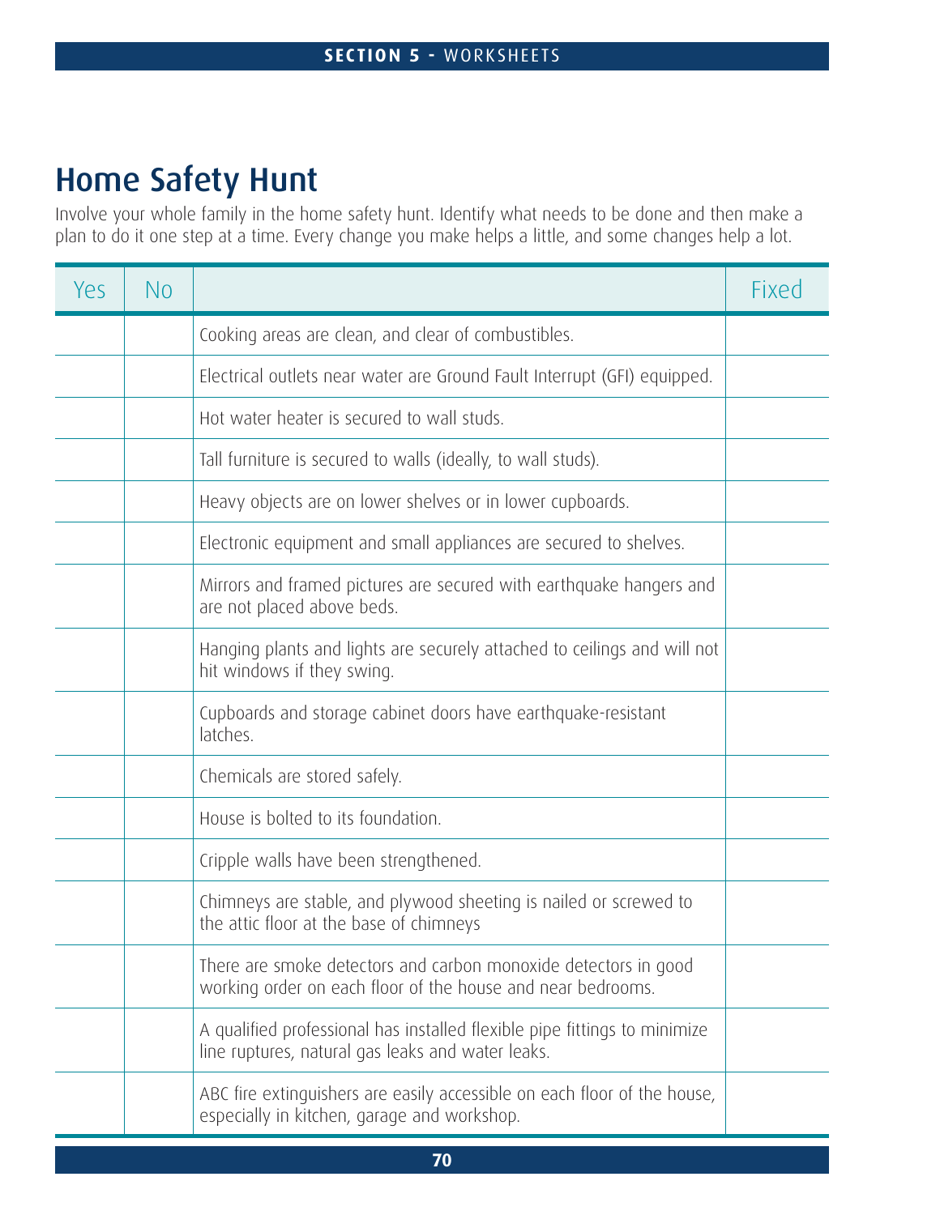# Home Safety Hunt

Involve your whole family in the home safety hunt. Identify what needs to be done and then make a plan to do it one step at a time. Every change you make helps a little, and some changes help a lot.

| Yes | No | | Fixed |
|---|---|---|---|
| | | Cooking areas are clean, and clear of combustibles. | |
| | | Electrical outlets near water are Ground Fault Interrupt (GFI) equipped. | |
| | | Hot water heater is secured to wall studs. | |
| | | Tall furniture is secured to walls (ideally, to wall studs). | |
| | | Heavy objects are on lower shelves or in lower cupboards. | |
| | | Electronic equipment and small appliances are secured to shelves. | |
| | | Mirrors and framed pictures are secured with earthquake hangers and are not placed above beds. | |
| | | Hanging plants and lights are securely attached to ceilings and will not hit windows if they swing. | |
| | | Cupboards and storage cabinet doors have earthquake-resistant latches. | |
| | | Chemicals are stored safely. | |
| | | House is bolted to its foundation. | |
| | | Cripple walls have been strengthened. | |
| | | Chimneys are stable, and plywood sheeting is nailed or screwed to the attic floor at the base of chimneys | |
| | | There are smoke detectors and carbon monoxide detectors in good working order on each floor of the house and near bedrooms. | |
| | | A qualified professional has installed flexible pipe fittings to minimize line ruptures, natural gas leaks and water leaks. | |
| | | ABC fire extinguishers are easily accessible on each floor of the house, especially in kitchen, garage and workshop. | |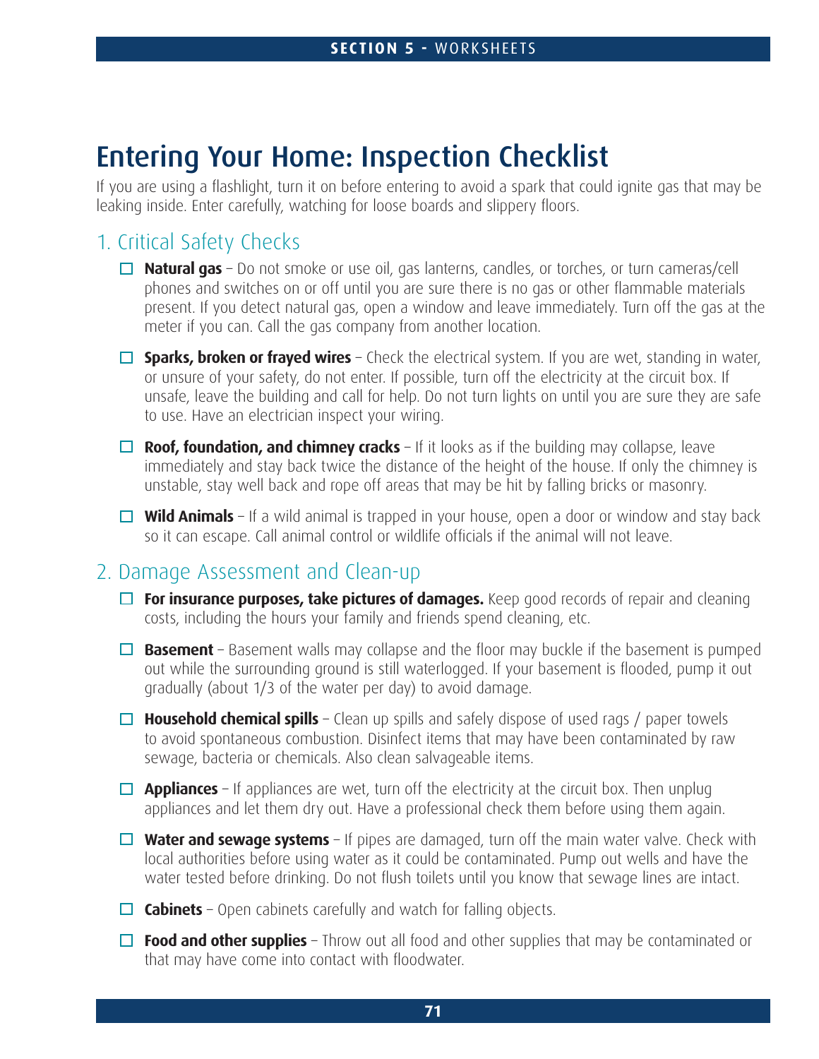# Entering Your Home: Inspection Checklist

If you are using a flashlight, turn it on before entering to avoid a spark that could ignite gas that may be leaking inside. Enter carefully, watching for loose boards and slippery floors.

## 1. Critical Safety Checks

- ☐ **Natural gas** – Do not smoke or use oil, gas lanterns, candles, or torches, or turn cameras/cell phones and switches on or off until you are sure there is no gas or other flammable materials present. If you detect natural gas, open a window and leave immediately. Turn off the gas at the meter if you can. Call the gas company from another location.
- ☐ **Sparks, broken or frayed wires** – Check the electrical system. If you are wet, standing in water, or unsure of your safety, do not enter. If possible, turn off the electricity at the circuit box. If unsafe, leave the building and call for help. Do not turn lights on until you are sure they are safe to use. Have an electrician inspect your wiring.
- ☐ **Roof, foundation, and chimney cracks** – If it looks as if the building may collapse, leave immediately and stay back twice the distance of the height of the house. If only the chimney is unstable, stay well back and rope off areas that may be hit by falling bricks or masonry.
- ☐ **Wild Animals** – If a wild animal is trapped in your house, open a door or window and stay back so it can escape. Call animal control or wildlife officials if the animal will not leave.

## 2. Damage Assessment and Clean-up

- ☐ **For insurance purposes, take pictures of damages.** Keep good records of repair and cleaning costs, including the hours your family and friends spend cleaning, etc.
- ☐ **Basement** – Basement walls may collapse and the floor may buckle if the basement is pumped out while the surrounding ground is still waterlogged. If your basement is flooded, pump it out gradually (about 1/3 of the water per day) to avoid damage.
- ☐ **Household chemical spills** – Clean up spills and safely dispose of used rags / paper towels to avoid spontaneous combustion. Disinfect items that may have been contaminated by raw sewage, bacteria or chemicals. Also clean salvageable items.
- ☐ **Appliances** – If appliances are wet, turn off the electricity at the circuit box. Then unplug appliances and let them dry out. Have a professional check them before using them again.
- ☐ **Water and sewage systems** – If pipes are damaged, turn off the main water valve. Check with local authorities before using water as it could be contaminated. Pump out wells and have the water tested before drinking. Do not flush toilets until you know that sewage lines are intact.
- ☐ **Cabinets** – Open cabinets carefully and watch for falling objects.
- ☐ **Food and other supplies** – Throw out all food and other supplies that may be contaminated or that may have come into contact with floodwater.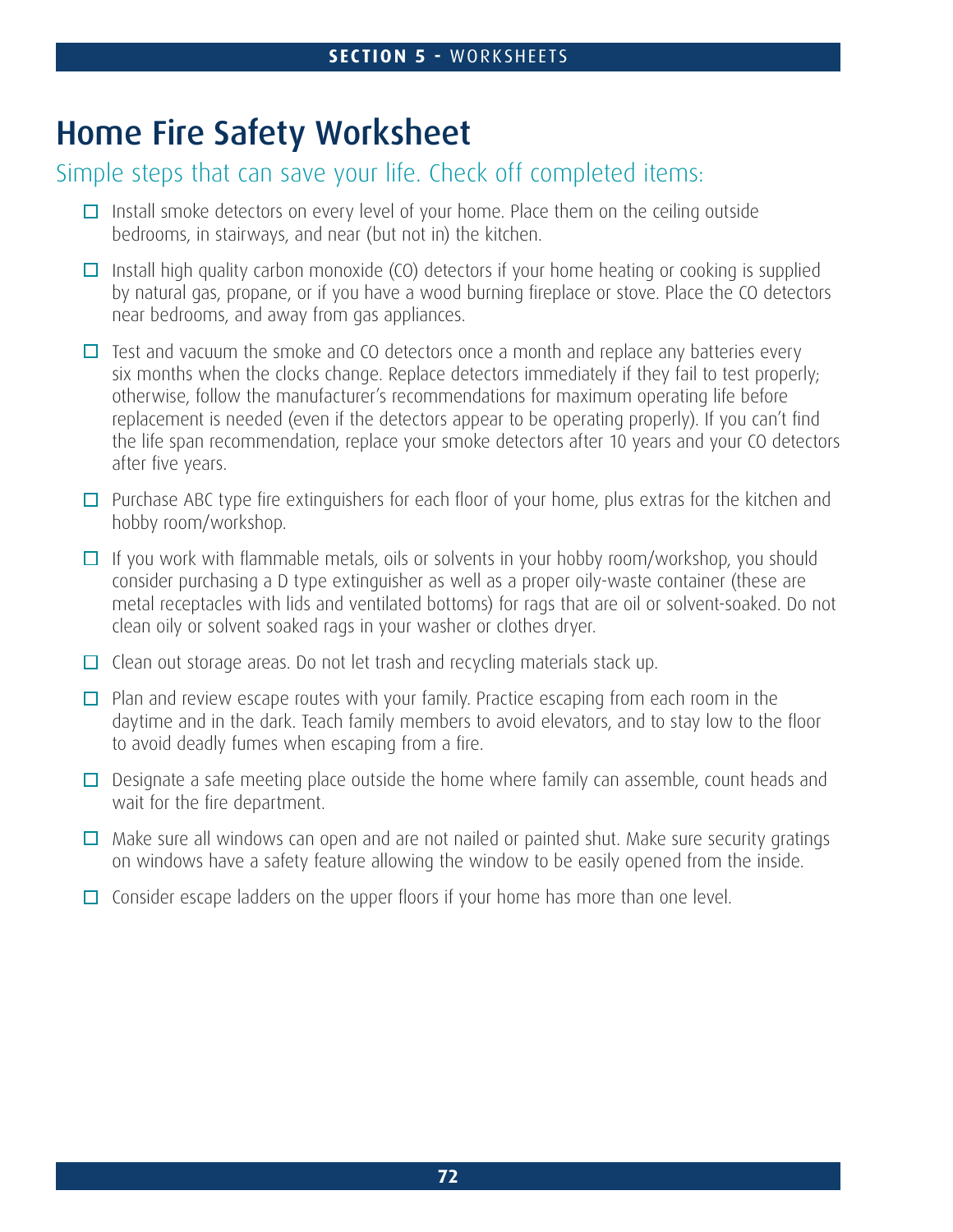# Home Fire Safety Worksheet

## Simple steps that can save your life. Check off completed items:

- [ ] Install smoke detectors on every level of your home. Place them on the ceiling outside bedrooms, in stairways, and near (but not in) the kitchen.
- [ ] Install high quality carbon monoxide (CO) detectors if your home heating or cooking is supplied by natural gas, propane, or if you have a wood burning fireplace or stove. Place the CO detectors near bedrooms, and away from gas appliances.
- [ ] Test and vacuum the smoke and CO detectors once a month and replace any batteries every six months when the clocks change. Replace detectors immediately if they fail to test properly; otherwise, follow the manufacturer's recommendations for maximum operating life before replacement is needed (even if the detectors appear to be operating properly). If you can't find the life span recommendation, replace your smoke detectors after 10 years and your CO detectors after five years.
- [ ] Purchase ABC type fire extinguishers for each floor of your home, plus extras for the kitchen and hobby room/workshop.
- [ ] If you work with flammable metals, oils or solvents in your hobby room/workshop, you should consider purchasing a D type extinguisher as well as a proper oily-waste container (these are metal receptacles with lids and ventilated bottoms) for rags that are oil or solvent-soaked. Do not clean oily or solvent soaked rags in your washer or clothes dryer.
- [ ] Clean out storage areas. Do not let trash and recycling materials stack up.
- [ ] Plan and review escape routes with your family. Practice escaping from each room in the daytime and in the dark. Teach family members to avoid elevators, and to stay low to the floor to avoid deadly fumes when escaping from a fire.
- [ ] Designate a safe meeting place outside the home where family can assemble, count heads and wait for the fire department.
- [ ] Make sure all windows can open and are not nailed or painted shut. Make sure security gratings on windows have a safety feature allowing the window to be easily opened from the inside.
- [ ] Consider escape ladders on the upper floors if your home has more than one level.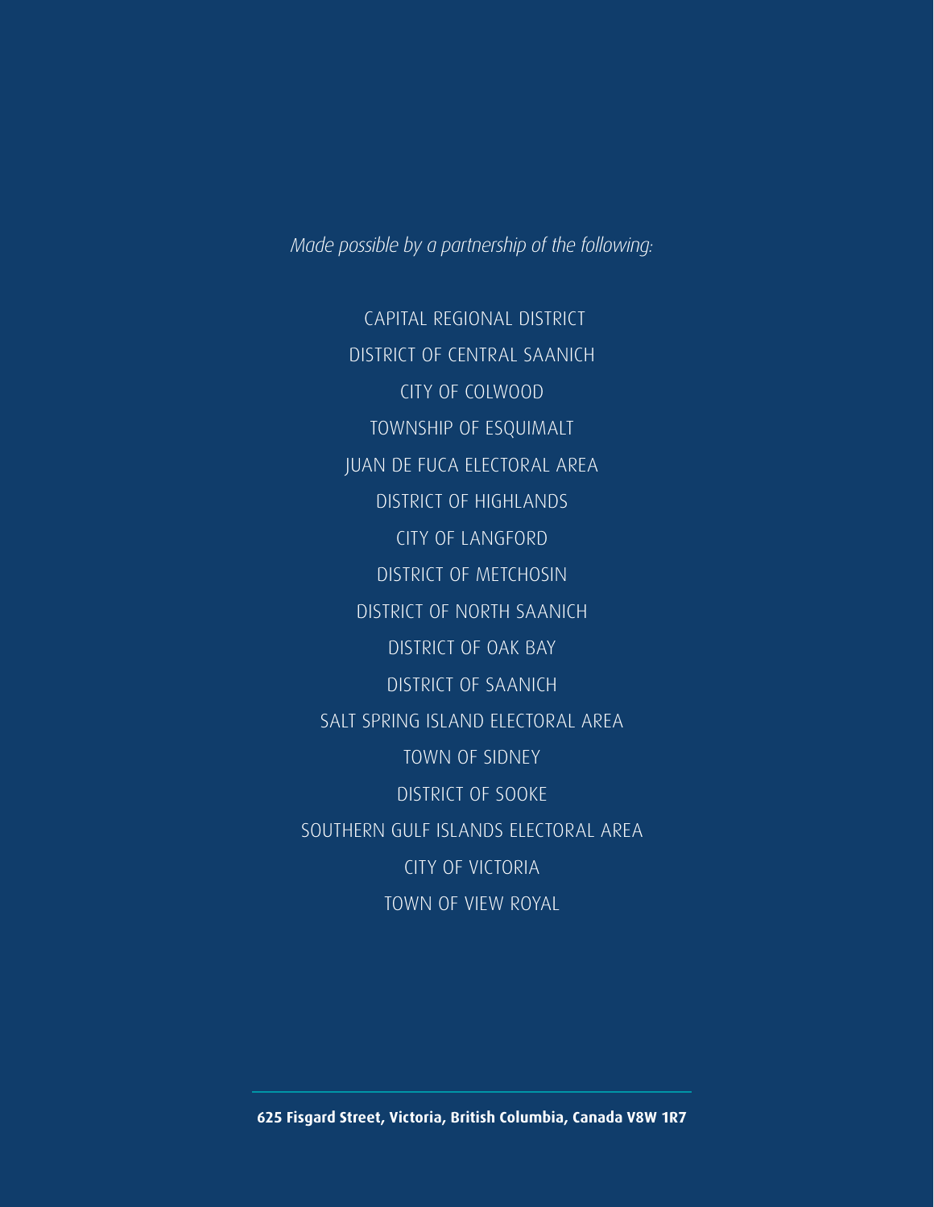*Made possible by a partnership of the following:*

CAPITAL REGIONAL DISTRICT

DISTRICT OF CENTRAL SAANICH

CITY OF COLWOOD

TOWNSHIP OF ESQUIMALT

JUAN DE FUCA ELECTORAL AREA

DISTRICT OF HIGHLANDS

CITY OF LANGFORD

DISTRICT OF METCHOSIN

DISTRICT OF NORTH SAANICH

DISTRICT OF OAK BAY

DISTRICT OF SAANICH

SALT SPRING ISLAND ELECTORAL AREA

TOWN OF SIDNEY

DISTRICT OF SOOKE

SOUTHERN GULF ISLANDS ELECTORAL AREA

CITY OF VICTORIA

TOWN OF VIEW ROYAL

**625 Fisgard Street, Victoria, British Columbia, Canada V8W 1R7**